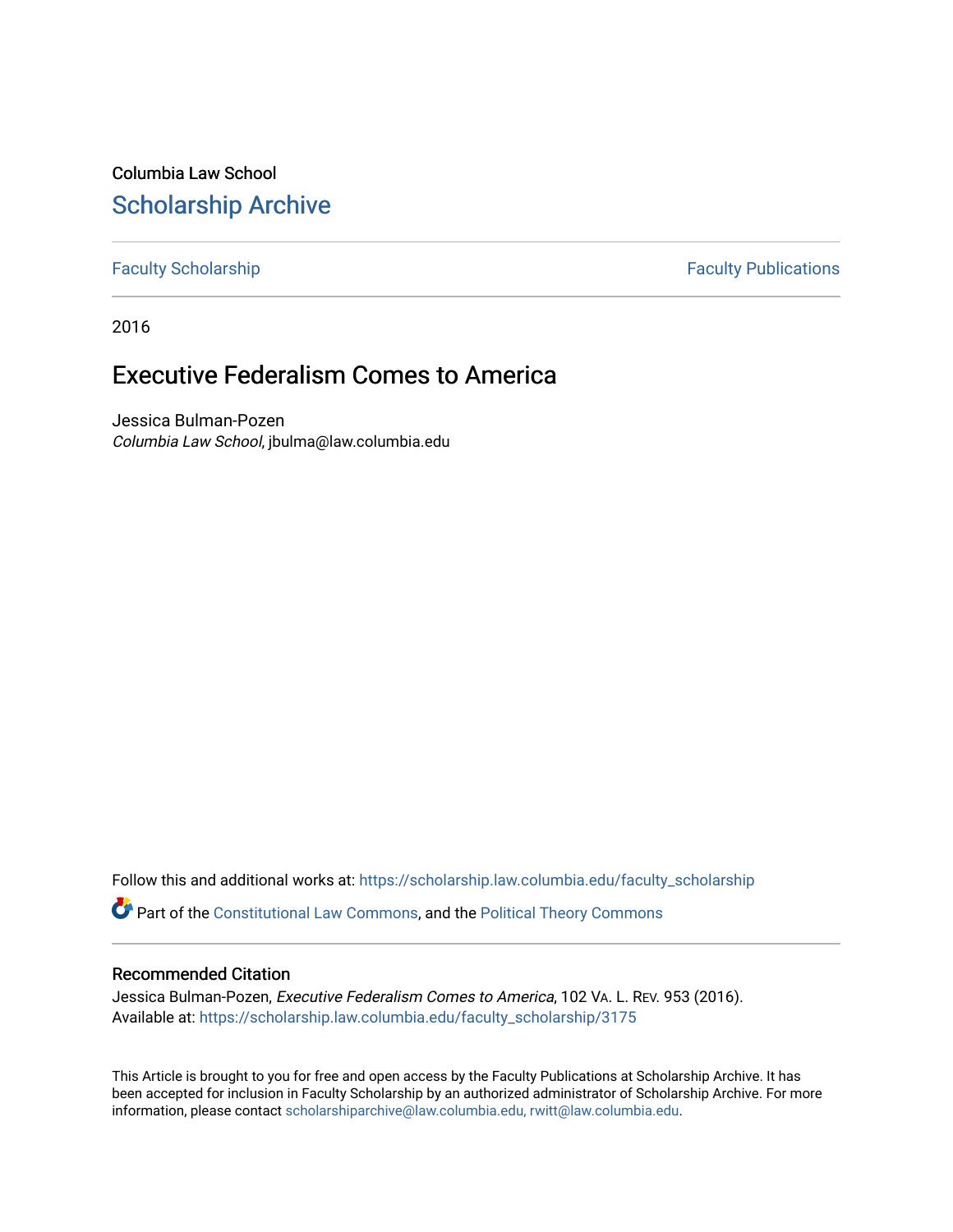Columbia Law School

# Scholarship Archive

Faculty Scholarship | Faculty Publications

2016

## Executive Federalism Comes to America

Jessica Bulman-Pozen
*Columbia Law School*, jbulma@law.columbia.edu

Follow this and additional works at: https://scholarship.law.columbia.edu/faculty_scholarship

Part of the Constitutional Law Commons, and the Political Theory Commons

### Recommended Citation

Jessica Bulman-Pozen, *Executive Federalism Comes to America*, 102 VA. L. REV. 953 (2016).
Available at: https://scholarship.law.columbia.edu/faculty_scholarship/3175

This Article is brought to you for free and open access by the Faculty Publications at Scholarship Archive. It has been accepted for inclusion in Faculty Scholarship by an authorized administrator of Scholarship Archive. For more information, please contact scholarshiparchive@law.columbia.edu, rwitt@law.columbia.edu.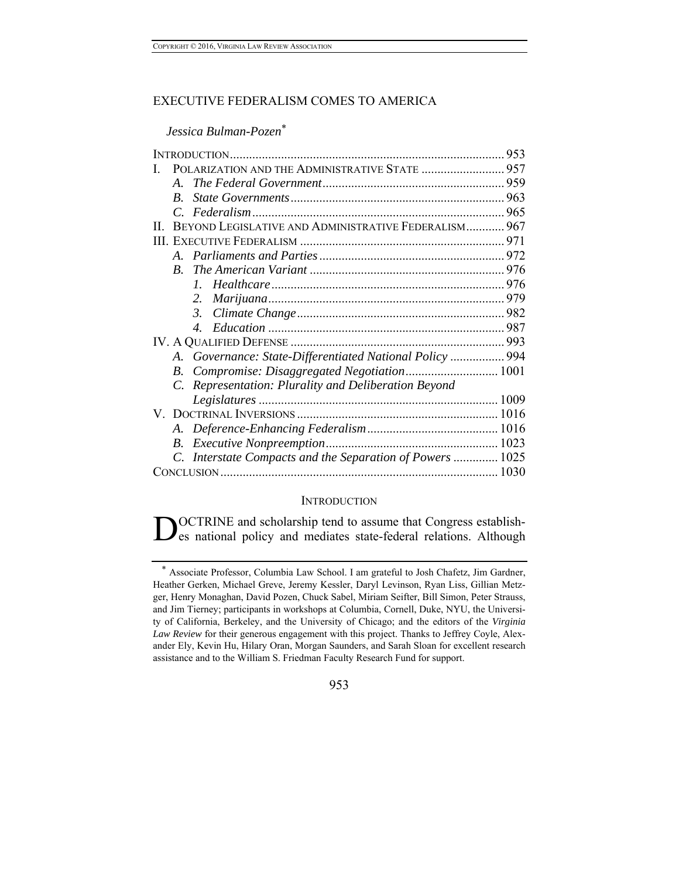# EXECUTIVE FEDERALISM COMES TO AMERICA

*Jessica Bulman-Pozen*[*]

INTRODUCTION ..... 953

I. POLARIZATION AND THE ADMINISTRATIVE STATE ..... 957
  A. *The Federal Government* ..... 959
  B. *State Governments* ..... 963
  C. *Federalism* ..... 965

II. BEYOND LEGISLATIVE AND ADMINISTRATIVE FEDERALISM ..... 967

III. EXECUTIVE FEDERALISM ..... 971
  A. *Parliaments and Parties* ..... 972
  B. *The American Variant* ..... 976
    1. *Healthcare* ..... 976
    2. *Marijuana* ..... 979
    3. *Climate Change* ..... 982
    4. *Education* ..... 987

IV. A QUALIFIED DEFENSE ..... 993
  A. *Governance: State-Differentiated National Policy* ..... 994
  B. *Compromise: Disaggregated Negotiation* ..... 1001
  C. *Representation: Plurality and Deliberation Beyond Legislatures* ..... 1009

V. DOCTRINAL INVERSIONS ..... 1016
  A. *Deference-Enhancing Federalism* ..... 1016
  B. *Executive Nonpreemption* ..... 1023
  C. *Interstate Compacts and the Separation of Powers* ..... 1025

CONCLUSION ..... 1030

## INTRODUCTION

DOCTRINE and scholarship tend to assume that Congress establishes national policy and mediates state-federal relations. Although

[*] Associate Professor, Columbia Law School. I am grateful to Josh Chafetz, Jim Gardner, Heather Gerken, Michael Greve, Jeremy Kessler, Daryl Levinson, Ryan Liss, Gillian Metzger, Henry Monaghan, David Pozen, Chuck Sabel, Miriam Seifter, Bill Simon, Peter Strauss, and Jim Tierney; participants in workshops at Columbia, Cornell, Duke, NYU, the University of California, Berkeley, and the University of Chicago; and the editors of the *Virginia Law Review* for their generous engagement with this project. Thanks to Jeffrey Coyle, Alexander Ely, Kevin Hu, Hilary Oran, Morgan Saunders, and Sarah Sloan for excellent research assistance and to the William S. Friedman Faculty Research Fund for support.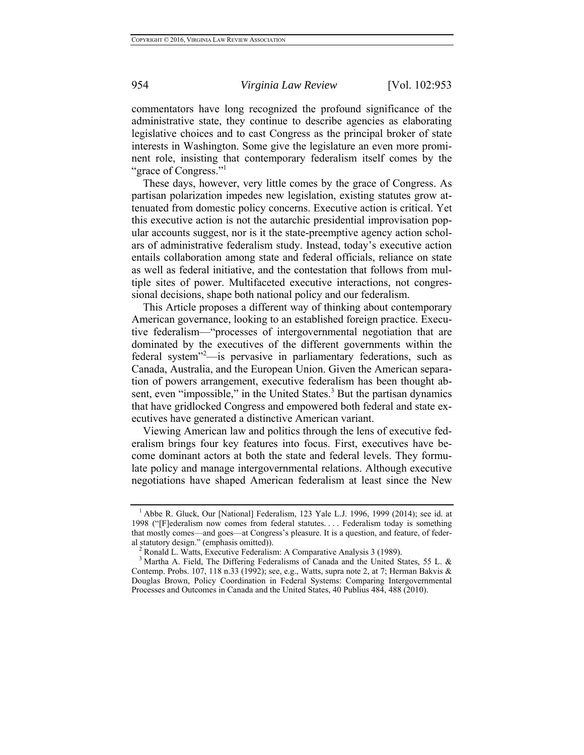commentators have long recognized the profound significance of the administrative state, they continue to describe agencies as elaborating legislative choices and to cast Congress as the principal broker of state interests in Washington. Some give the legislature an even more prominent role, insisting that contemporary federalism itself comes by the "grace of Congress."[1]

These days, however, very little comes by the grace of Congress. As partisan polarization impedes new legislation, existing statutes grow attenuated from domestic policy concerns. Executive action is critical. Yet this executive action is not the autarchic presidential improvisation popular accounts suggest, nor is it the state-preemptive agency action scholars of administrative federalism study. Instead, today's executive action entails collaboration among state and federal officials, reliance on state as well as federal initiative, and the contestation that follows from multiple sites of power. Multifaceted executive interactions, not congressional decisions, shape both national policy and our federalism.

This Article proposes a different way of thinking about contemporary American governance, looking to an established foreign practice. Executive federalism—"processes of intergovernmental negotiation that are dominated by the executives of the different governments within the federal system"[2]—is pervasive in parliamentary federations, such as Canada, Australia, and the European Union. Given the American separation of powers arrangement, executive federalism has been thought absent, even "impossible," in the United States.[3] But the partisan dynamics that have gridlocked Congress and empowered both federal and state executives have generated a distinctive American variant.

Viewing American law and politics through the lens of executive federalism brings four key features into focus. First, executives have become dominant actors at both the state and federal levels. They formulate policy and manage intergovernmental relations. Although executive negotiations have shaped American federalism at least since the New

---

[1] Abbe R. Gluck, Our [National] Federalism, 123 Yale L.J. 1996, 1999 (2014); see id. at 1998 ("[F]ederalism now comes from federal statutes. . . . Federalism today is something that mostly comes—and goes—at Congress's pleasure. It is a question, and feature, of federal statutory design." (emphasis omitted)).

[2] Ronald L. Watts, Executive Federalism: A Comparative Analysis 3 (1989).

[3] Martha A. Field, The Differing Federalisms of Canada and the United States, 55 L. & Contemp. Probs. 107, 118 n.33 (1992); see, e.g., Watts, supra note 2, at 7; Herman Bakvis & Douglas Brown, Policy Coordination in Federal Systems: Comparing Intergovernmental Processes and Outcomes in Canada and the United States, 40 Publius 484, 488 (2010).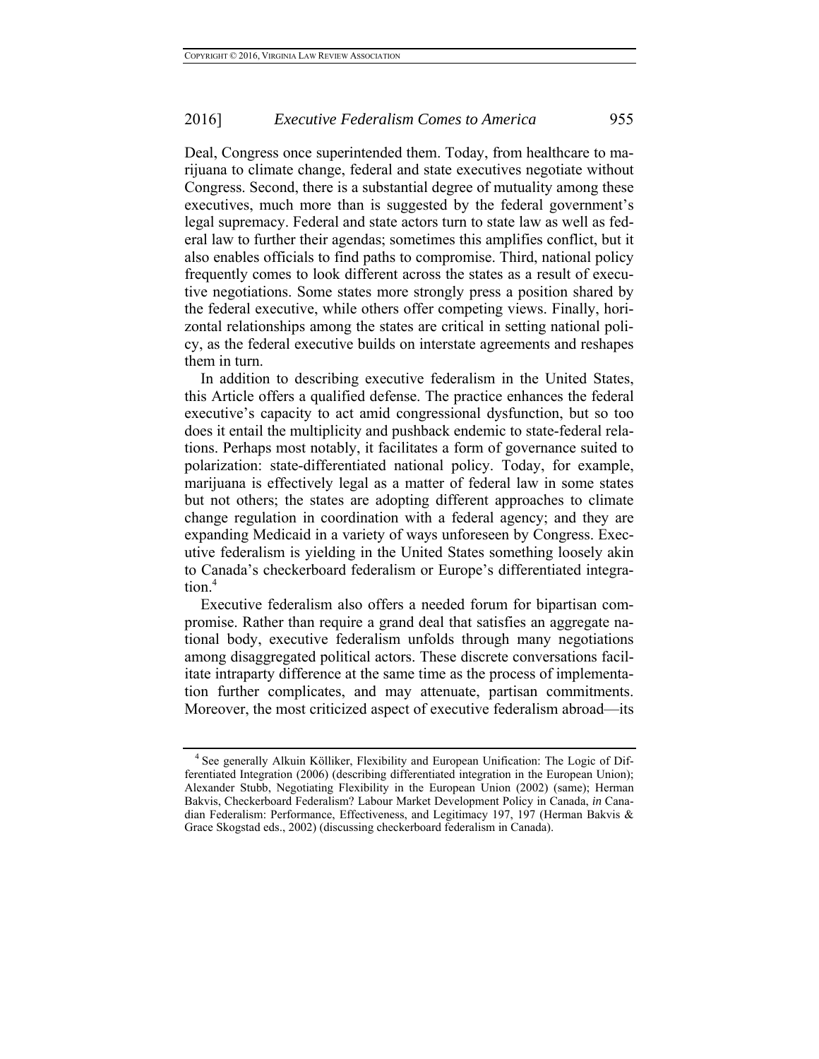Deal, Congress once superintended them. Today, from healthcare to marijuana to climate change, federal and state executives negotiate without Congress. Second, there is a substantial degree of mutuality among these executives, much more than is suggested by the federal government's legal supremacy. Federal and state actors turn to state law as well as federal law to further their agendas; sometimes this amplifies conflict, but it also enables officials to find paths to compromise. Third, national policy frequently comes to look different across the states as a result of executive negotiations. Some states more strongly press a position shared by the federal executive, while others offer competing views. Finally, horizontal relationships among the states are critical in setting national policy, as the federal executive builds on interstate agreements and reshapes them in turn.

In addition to describing executive federalism in the United States, this Article offers a qualified defense. The practice enhances the federal executive's capacity to act amid congressional dysfunction, but so too does it entail the multiplicity and pushback endemic to state-federal relations. Perhaps most notably, it facilitates a form of governance suited to polarization: state-differentiated national policy. Today, for example, marijuana is effectively legal as a matter of federal law in some states but not others; the states are adopting different approaches to climate change regulation in coordination with a federal agency; and they are expanding Medicaid in a variety of ways unforeseen by Congress. Executive federalism is yielding in the United States something loosely akin to Canada's checkerboard federalism or Europe's differentiated integration.[4]

Executive federalism also offers a needed forum for bipartisan compromise. Rather than require a grand deal that satisfies an aggregate national body, executive federalism unfolds through many negotiations among disaggregated political actors. These discrete conversations facilitate intraparty difference at the same time as the process of implementation further complicates, and may attenuate, partisan commitments. Moreover, the most criticized aspect of executive federalism abroad—its

---

[4] See generally Alkuin Kölliker, Flexibility and European Unification: The Logic of Differentiated Integration (2006) (describing differentiated integration in the European Union); Alexander Stubb, Negotiating Flexibility in the European Union (2002) (same); Herman Bakvis, Checkerboard Federalism? Labour Market Development Policy in Canada, *in* Canadian Federalism: Performance, Effectiveness, and Legitimacy 197, 197 (Herman Bakvis & Grace Skogstad eds., 2002) (discussing checkerboard federalism in Canada).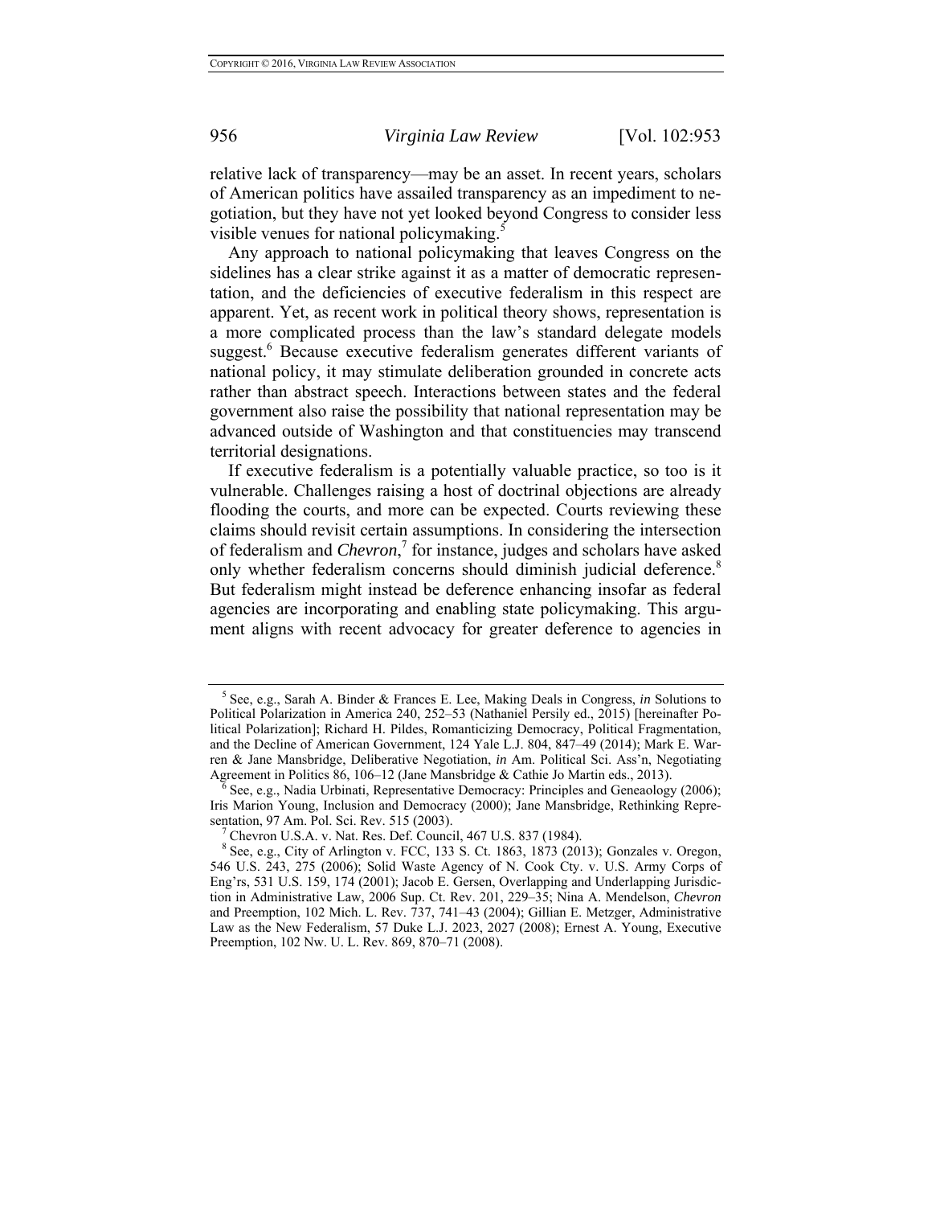relative lack of transparency—may be an asset. In recent years, scholars of American politics have assailed transparency as an impediment to negotiation, but they have not yet looked beyond Congress to consider less visible venues for national policymaking.[5]

Any approach to national policymaking that leaves Congress on the sidelines has a clear strike against it as a matter of democratic representation, and the deficiencies of executive federalism in this respect are apparent. Yet, as recent work in political theory shows, representation is a more complicated process than the law's standard delegate models suggest.[6] Because executive federalism generates different variants of national policy, it may stimulate deliberation grounded in concrete acts rather than abstract speech. Interactions between states and the federal government also raise the possibility that national representation may be advanced outside of Washington and that constituencies may transcend territorial designations.

If executive federalism is a potentially valuable practice, so too is it vulnerable. Challenges raising a host of doctrinal objections are already flooding the courts, and more can be expected. Courts reviewing these claims should revisit certain assumptions. In considering the intersection of federalism and *Chevron*,[7] for instance, judges and scholars have asked only whether federalism concerns should diminish judicial deference.[8] But federalism might instead be deference enhancing insofar as federal agencies are incorporating and enabling state policymaking. This argument aligns with recent advocacy for greater deference to agencies in

---

[5] See, e.g., Sarah A. Binder & Frances E. Lee, Making Deals in Congress, *in* Solutions to Political Polarization in America 240, 252–53 (Nathaniel Persily ed., 2015) [hereinafter Political Polarization]; Richard H. Pildes, Romanticizing Democracy, Political Fragmentation, and the Decline of American Government, 124 Yale L.J. 804, 847–49 (2014); Mark E. Warren & Jane Mansbridge, Deliberative Negotiation, *in* Am. Political Sci. Ass'n, Negotiating Agreement in Politics 86, 106–12 (Jane Mansbridge & Cathie Jo Martin eds., 2013).

[6] See, e.g., Nadia Urbinati, Representative Democracy: Principles and Geneaology (2006); Iris Marion Young, Inclusion and Democracy (2000); Jane Mansbridge, Rethinking Representation, 97 Am. Pol. Sci. Rev. 515 (2003).

[7] Chevron U.S.A. v. Nat. Res. Def. Council, 467 U.S. 837 (1984).

[8] See, e.g., City of Arlington v. FCC, 133 S. Ct. 1863, 1873 (2013); Gonzales v. Oregon, 546 U.S. 243, 275 (2006); Solid Waste Agency of N. Cook Cty. v. U.S. Army Corps of Eng'rs, 531 U.S. 159, 174 (2001); Jacob E. Gersen, Overlapping and Underlapping Jurisdiction in Administrative Law, 2006 Sup. Ct. Rev. 201, 229–35; Nina A. Mendelson, *Chevron* and Preemption, 102 Mich. L. Rev. 737, 741–43 (2004); Gillian E. Metzger, Administrative Law as the New Federalism, 57 Duke L.J. 2023, 2027 (2008); Ernest A. Young, Executive Preemption, 102 Nw. U. L. Rev. 869, 870–71 (2008).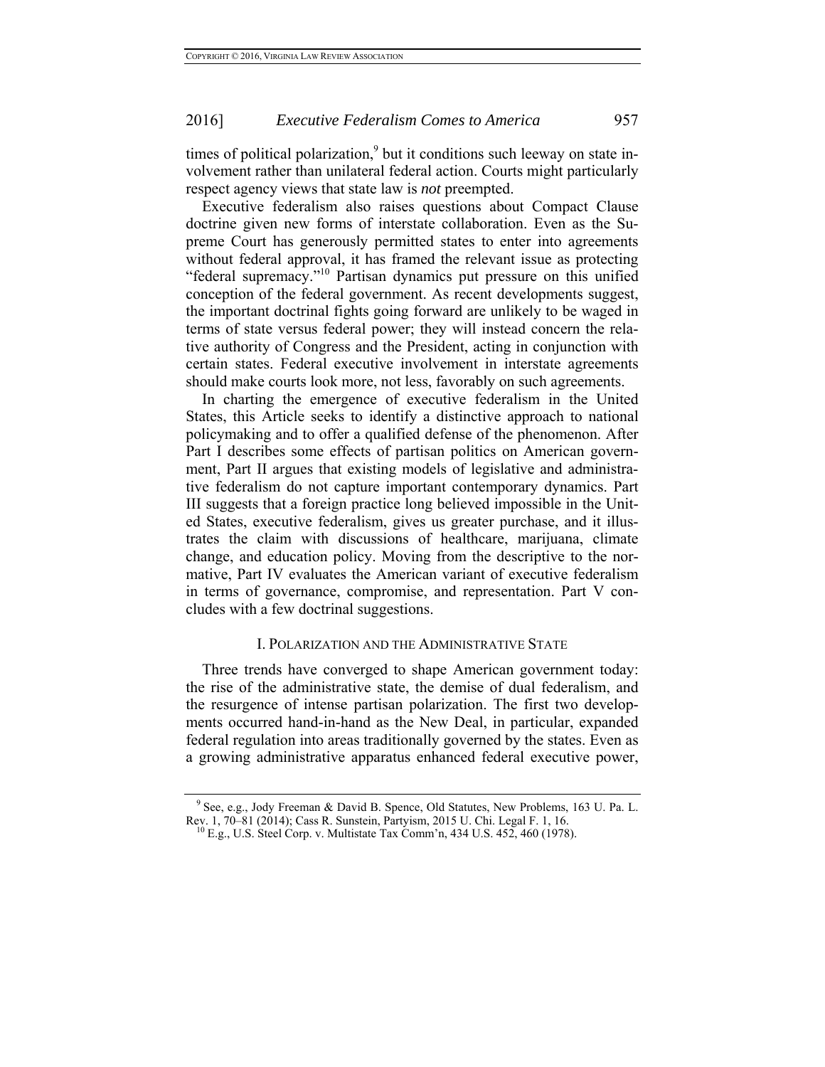times of political polarization,[9] but it conditions such leeway on state involvement rather than unilateral federal action. Courts might particularly respect agency views that state law is *not* preempted.

Executive federalism also raises questions about Compact Clause doctrine given new forms of interstate collaboration. Even as the Supreme Court has generously permitted states to enter into agreements without federal approval, it has framed the relevant issue as protecting "federal supremacy."[10] Partisan dynamics put pressure on this unified conception of the federal government. As recent developments suggest, the important doctrinal fights going forward are unlikely to be waged in terms of state versus federal power; they will instead concern the relative authority of Congress and the President, acting in conjunction with certain states. Federal executive involvement in interstate agreements should make courts look more, not less, favorably on such agreements.

In charting the emergence of executive federalism in the United States, this Article seeks to identify a distinctive approach to national policymaking and to offer a qualified defense of the phenomenon. After Part I describes some effects of partisan politics on American government, Part II argues that existing models of legislative and administrative federalism do not capture important contemporary dynamics. Part III suggests that a foreign practice long believed impossible in the United States, executive federalism, gives us greater purchase, and it illustrates the claim with discussions of healthcare, marijuana, climate change, and education policy. Moving from the descriptive to the normative, Part IV evaluates the American variant of executive federalism in terms of governance, compromise, and representation. Part V concludes with a few doctrinal suggestions.

## I. POLARIZATION AND THE ADMINISTRATIVE STATE

Three trends have converged to shape American government today: the rise of the administrative state, the demise of dual federalism, and the resurgence of intense partisan polarization. The first two developments occurred hand-in-hand as the New Deal, in particular, expanded federal regulation into areas traditionally governed by the states. Even as a growing administrative apparatus enhanced federal executive power,

---

[9] See, e.g., Jody Freeman & David B. Spence, Old Statutes, New Problems, 163 U. Pa. L. Rev. 1, 70–81 (2014); Cass R. Sunstein, Partyism, 2015 U. Chi. Legal F. 1, 16.

[10] E.g., U.S. Steel Corp. v. Multistate Tax Comm'n, 434 U.S. 452, 460 (1978).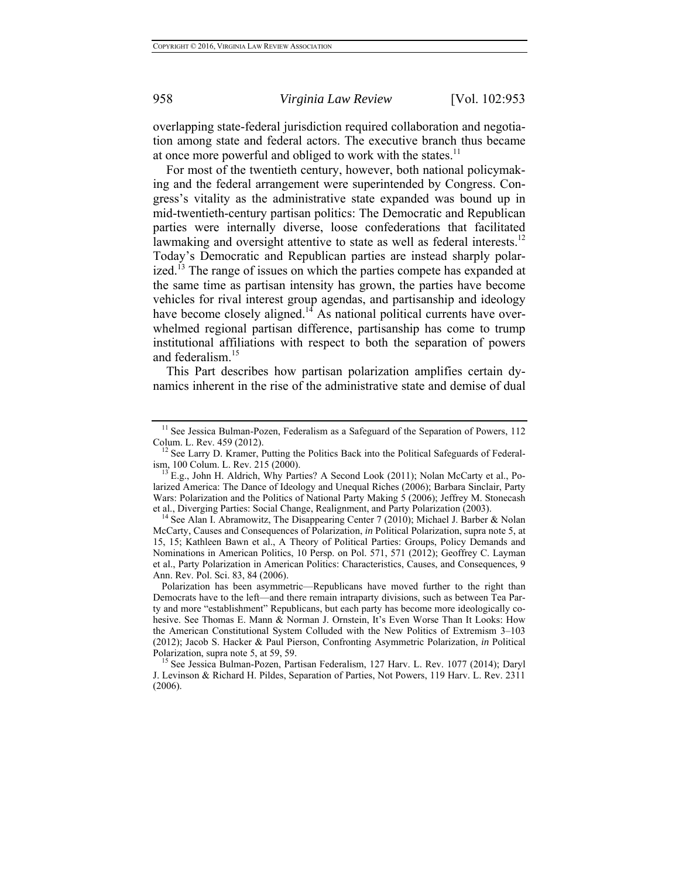overlapping state-federal jurisdiction required collaboration and negotiation among state and federal actors. The executive branch thus became at once more powerful and obliged to work with the states.[11]

For most of the twentieth century, however, both national policymaking and the federal arrangement were superintended by Congress. Congress's vitality as the administrative state expanded was bound up in mid-twentieth-century partisan politics: The Democratic and Republican parties were internally diverse, loose confederations that facilitated lawmaking and oversight attentive to state as well as federal interests.[12] Today's Democratic and Republican parties are instead sharply polarized.[13] The range of issues on which the parties compete has expanded at the same time as partisan intensity has grown, the parties have become vehicles for rival interest group agendas, and partisanship and ideology have become closely aligned.[14] As national political currents have overwhelmed regional partisan difference, partisanship has come to trump institutional affiliations with respect to both the separation of powers and federalism.[15]

This Part describes how partisan polarization amplifies certain dynamics inherent in the rise of the administrative state and demise of dual

---

[11] See Jessica Bulman-Pozen, Federalism as a Safeguard of the Separation of Powers, 112 Colum. L. Rev. 459 (2012).

[12] See Larry D. Kramer, Putting the Politics Back into the Political Safeguards of Federalism, 100 Colum. L. Rev. 215 (2000).

[13] E.g., John H. Aldrich, Why Parties? A Second Look (2011); Nolan McCarty et al., Polarized America: The Dance of Ideology and Unequal Riches (2006); Barbara Sinclair, Party Wars: Polarization and the Politics of National Party Making 5 (2006); Jeffrey M. Stonecash et al., Diverging Parties: Social Change, Realignment, and Party Polarization (2003).

[14] See Alan I. Abramowitz, The Disappearing Center 7 (2010); Michael J. Barber & Nolan McCarty, Causes and Consequences of Polarization, *in* Political Polarization, supra note 5, at 15, 15; Kathleen Bawn et al., A Theory of Political Parties: Groups, Policy Demands and Nominations in American Politics, 10 Persp. on Pol. 571, 571 (2012); Geoffrey C. Layman et al., Party Polarization in American Politics: Characteristics, Causes, and Consequences, 9 Ann. Rev. Pol. Sci. 83, 84 (2006).

Polarization has been asymmetric—Republicans have moved further to the right than Democrats have to the left—and there remain intraparty divisions, such as between Tea Party and more "establishment" Republicans, but each party has become more ideologically cohesive. See Thomas E. Mann & Norman J. Ornstein, It's Even Worse Than It Looks: How the American Constitutional System Colluded with the New Politics of Extremism 3–103 (2012); Jacob S. Hacker & Paul Pierson, Confronting Asymmetric Polarization, *in* Political Polarization, supra note 5, at 59, 59.

[15] See Jessica Bulman-Pozen, Partisan Federalism, 127 Harv. L. Rev. 1077 (2014); Daryl J. Levinson & Richard H. Pildes, Separation of Parties, Not Powers, 119 Harv. L. Rev. 2311 (2006).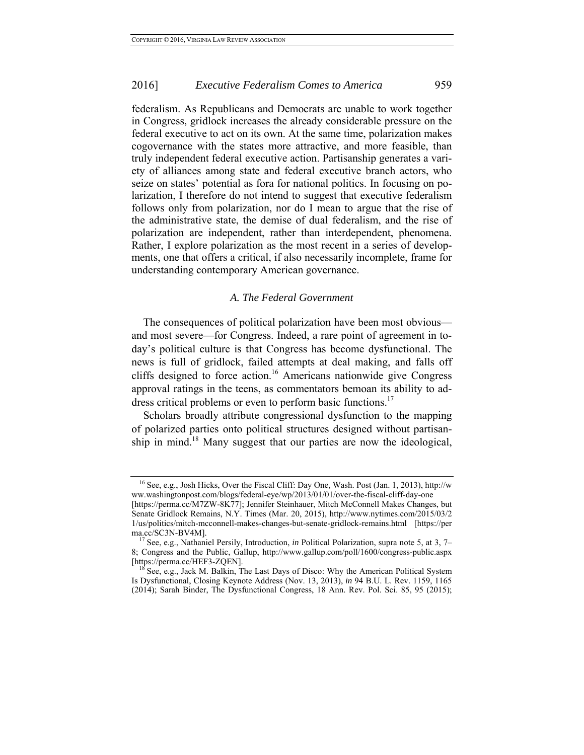federalism. As Republicans and Democrats are unable to work together in Congress, gridlock increases the already considerable pressure on the federal executive to act on its own. At the same time, polarization makes cogovernance with the states more attractive, and more feasible, than truly independent federal executive action. Partisanship generates a variety of alliances among state and federal executive branch actors, who seize on states' potential as fora for national politics. In focusing on polarization, I therefore do not intend to suggest that executive federalism follows only from polarization, nor do I mean to argue that the rise of the administrative state, the demise of dual federalism, and the rise of polarization are independent, rather than interdependent, phenomena. Rather, I explore polarization as the most recent in a series of developments, one that offers a critical, if also necessarily incomplete, frame for understanding contemporary American governance.

### *A. The Federal Government*

The consequences of political polarization have been most obvious—and most severe—for Congress. Indeed, a rare point of agreement in today's political culture is that Congress has become dysfunctional. The news is full of gridlock, failed attempts at deal making, and falls off cliffs designed to force action.[16] Americans nationwide give Congress approval ratings in the teens, as commentators bemoan its ability to address critical problems or even to perform basic functions.[17]

Scholars broadly attribute congressional dysfunction to the mapping of polarized parties onto political structures designed without partisanship in mind.[18] Many suggest that our parties are now the ideological,

---

[16] See, e.g., Josh Hicks, Over the Fiscal Cliff: Day One, Wash. Post (Jan. 1, 2013), http://www.washingtonpost.com/blogs/federal-eye/wp/2013/01/01/over-the-fiscal-cliff-day-one [https://perma.cc/M7ZW-8K77]; Jennifer Steinhauer, Mitch McConnell Makes Changes, but Senate Gridlock Remains, N.Y. Times (Mar. 20, 2015), http://www.nytimes.com/2015/03/21/us/politics/mitch-mcconnell-makes-changes-but-senate-gridlock-remains.html [https://perma.cc/SC3N-BV4M].

[17] See, e.g., Nathaniel Persily, Introduction, *in* Political Polarization, supra note 5, at 3, 7–8; Congress and the Public, Gallup, http://www.gallup.com/poll/1600/congress-public.aspx [https://perma.cc/HEF3-ZQEN].

[18] See, e.g., Jack M. Balkin, The Last Days of Disco: Why the American Political System Is Dysfunctional, Closing Keynote Address (Nov. 13, 2013), *in* 94 B.U. L. Rev. 1159, 1165 (2014); Sarah Binder, The Dysfunctional Congress, 18 Ann. Rev. Pol. Sci. 85, 95 (2015);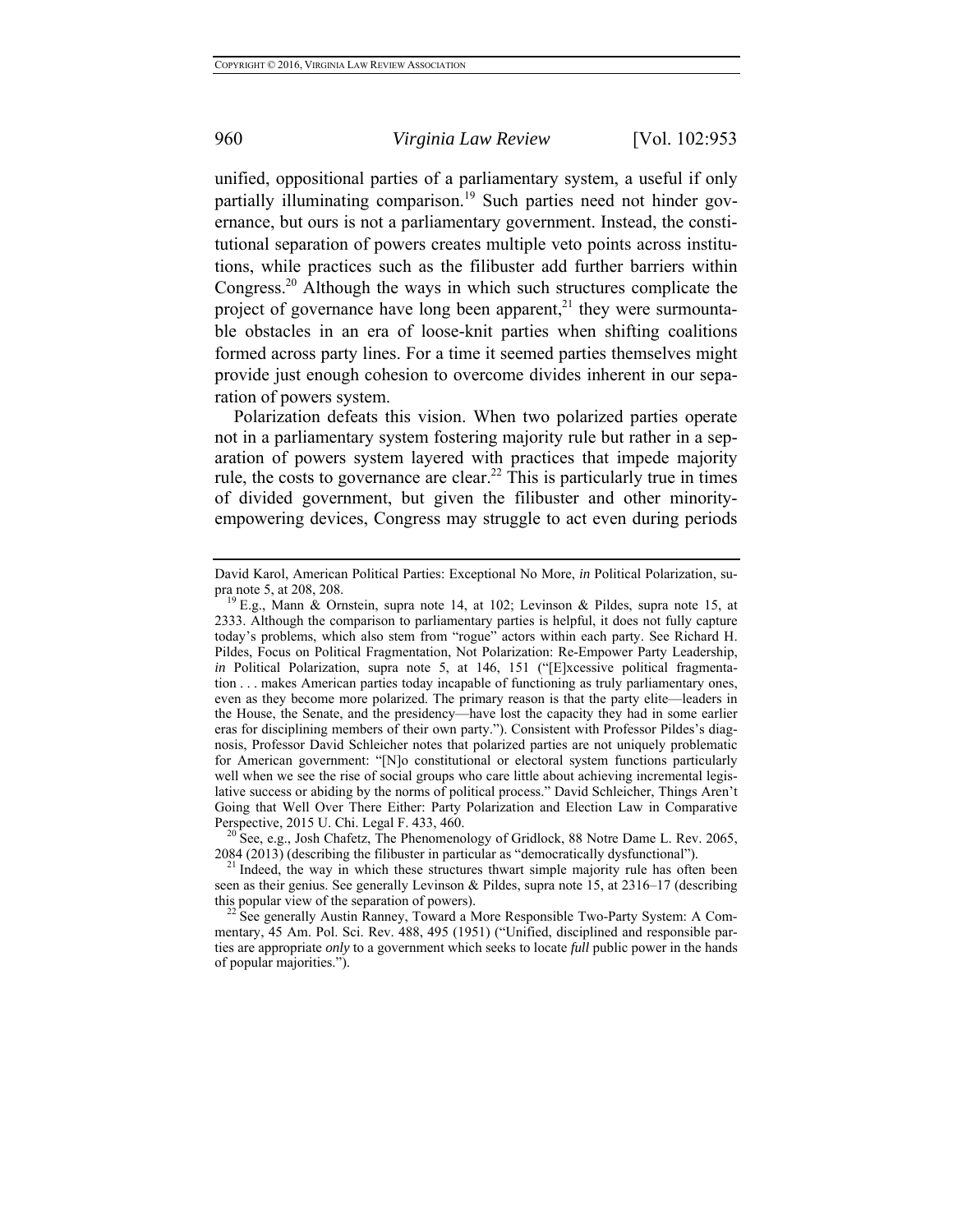unified, oppositional parties of a parliamentary system, a useful if only partially illuminating comparison.[19] Such parties need not hinder governance, but ours is not a parliamentary government. Instead, the constitutional separation of powers creates multiple veto points across institutions, while practices such as the filibuster add further barriers within Congress.[20] Although the ways in which such structures complicate the project of governance have long been apparent,[21] they were surmountable obstacles in an era of loose-knit parties when shifting coalitions formed across party lines. For a time it seemed parties themselves might provide just enough cohesion to overcome divides inherent in our separation of powers system.

Polarization defeats this vision. When two polarized parties operate not in a parliamentary system fostering majority rule but rather in a separation of powers system layered with practices that impede majority rule, the costs to governance are clear.[22] This is particularly true in times of divided government, but given the filibuster and other minority-empowering devices, Congress may struggle to act even during periods

---

David Karol, American Political Parties: Exceptional No More, *in* Political Polarization, supra note 5, at 208, 208.

[19] E.g., Mann & Ornstein, supra note 14, at 102; Levinson & Pildes, supra note 15, at 2333. Although the comparison to parliamentary parties is helpful, it does not fully capture today's problems, which also stem from "rogue" actors within each party. See Richard H. Pildes, Focus on Political Fragmentation, Not Polarization: Re-Empower Party Leadership, *in* Political Polarization, supra note 5, at 146, 151 ("[E]xcessive political fragmentation . . . makes American parties today incapable of functioning as truly parliamentary ones, even as they become more polarized. The primary reason is that the party elite—leaders in the House, the Senate, and the presidency—have lost the capacity they had in some earlier eras for disciplining members of their own party."). Consistent with Professor Pildes's diagnosis, Professor David Schleicher notes that polarized parties are not uniquely problematic for American government: "[N]o constitutional or electoral system functions particularly well when we see the rise of social groups who care little about achieving incremental legislative success or abiding by the norms of political process." David Schleicher, Things Aren't Going that Well Over There Either: Party Polarization and Election Law in Comparative Perspective, 2015 U. Chi. Legal F. 433, 460.

[20] See, e.g., Josh Chafetz, The Phenomenology of Gridlock, 88 Notre Dame L. Rev. 2065, 2084 (2013) (describing the filibuster in particular as "democratically dysfunctional").

[21] Indeed, the way in which these structures thwart simple majority rule has often been seen as their genius. See generally Levinson & Pildes, supra note 15, at 2316–17 (describing this popular view of the separation of powers).

[22] See generally Austin Ranney, Toward a More Responsible Two-Party System: A Commentary, 45 Am. Pol. Sci. Rev. 488, 495 (1951) ("Unified, disciplined and responsible parties are appropriate *only* to a government which seeks to locate *full* public power in the hands of popular majorities.").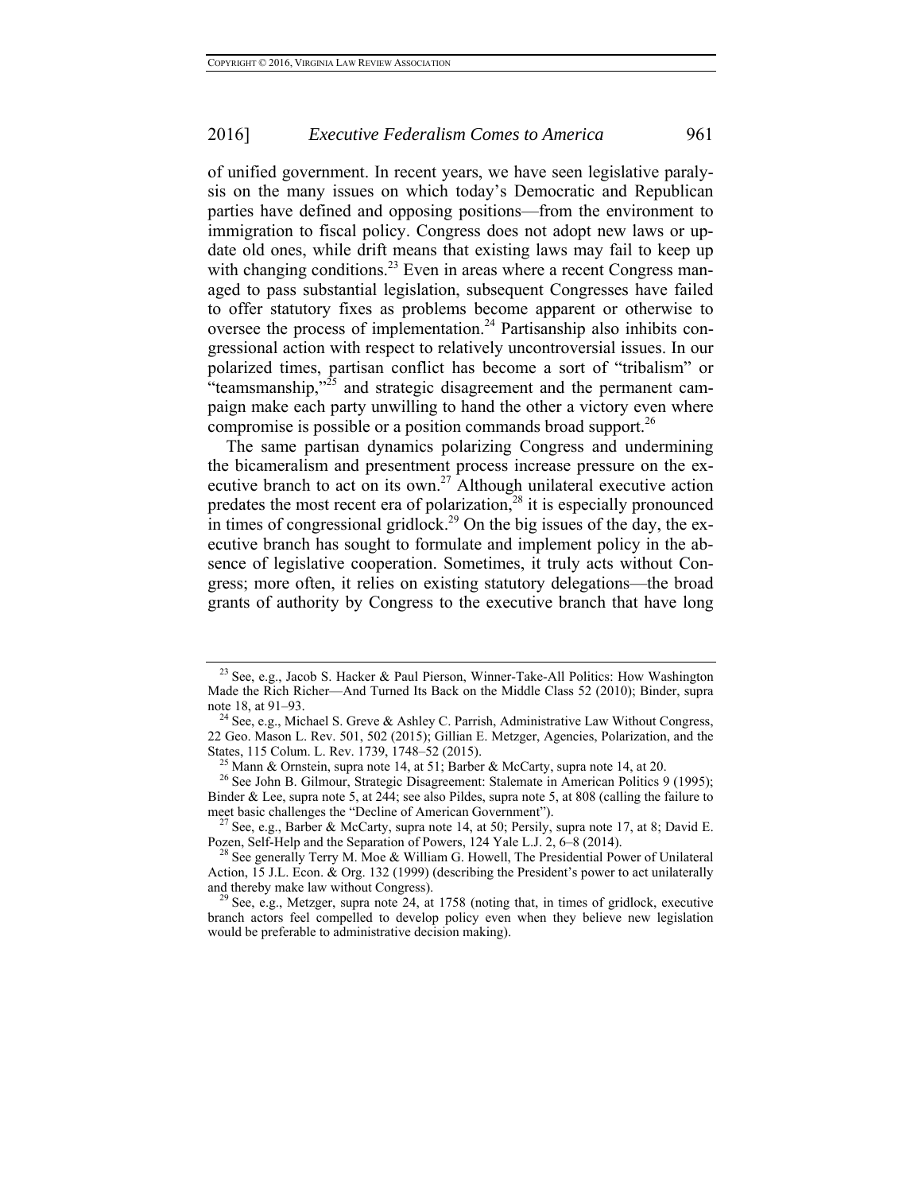of unified government. In recent years, we have seen legislative paralysis on the many issues on which today's Democratic and Republican parties have defined and opposing positions—from the environment to immigration to fiscal policy. Congress does not adopt new laws or update old ones, while drift means that existing laws may fail to keep up with changing conditions.[23] Even in areas where a recent Congress managed to pass substantial legislation, subsequent Congresses have failed to offer statutory fixes as problems become apparent or otherwise to oversee the process of implementation.[24] Partisanship also inhibits congressional action with respect to relatively uncontroversial issues. In our polarized times, partisan conflict has become a sort of "tribalism" or "teamsmanship,"[25] and strategic disagreement and the permanent campaign make each party unwilling to hand the other a victory even where compromise is possible or a position commands broad support.[26]

The same partisan dynamics polarizing Congress and undermining the bicameralism and presentment process increase pressure on the executive branch to act on its own.[27] Although unilateral executive action predates the most recent era of polarization,[28] it is especially pronounced in times of congressional gridlock.[29] On the big issues of the day, the executive branch has sought to formulate and implement policy in the absence of legislative cooperation. Sometimes, it truly acts without Congress; more often, it relies on existing statutory delegations—the broad grants of authority by Congress to the executive branch that have long

---

[23] See, e.g., Jacob S. Hacker & Paul Pierson, Winner-Take-All Politics: How Washington Made the Rich Richer—And Turned Its Back on the Middle Class 52 (2010); Binder, supra note 18, at 91–93.

[24] See, e.g., Michael S. Greve & Ashley C. Parrish, Administrative Law Without Congress, 22 Geo. Mason L. Rev. 501, 502 (2015); Gillian E. Metzger, Agencies, Polarization, and the States, 115 Colum. L. Rev. 1739, 1748–52 (2015).

[25] Mann & Ornstein, supra note 14, at 51; Barber & McCarty, supra note 14, at 20.

[26] See John B. Gilmour, Strategic Disagreement: Stalemate in American Politics 9 (1995); Binder & Lee, supra note 5, at 244; see also Pildes, supra note 5, at 808 (calling the failure to meet basic challenges the "Decline of American Government").

[27] See, e.g., Barber & McCarty, supra note 14, at 50; Persily, supra note 17, at 8; David E. Pozen, Self-Help and the Separation of Powers, 124 Yale L.J. 2, 6–8 (2014).

[28] See generally Terry M. Moe & William G. Howell, The Presidential Power of Unilateral Action, 15 J.L. Econ. & Org. 132 (1999) (describing the President's power to act unilaterally and thereby make law without Congress).

[29] See, e.g., Metzger, supra note 24, at 1758 (noting that, in times of gridlock, executive branch actors feel compelled to develop policy even when they believe new legislation would be preferable to administrative decision making).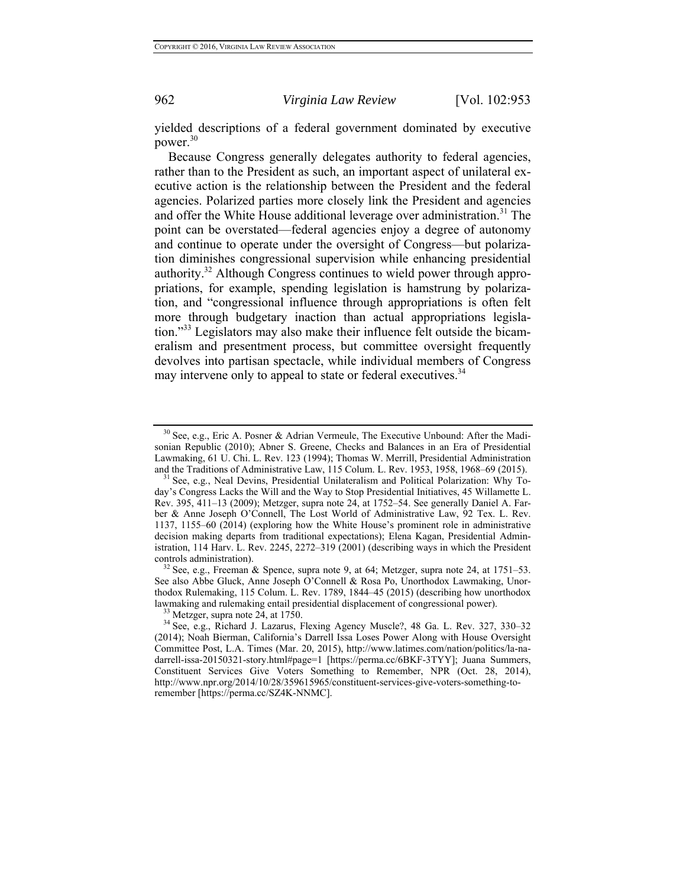yielded descriptions of a federal government dominated by executive power.[30]

Because Congress generally delegates authority to federal agencies, rather than to the President as such, an important aspect of unilateral executive action is the relationship between the President and the federal agencies. Polarized parties more closely link the President and agencies and offer the White House additional leverage over administration.[31] The point can be overstated—federal agencies enjoy a degree of autonomy and continue to operate under the oversight of Congress—but polarization diminishes congressional supervision while enhancing presidential authority.[32] Although Congress continues to wield power through appropriations, for example, spending legislation is hamstrung by polarization, and "congressional influence through appropriations is often felt more through budgetary inaction than actual appropriations legislation."[33] Legislators may also make their influence felt outside the bicameralism and presentment process, but committee oversight frequently devolves into partisan spectacle, while individual members of Congress may intervene only to appeal to state or federal executives.[34]

---

[30] See, e.g., Eric A. Posner & Adrian Vermeule, The Executive Unbound: After the Madisonian Republic (2010); Abner S. Greene, Checks and Balances in an Era of Presidential Lawmaking, 61 U. Chi. L. Rev. 123 (1994); Thomas W. Merrill, Presidential Administration and the Traditions of Administrative Law, 115 Colum. L. Rev. 1953, 1958, 1968–69 (2015).

[31] See, e.g., Neal Devins, Presidential Unilateralism and Political Polarization: Why Today's Congress Lacks the Will and the Way to Stop Presidential Initiatives, 45 Willamette L. Rev. 395, 411–13 (2009); Metzger, supra note 24, at 1752–54. See generally Daniel A. Farber & Anne Joseph O'Connell, The Lost World of Administrative Law, 92 Tex. L. Rev. 1137, 1155–60 (2014) (exploring how the White House's prominent role in administrative decision making departs from traditional expectations); Elena Kagan, Presidential Administration, 114 Harv. L. Rev. 2245, 2272–319 (2001) (describing ways in which the President controls administration).

[32] See, e.g., Freeman & Spence, supra note 9, at 64; Metzger, supra note 24, at 1751–53. See also Abbe Gluck, Anne Joseph O'Connell & Rosa Po, Unorthodox Lawmaking, Unorthodox Rulemaking, 115 Colum. L. Rev. 1789, 1844–45 (2015) (describing how unorthodox lawmaking and rulemaking entail presidential displacement of congressional power).

[33] Metzger, supra note 24, at 1750.

[34] See, e.g., Richard J. Lazarus, Flexing Agency Muscle?, 48 Ga. L. Rev. 327, 330–32 (2014); Noah Bierman, California's Darrell Issa Loses Power Along with House Oversight Committee Post, L.A. Times (Mar. 20, 2015), http://www.latimes.com/nation/politics/la-na-darrell-issa-20150321-story.html#page=1 [https://perma.cc/6BKF-3TYY]; Juana Summers, Constituent Services Give Voters Something to Remember, NPR (Oct. 28, 2014), http://www.npr.org/2014/10/28/359615965/constituent-services-give-voters-something-to-remember [https://perma.cc/SZ4K-NNMC].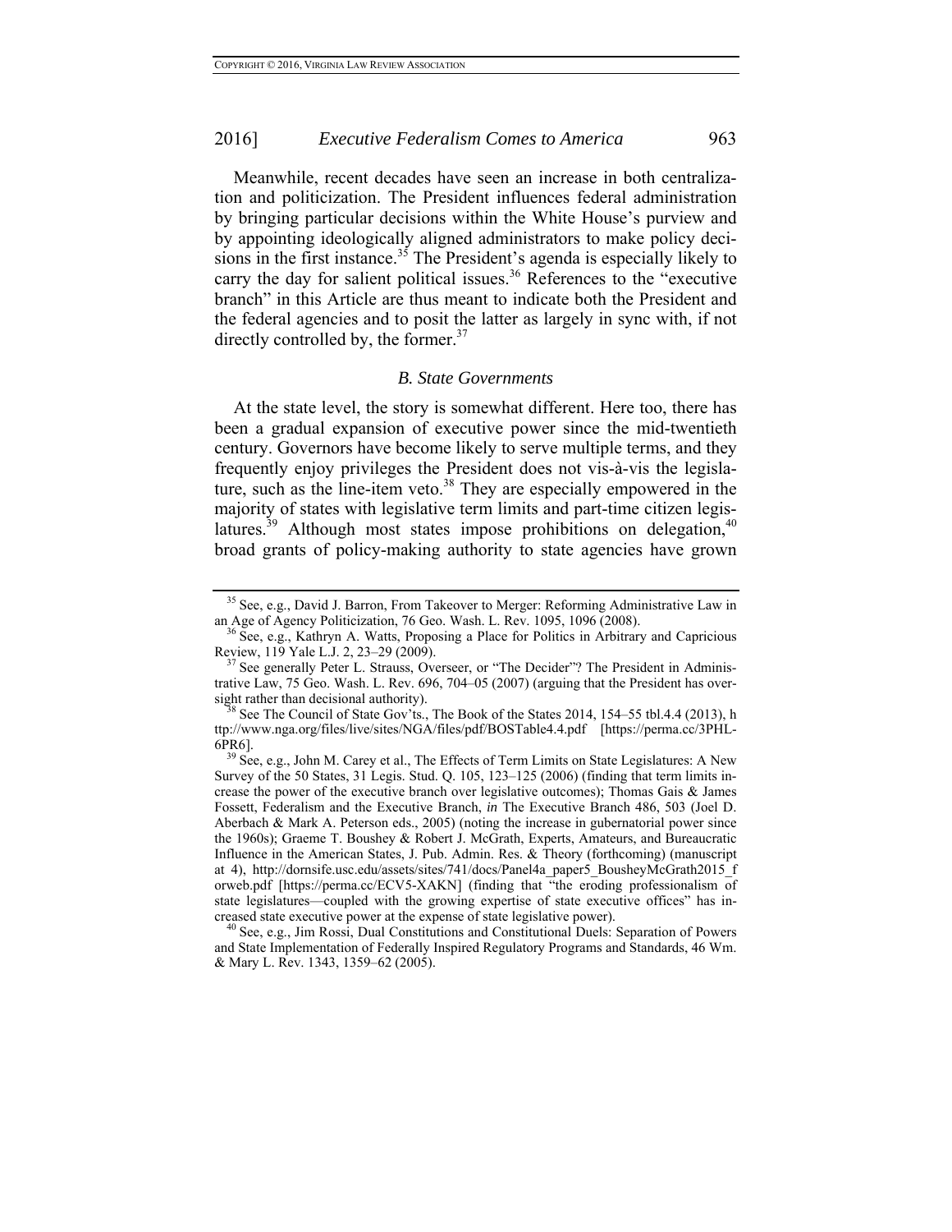Meanwhile, recent decades have seen an increase in both centralization and politicization. The President influences federal administration by bringing particular decisions within the White House's purview and by appointing ideologically aligned administrators to make policy decisions in the first instance.[35] The President's agenda is especially likely to carry the day for salient political issues.[36] References to the "executive branch" in this Article are thus meant to indicate both the President and the federal agencies and to posit the latter as largely in sync with, if not directly controlled by, the former.[37]

### *B. State Governments*

At the state level, the story is somewhat different. Here too, there has been a gradual expansion of executive power since the mid-twentieth century. Governors have become likely to serve multiple terms, and they frequently enjoy privileges the President does not vis-à-vis the legislature, such as the line-item veto.[38] They are especially empowered in the majority of states with legislative term limits and part-time citizen legislatures.[39] Although most states impose prohibitions on delegation,[40] broad grants of policy-making authority to state agencies have grown

---

[35] See, e.g., David J. Barron, From Takeover to Merger: Reforming Administrative Law in an Age of Agency Politicization, 76 Geo. Wash. L. Rev. 1095, 1096 (2008).

[36] See, e.g., Kathryn A. Watts, Proposing a Place for Politics in Arbitrary and Capricious Review, 119 Yale L.J. 2, 23–29 (2009).

[37] See generally Peter L. Strauss, Overseer, or "The Decider"? The President in Administrative Law, 75 Geo. Wash. L. Rev. 696, 704–05 (2007) (arguing that the President has oversight rather than decisional authority).

[38] See The Council of State Gov'ts., The Book of the States 2014, 154–55 tbl.4.4 (2013), http://www.nga.org/files/live/sites/NGA/files/pdf/BOSTable4.4.pdf [https://perma.cc/3PHL-6PR6].

[39] See, e.g., John M. Carey et al., The Effects of Term Limits on State Legislatures: A New Survey of the 50 States, 31 Legis. Stud. Q. 105, 123–125 (2006) (finding that term limits increase the power of the executive branch over legislative outcomes); Thomas Gais & James Fossett, Federalism and the Executive Branch, *in* The Executive Branch 486, 503 (Joel D. Aberbach & Mark A. Peterson eds., 2005) (noting the increase in gubernatorial power since the 1960s); Graeme T. Boushey & Robert J. McGrath, Experts, Amateurs, and Bureaucratic Influence in the American States, J. Pub. Admin. Res. & Theory (forthcoming) (manuscript at 4), http://dornsife.usc.edu/assets/sites/741/docs/Panel4a_paper5_BousheyMcGrath2015_forweb.pdf [https://perma.cc/ECV5-XAKN] (finding that "the eroding professionalism of state legislatures—coupled with the growing expertise of state executive offices" has increased state executive power at the expense of state legislative power).

[40] See, e.g., Jim Rossi, Dual Constitutions and Constitutional Duels: Separation of Powers and State Implementation of Federally Inspired Regulatory Programs and Standards, 46 Wm. & Mary L. Rev. 1343, 1359–62 (2005).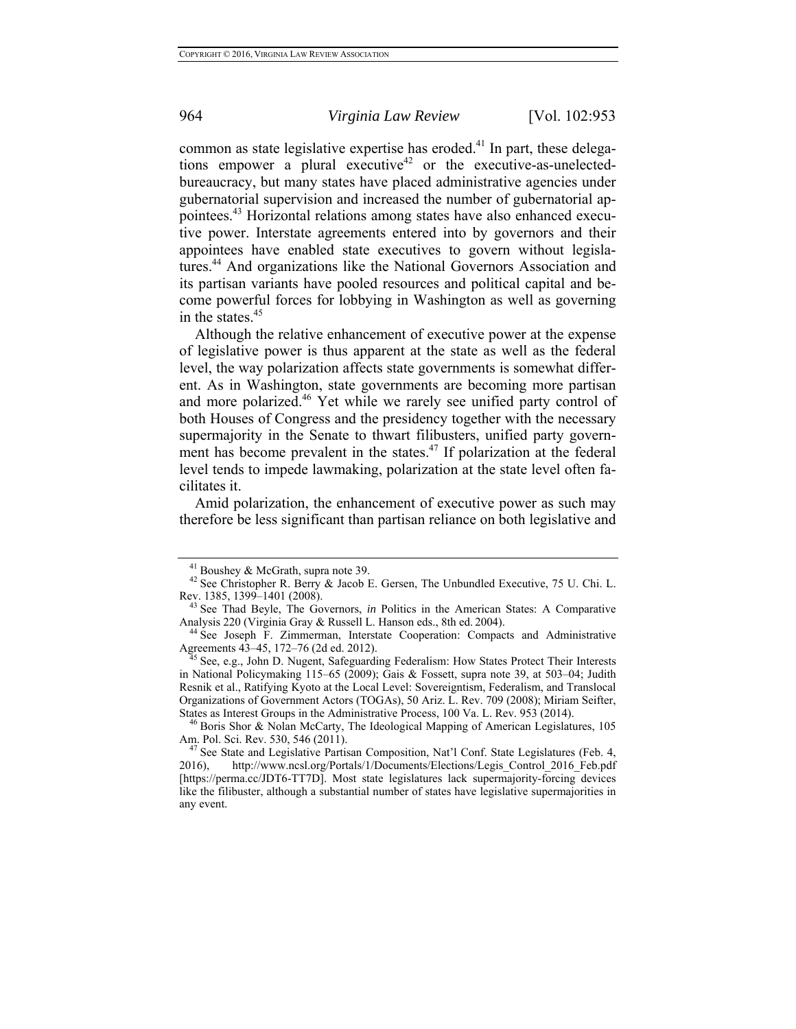common as state legislative expertise has eroded.[41] In part, these delegations empower a plural executive[42] or the executive-as-unelected-bureaucracy, but many states have placed administrative agencies under gubernatorial supervision and increased the number of gubernatorial appointees.[43] Horizontal relations among states have also enhanced executive power. Interstate agreements entered into by governors and their appointees have enabled state executives to govern without legislatures.[44] And organizations like the National Governors Association and its partisan variants have pooled resources and political capital and become powerful forces for lobbying in Washington as well as governing in the states.[45]

Although the relative enhancement of executive power at the expense of legislative power is thus apparent at the state as well as the federal level, the way polarization affects state governments is somewhat different. As in Washington, state governments are becoming more partisan and more polarized.[46] Yet while we rarely see unified party control of both Houses of Congress and the presidency together with the necessary supermajority in the Senate to thwart filibusters, unified party government has become prevalent in the states.[47] If polarization at the federal level tends to impede lawmaking, polarization at the state level often facilitates it.

Amid polarization, the enhancement of executive power as such may therefore be less significant than partisan reliance on both legislative and

---

[41] Boushey & McGrath, supra note 39.

[42] See Christopher R. Berry & Jacob E. Gersen, The Unbundled Executive, 75 U. Chi. L. Rev. 1385, 1399–1401 (2008).

[43] See Thad Beyle, The Governors, *in* Politics in the American States: A Comparative Analysis 220 (Virginia Gray & Russell L. Hanson eds., 8th ed. 2004).

[44] See Joseph F. Zimmerman, Interstate Cooperation: Compacts and Administrative Agreements 43–45, 172–76 (2d ed. 2012).

[45] See, e.g., John D. Nugent, Safeguarding Federalism: How States Protect Their Interests in National Policymaking 115–65 (2009); Gais & Fossett, supra note 39, at 503–04; Judith Resnik et al., Ratifying Kyoto at the Local Level: Sovereigntism, Federalism, and Translocal Organizations of Government Actors (TOGAs), 50 Ariz. L. Rev. 709 (2008); Miriam Seifter, States as Interest Groups in the Administrative Process, 100 Va. L. Rev. 953 (2014).

[46] Boris Shor & Nolan McCarty, The Ideological Mapping of American Legislatures, 105 Am. Pol. Sci. Rev. 530, 546 (2011).

[47] See State and Legislative Partisan Composition, Nat'l Conf. State Legislatures (Feb. 4, 2016), http://www.ncsl.org/Portals/1/Documents/Elections/Legis_Control_2016_Feb.pdf [https://perma.cc/JDT6-TT7D]. Most state legislatures lack supermajority-forcing devices like the filibuster, although a substantial number of states have legislative supermajorities in any event.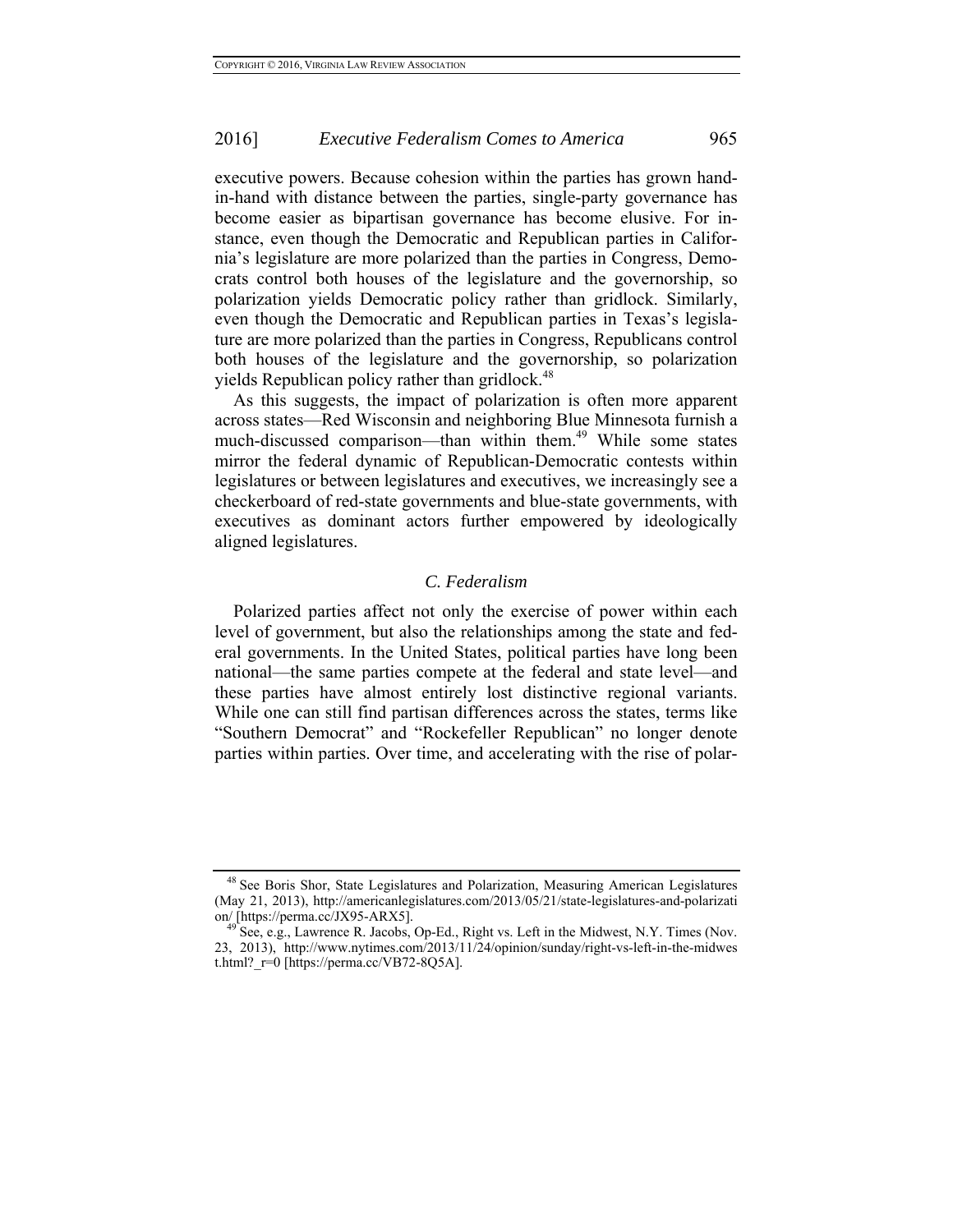executive powers. Because cohesion within the parties has grown hand-in-hand with distance between the parties, single-party governance has become easier as bipartisan governance has become elusive. For instance, even though the Democratic and Republican parties in California's legislature are more polarized than the parties in Congress, Democrats control both houses of the legislature and the governorship, so polarization yields Democratic policy rather than gridlock. Similarly, even though the Democratic and Republican parties in Texas's legislature are more polarized than the parties in Congress, Republicans control both houses of the legislature and the governorship, so polarization yields Republican policy rather than gridlock.[48]

As this suggests, the impact of polarization is often more apparent across states—Red Wisconsin and neighboring Blue Minnesota furnish a much-discussed comparison—than within them.[49] While some states mirror the federal dynamic of Republican-Democratic contests within legislatures or between legislatures and executives, we increasingly see a checkerboard of red-state governments and blue-state governments, with executives as dominant actors further empowered by ideologically aligned legislatures.

### *C. Federalism*

Polarized parties affect not only the exercise of power within each level of government, but also the relationships among the state and federal governments. In the United States, political parties have long been national—the same parties compete at the federal and state level—and these parties have almost entirely lost distinctive regional variants. While one can still find partisan differences across the states, terms like "Southern Democrat" and "Rockefeller Republican" no longer denote parties within parties. Over time, and accelerating with the rise of polar-

---

[48] See Boris Shor, State Legislatures and Polarization, Measuring American Legislatures (May 21, 2013), http://americanlegislatures.com/2013/05/21/state-legislatures-and-polarization/ [https://perma.cc/JX95-ARX5].

[49] See, e.g., Lawrence R. Jacobs, Op-Ed., Right vs. Left in the Midwest, N.Y. Times (Nov. 23, 2013), http://www.nytimes.com/2013/11/24/opinion/sunday/right-vs-left-in-the-midwest.html?_r=0 [https://perma.cc/VB72-8Q5A].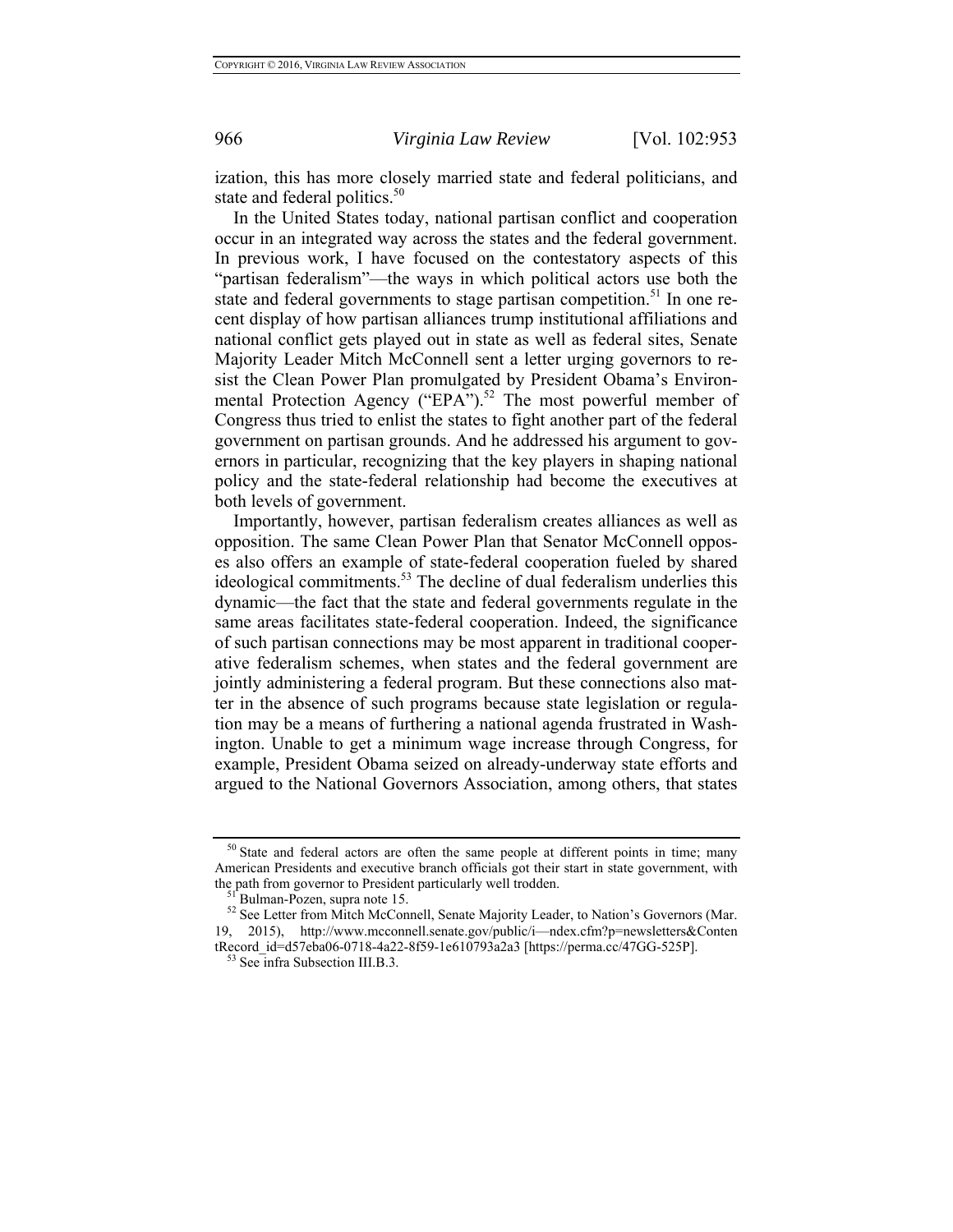ization, this has more closely married state and federal politicians, and state and federal politics.[50]

In the United States today, national partisan conflict and cooperation occur in an integrated way across the states and the federal government. In previous work, I have focused on the contestatory aspects of this "partisan federalism"—the ways in which political actors use both the state and federal governments to stage partisan competition.[51] In one recent display of how partisan alliances trump institutional affiliations and national conflict gets played out in state as well as federal sites, Senate Majority Leader Mitch McConnell sent a letter urging governors to resist the Clean Power Plan promulgated by President Obama's Environmental Protection Agency ("EPA").[52] The most powerful member of Congress thus tried to enlist the states to fight another part of the federal government on partisan grounds. And he addressed his argument to governors in particular, recognizing that the key players in shaping national policy and the state-federal relationship had become the executives at both levels of government.

Importantly, however, partisan federalism creates alliances as well as opposition. The same Clean Power Plan that Senator McConnell opposes also offers an example of state-federal cooperation fueled by shared ideological commitments.[53] The decline of dual federalism underlies this dynamic—the fact that the state and federal governments regulate in the same areas facilitates state-federal cooperation. Indeed, the significance of such partisan connections may be most apparent in traditional cooperative federalism schemes, when states and the federal government are jointly administering a federal program. But these connections also matter in the absence of such programs because state legislation or regulation may be a means of furthering a national agenda frustrated in Washington. Unable to get a minimum wage increase through Congress, for example, President Obama seized on already-underway state efforts and argued to the National Governors Association, among others, that states

---

[50] State and federal actors are often the same people at different points in time; many American Presidents and executive branch officials got their start in state government, with the path from governor to President particularly well trodden.

[51] Bulman-Pozen, supra note 15.

[52] See Letter from Mitch McConnell, Senate Majority Leader, to Nation's Governors (Mar. 19, 2015), http://www.mcconnell.senate.gov/public/i—ndex.cfm?p=newsletters&ContentRecord_id=d57eba06-0718-4a22-8f59-1e610793a2a3 [https://perma.cc/47GG-525P].

[53] See infra Subsection III.B.3.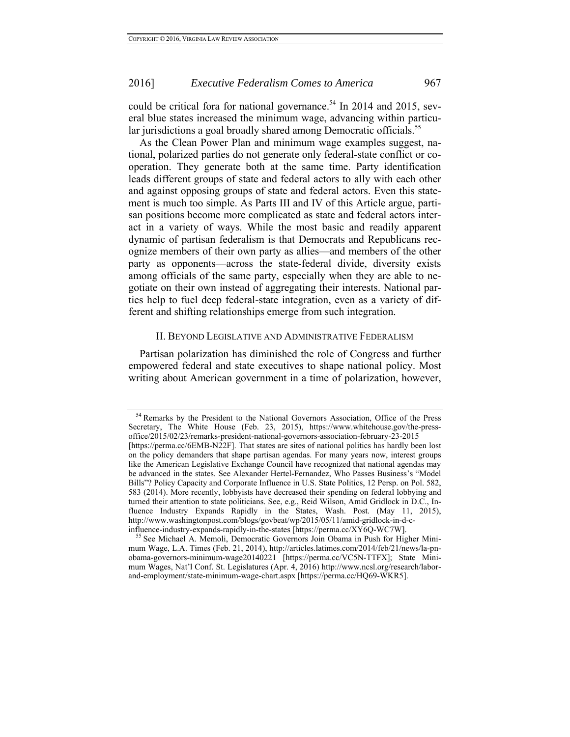could be critical fora for national governance.[54] In 2014 and 2015, several blue states increased the minimum wage, advancing within particular jurisdictions a goal broadly shared among Democratic officials.[55]

As the Clean Power Plan and minimum wage examples suggest, national, polarized parties do not generate only federal-state conflict or cooperation. They generate both at the same time. Party identification leads different groups of state and federal actors to ally with each other and against opposing groups of state and federal actors. Even this statement is much too simple. As Parts III and IV of this Article argue, partisan positions become more complicated as state and federal actors interact in a variety of ways. While the most basic and readily apparent dynamic of partisan federalism is that Democrats and Republicans recognize members of their own party as allies—and members of the other party as opponents—across the state-federal divide, diversity exists among officials of the same party, especially when they are able to negotiate on their own instead of aggregating their interests. National parties help to fuel deep federal-state integration, even as a variety of different and shifting relationships emerge from such integration.

## II. BEYOND LEGISLATIVE AND ADMINISTRATIVE FEDERALISM

Partisan polarization has diminished the role of Congress and further empowered federal and state executives to shape national policy. Most writing about American government in a time of polarization, however,

---

[54] Remarks by the President to the National Governors Association, Office of the Press Secretary, The White House (Feb. 23, 2015), https://www.whitehouse.gov/the-press-office/2015/02/23/remarks-president-national-governors-association-february-23-2015 [https://perma.cc/6EMB-N22F]. That states are sites of national politics has hardly been lost on the policy demanders that shape partisan agendas. For many years now, interest groups like the American Legislative Exchange Council have recognized that national agendas may be advanced in the states. See Alexander Hertel-Fernandez, Who Passes Business's "Model Bills"? Policy Capacity and Corporate Influence in U.S. State Politics, 12 Persp. on Pol. 582, 583 (2014). More recently, lobbyists have decreased their spending on federal lobbying and turned their attention to state politicians. See, e.g., Reid Wilson, Amid Gridlock in D.C., Influence Industry Expands Rapidly in the States, Wash. Post. (May 11, 2015), http://www.washingtonpost.com/blogs/govbeat/wp/2015/05/11/amid-gridlock-in-d-c-influence-industry-expands-rapidly-in-the-states [https://perma.cc/XY6Q-WC7W].

[55] See Michael A. Memoli, Democratic Governors Join Obama in Push for Higher Minimum Wage, L.A. Times (Feb. 21, 2014), http://articles.latimes.com/2014/feb/21/news/la-pn-obama-governors-minimum-wage20140221 [https://perma.cc/VC5N-TTFX]; State Minimum Wages, Nat'l Conf. St. Legislatures (Apr. 4, 2016) http://www.ncsl.org/research/labor-and-employment/state-minimum-wage-chart.aspx [https://perma.cc/HQ69-WKR5].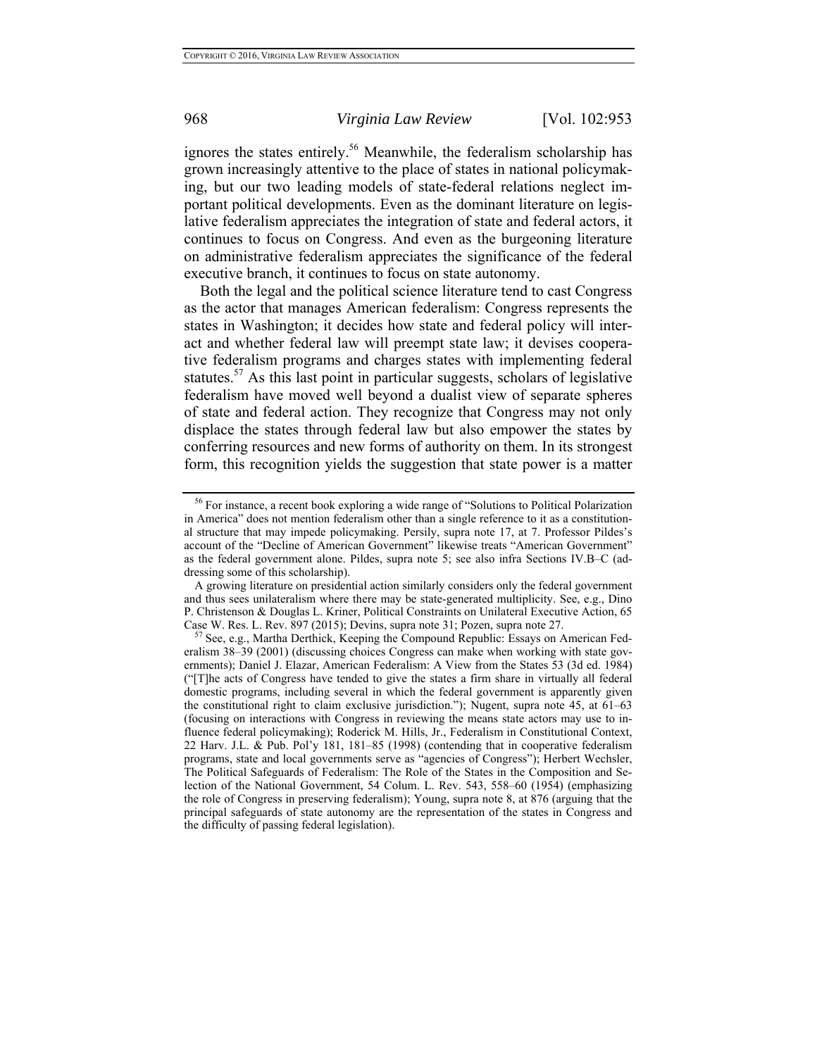ignores the states entirely.[56] Meanwhile, the federalism scholarship has grown increasingly attentive to the place of states in national policymaking, but our two leading models of state-federal relations neglect important political developments. Even as the dominant literature on legislative federalism appreciates the integration of state and federal actors, it continues to focus on Congress. And even as the burgeoning literature on administrative federalism appreciates the significance of the federal executive branch, it continues to focus on state autonomy.

Both the legal and the political science literature tend to cast Congress as the actor that manages American federalism: Congress represents the states in Washington; it decides how state and federal policy will interact and whether federal law will preempt state law; it devises cooperative federalism programs and charges states with implementing federal statutes.[57] As this last point in particular suggests, scholars of legislative federalism have moved well beyond a dualist view of separate spheres of state and federal action. They recognize that Congress may not only displace the states through federal law but also empower the states by conferring resources and new forms of authority on them. In its strongest form, this recognition yields the suggestion that state power is a matter

---

[56] For instance, a recent book exploring a wide range of "Solutions to Political Polarization in America" does not mention federalism other than a single reference to it as a constitutional structure that may impede policymaking. Persily, supra note 17, at 7. Professor Pildes's account of the "Decline of American Government" likewise treats "American Government" as the federal government alone. Pildes, supra note 5; see also infra Sections IV.B–C (addressing some of this scholarship).

A growing literature on presidential action similarly considers only the federal government and thus sees unilateralism where there may be state-generated multiplicity. See, e.g., Dino P. Christenson & Douglas L. Kriner, Political Constraints on Unilateral Executive Action, 65 Case W. Res. L. Rev. 897 (2015); Devins, supra note 31; Pozen, supra note 27.

[57] See, e.g., Martha Derthick, Keeping the Compound Republic: Essays on American Federalism 38–39 (2001) (discussing choices Congress can make when working with state governments); Daniel J. Elazar, American Federalism: A View from the States 53 (3d ed. 1984) ("[T]he acts of Congress have tended to give the states a firm share in virtually all federal domestic programs, including several in which the federal government is apparently given the constitutional right to claim exclusive jurisdiction."); Nugent, supra note 45, at 61–63 (focusing on interactions with Congress in reviewing the means state actors may use to influence federal policymaking); Roderick M. Hills, Jr., Federalism in Constitutional Context, 22 Harv. J.L. & Pub. Pol'y 181, 181–85 (1998) (contending that in cooperative federalism programs, state and local governments serve as "agencies of Congress"); Herbert Wechsler, The Political Safeguards of Federalism: The Role of the States in the Composition and Selection of the National Government, 54 Colum. L. Rev. 543, 558–60 (1954) (emphasizing the role of Congress in preserving federalism); Young, supra note 8, at 876 (arguing that the principal safeguards of state autonomy are the representation of the states in Congress and the difficulty of passing federal legislation).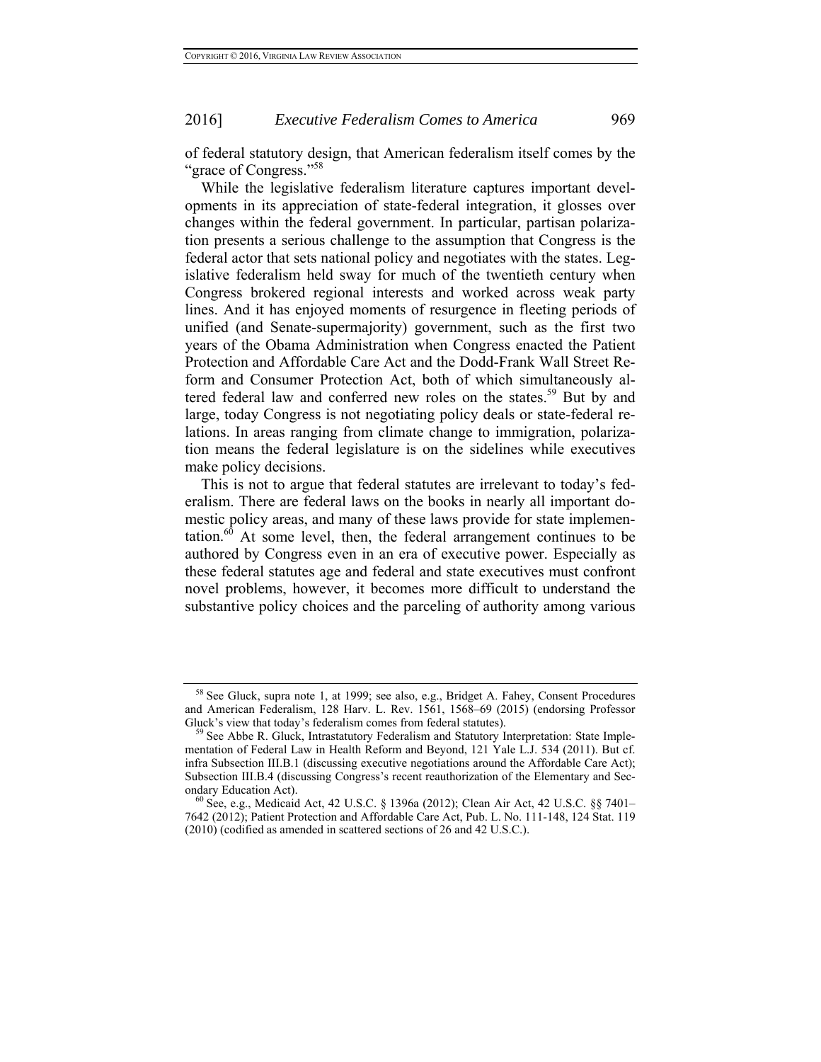of federal statutory design, that American federalism itself comes by the "grace of Congress."[58]

While the legislative federalism literature captures important developments in its appreciation of state-federal integration, it glosses over changes within the federal government. In particular, partisan polarization presents a serious challenge to the assumption that Congress is the federal actor that sets national policy and negotiates with the states. Legislative federalism held sway for much of the twentieth century when Congress brokered regional interests and worked across weak party lines. And it has enjoyed moments of resurgence in fleeting periods of unified (and Senate-supermajority) government, such as the first two years of the Obama Administration when Congress enacted the Patient Protection and Affordable Care Act and the Dodd-Frank Wall Street Reform and Consumer Protection Act, both of which simultaneously altered federal law and conferred new roles on the states.[59] But by and large, today Congress is not negotiating policy deals or state-federal relations. In areas ranging from climate change to immigration, polarization means the federal legislature is on the sidelines while executives make policy decisions.

This is not to argue that federal statutes are irrelevant to today's federalism. There are federal laws on the books in nearly all important domestic policy areas, and many of these laws provide for state implementation.[60] At some level, then, the federal arrangement continues to be authored by Congress even in an era of executive power. Especially as these federal statutes age and federal and state executives must confront novel problems, however, it becomes more difficult to understand the substantive policy choices and the parceling of authority among various

---

[58] See Gluck, supra note 1, at 1999; see also, e.g., Bridget A. Fahey, Consent Procedures and American Federalism, 128 Harv. L. Rev. 1561, 1568–69 (2015) (endorsing Professor Gluck's view that today's federalism comes from federal statutes).

[59] See Abbe R. Gluck, Intrastatutory Federalism and Statutory Interpretation: State Implementation of Federal Law in Health Reform and Beyond, 121 Yale L.J. 534 (2011). But cf. infra Subsection III.B.1 (discussing executive negotiations around the Affordable Care Act); Subsection III.B.4 (discussing Congress's recent reauthorization of the Elementary and Secondary Education Act).

[60] See, e.g., Medicaid Act, 42 U.S.C. § 1396a (2012); Clean Air Act, 42 U.S.C. §§ 7401–7642 (2012); Patient Protection and Affordable Care Act, Pub. L. No. 111-148, 124 Stat. 119 (2010) (codified as amended in scattered sections of 26 and 42 U.S.C.).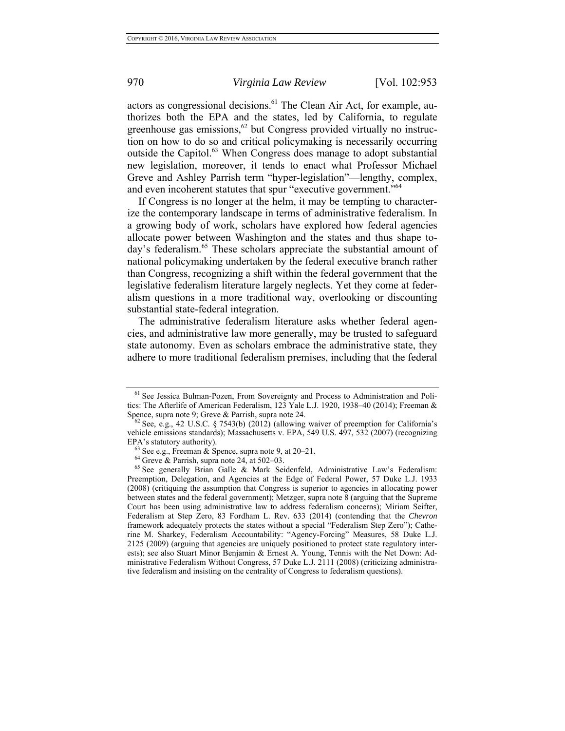actors as congressional decisions.[61] The Clean Air Act, for example, authorizes both the EPA and the states, led by California, to regulate greenhouse gas emissions,[62] but Congress provided virtually no instruction on how to do so and critical policymaking is necessarily occurring outside the Capitol.[63] When Congress does manage to adopt substantial new legislation, moreover, it tends to enact what Professor Michael Greve and Ashley Parrish term "hyper-legislation"—lengthy, complex, and even incoherent statutes that spur "executive government."[64]

If Congress is no longer at the helm, it may be tempting to characterize the contemporary landscape in terms of administrative federalism. In a growing body of work, scholars have explored how federal agencies allocate power between Washington and the states and thus shape today's federalism.[65] These scholars appreciate the substantial amount of national policymaking undertaken by the federal executive branch rather than Congress, recognizing a shift within the federal government that the legislative federalism literature largely neglects. Yet they come at federalism questions in a more traditional way, overlooking or discounting substantial state-federal integration.

The administrative federalism literature asks whether federal agencies, and administrative law more generally, may be trusted to safeguard state autonomy. Even as scholars embrace the administrative state, they adhere to more traditional federalism premises, including that the federal

---

[61] See Jessica Bulman-Pozen, From Sovereignty and Process to Administration and Politics: The Afterlife of American Federalism, 123 Yale L.J. 1920, 1938–40 (2014); Freeman & Spence, supra note 9; Greve & Parrish, supra note 24.

[62] See, e.g., 42 U.S.C. § 7543(b) (2012) (allowing waiver of preemption for California's vehicle emissions standards); Massachusetts v. EPA, 549 U.S. 497, 532 (2007) (recognizing EPA's statutory authority).

[63] See e.g., Freeman & Spence, supra note 9, at 20–21.

[64] Greve & Parrish, supra note 24, at 502–03.

[65] See generally Brian Galle & Mark Seidenfeld, Administrative Law's Federalism: Preemption, Delegation, and Agencies at the Edge of Federal Power, 57 Duke L.J. 1933 (2008) (critiquing the assumption that Congress is superior to agencies in allocating power between states and the federal government); Metzger, supra note 8 (arguing that the Supreme Court has been using administrative law to address federalism concerns); Miriam Seifter, Federalism at Step Zero, 83 Fordham L. Rev. 633 (2014) (contending that the *Chevron* framework adequately protects the states without a special "Federalism Step Zero"); Catherine M. Sharkey, Federalism Accountability: "Agency-Forcing" Measures, 58 Duke L.J. 2125 (2009) (arguing that agencies are uniquely positioned to protect state regulatory interests); see also Stuart Minor Benjamin & Ernest A. Young, Tennis with the Net Down: Administrative Federalism Without Congress, 57 Duke L.J. 2111 (2008) (criticizing administrative federalism and insisting on the centrality of Congress to federalism questions).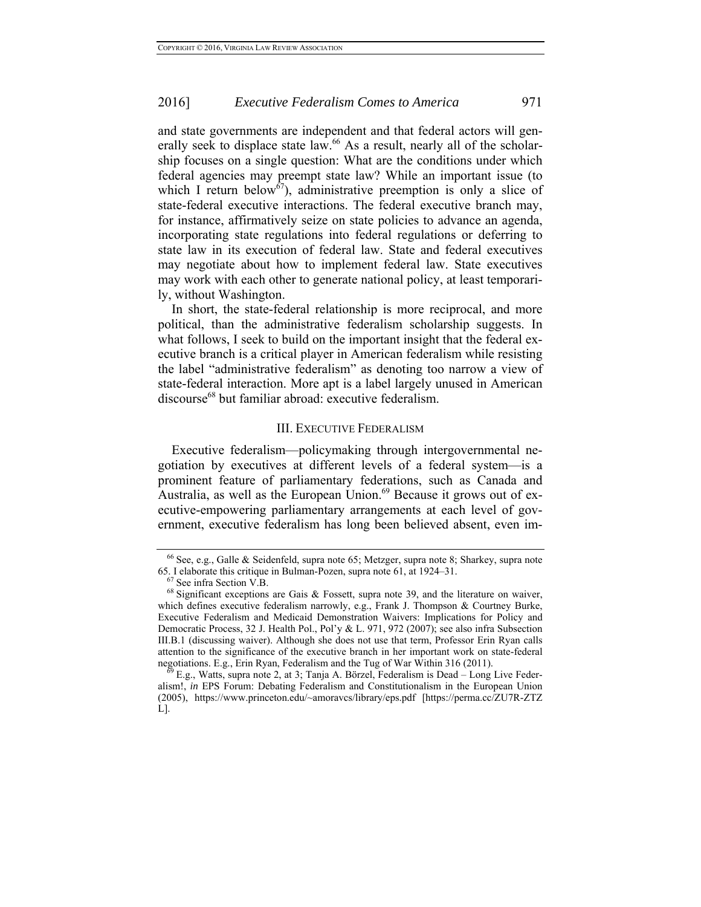and state governments are independent and that federal actors will generally seek to displace state law.[66] As a result, nearly all of the scholarship focuses on a single question: What are the conditions under which federal agencies may preempt state law? While an important issue (to which I return below[67]), administrative preemption is only a slice of state-federal executive interactions. The federal executive branch may, for instance, affirmatively seize on state policies to advance an agenda, incorporating state regulations into federal regulations or deferring to state law in its execution of federal law. State and federal executives may negotiate about how to implement federal law. State executives may work with each other to generate national policy, at least temporarily, without Washington.

In short, the state-federal relationship is more reciprocal, and more political, than the administrative federalism scholarship suggests. In what follows, I seek to build on the important insight that the federal executive branch is a critical player in American federalism while resisting the label "administrative federalism" as denoting too narrow a view of state-federal interaction. More apt is a label largely unused in American discourse[68] but familiar abroad: executive federalism.

## III. EXECUTIVE FEDERALISM

Executive federalism—policymaking through intergovernmental negotiation by executives at different levels of a federal system—is a prominent feature of parliamentary federations, such as Canada and Australia, as well as the European Union.[69] Because it grows out of executive-empowering parliamentary arrangements at each level of government, executive federalism has long been believed absent, even im-

---

[66] See, e.g., Galle & Seidenfeld, supra note 65; Metzger, supra note 8; Sharkey, supra note 65. I elaborate this critique in Bulman-Pozen, supra note 61, at 1924–31.

[67] See infra Section V.B.

[68] Significant exceptions are Gais & Fossett, supra note 39, and the literature on waiver, which defines executive federalism narrowly, e.g., Frank J. Thompson & Courtney Burke, Executive Federalism and Medicaid Demonstration Waivers: Implications for Policy and Democratic Process, 32 J. Health Pol., Pol'y & L. 971, 972 (2007); see also infra Subsection III.B.1 (discussing waiver). Although she does not use that term, Professor Erin Ryan calls attention to the significance of the executive branch in her important work on state-federal negotiations. E.g., Erin Ryan, Federalism and the Tug of War Within 316 (2011).

[69] E.g., Watts, supra note 2, at 3; Tanja A. Börzel, Federalism is Dead – Long Live Federalism!, *in* EPS Forum: Debating Federalism and Constitutionalism in the European Union (2005), https://www.princeton.edu/~amoravcs/library/eps.pdf [https://perma.cc/ZU7R-ZTZL].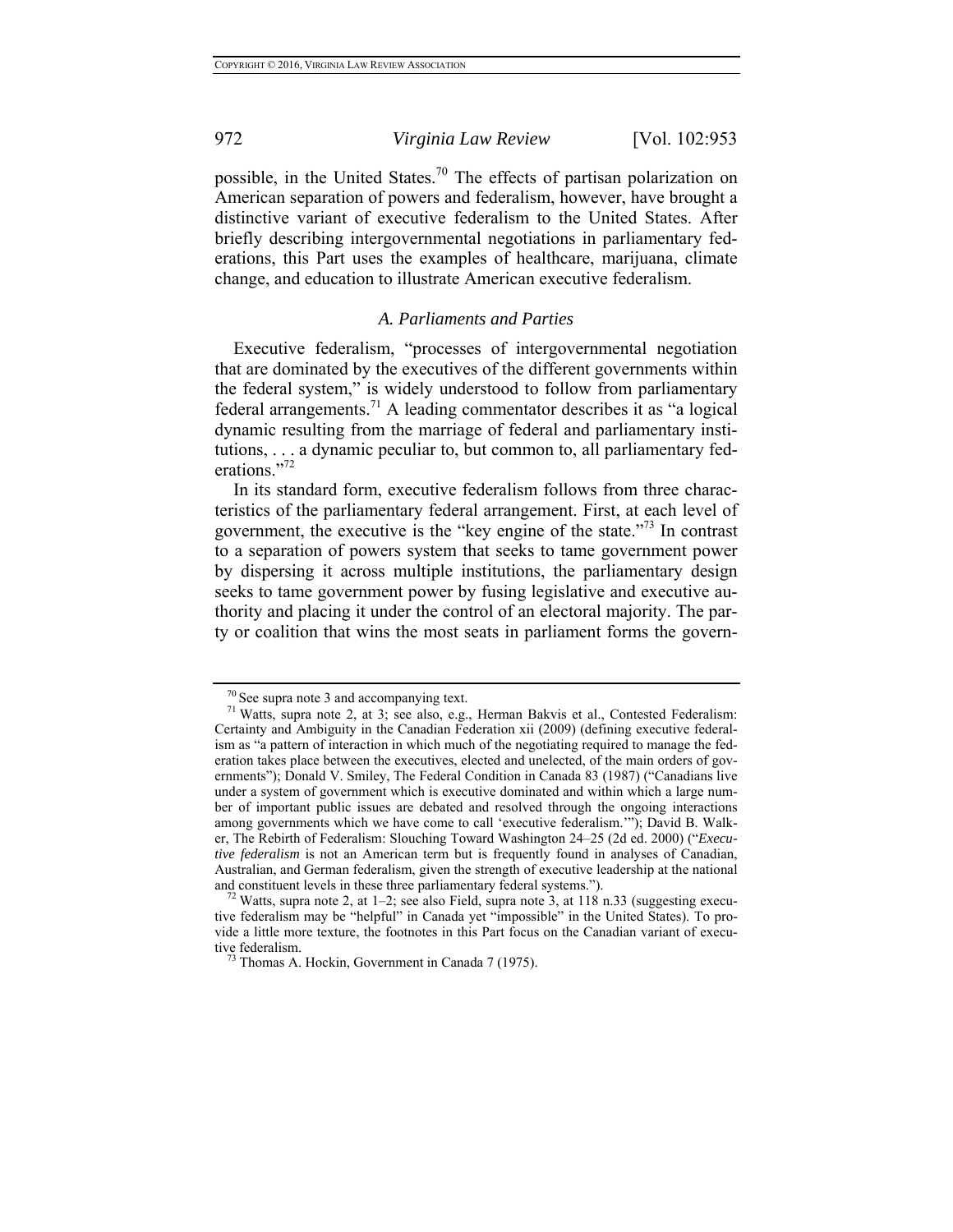possible, in the United States.[70] The effects of partisan polarization on American separation of powers and federalism, however, have brought a distinctive variant of executive federalism to the United States. After briefly describing intergovernmental negotiations in parliamentary federations, this Part uses the examples of healthcare, marijuana, climate change, and education to illustrate American executive federalism.

### *A. Parliaments and Parties*

Executive federalism, "processes of intergovernmental negotiation that are dominated by the executives of the different governments within the federal system," is widely understood to follow from parliamentary federal arrangements.[71] A leading commentator describes it as "a logical dynamic resulting from the marriage of federal and parliamentary institutions, . . . a dynamic peculiar to, but common to, all parliamentary federations."[72]

In its standard form, executive federalism follows from three characteristics of the parliamentary federal arrangement. First, at each level of government, the executive is the "key engine of the state."[73] In contrast to a separation of powers system that seeks to tame government power by dispersing it across multiple institutions, the parliamentary design seeks to tame government power by fusing legislative and executive authority and placing it under the control of an electoral majority. The party or coalition that wins the most seats in parliament forms the govern-

---

[70] See supra note 3 and accompanying text.

[71] Watts, supra note 2, at 3; see also, e.g., Herman Bakvis et al., Contested Federalism: Certainty and Ambiguity in the Canadian Federation xii (2009) (defining executive federalism as "a pattern of interaction in which much of the negotiating required to manage the federation takes place between the executives, elected and unelected, of the main orders of governments"); Donald V. Smiley, The Federal Condition in Canada 83 (1987) ("Canadians live under a system of government which is executive dominated and within which a large number of important public issues are debated and resolved through the ongoing interactions among governments which we have come to call 'executive federalism.'"); David B. Walker, The Rebirth of Federalism: Slouching Toward Washington 24–25 (2d ed. 2000) ("*Executive federalism* is not an American term but is frequently found in analyses of Canadian, Australian, and German federalism, given the strength of executive leadership at the national and constituent levels in these three parliamentary federal systems.").

[72] Watts, supra note 2, at 1–2; see also Field, supra note 3, at 118 n.33 (suggesting executive federalism may be "helpful" in Canada yet "impossible" in the United States). To provide a little more texture, the footnotes in this Part focus on the Canadian variant of executive federalism.

[73] Thomas A. Hockin, Government in Canada 7 (1975).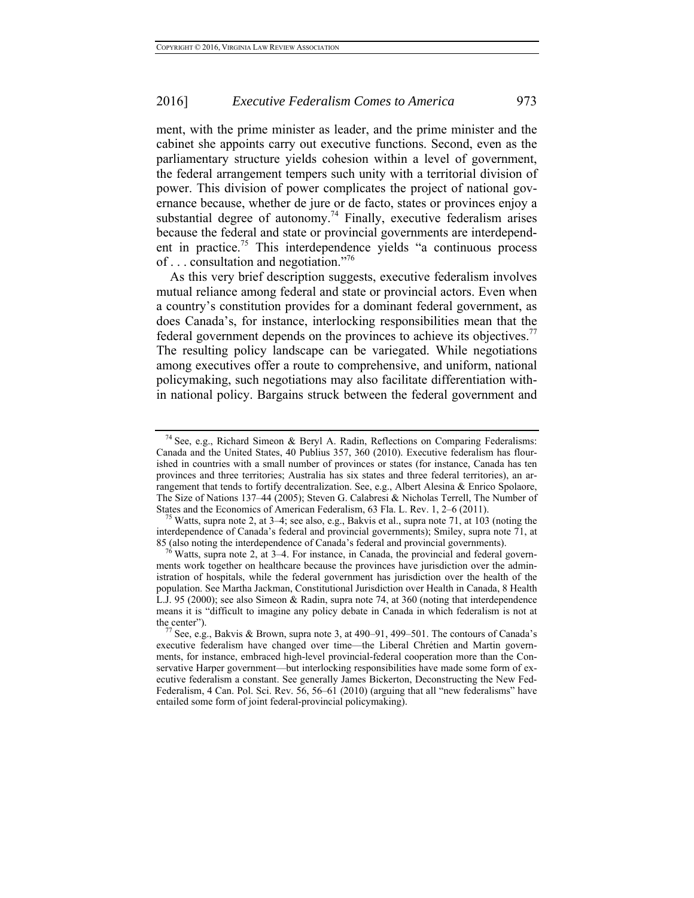ment, with the prime minister as leader, and the prime minister and the cabinet she appoints carry out executive functions. Second, even as the parliamentary structure yields cohesion within a level of government, the federal arrangement tempers such unity with a territorial division of power. This division of power complicates the project of national governance because, whether de jure or de facto, states or provinces enjoy a substantial degree of autonomy.[74] Finally, executive federalism arises because the federal and state or provincial governments are interdependent in practice.[75] This interdependence yields "a continuous process of . . . consultation and negotiation."[76]

As this very brief description suggests, executive federalism involves mutual reliance among federal and state or provincial actors. Even when a country's constitution provides for a dominant federal government, as does Canada's, for instance, interlocking responsibilities mean that the federal government depends on the provinces to achieve its objectives.[77] The resulting policy landscape can be variegated. While negotiations among executives offer a route to comprehensive, and uniform, national policymaking, such negotiations may also facilitate differentiation within national policy. Bargains struck between the federal government and

---

[74] See, e.g., Richard Simeon & Beryl A. Radin, Reflections on Comparing Federalisms: Canada and the United States, 40 Publius 357, 360 (2010). Executive federalism has flourished in countries with a small number of provinces or states (for instance, Canada has ten provinces and three territories; Australia has six states and three federal territories), an arrangement that tends to fortify decentralization. See, e.g., Alberto Alesina & Enrico Spolaore, The Size of Nations 137–44 (2005); Steven G. Calabresi & Nicholas Terrell, The Number of States and the Economics of American Federalism, 63 Fla. L. Rev. 1, 2–6 (2011).

[75] Watts, supra note 2, at 3–4; see also, e.g., Bakvis et al., supra note 71, at 103 (noting the interdependence of Canada's federal and provincial governments); Smiley, supra note 71, at 85 (also noting the interdependence of Canada's federal and provincial governments).

[76] Watts, supra note 2, at 3–4. For instance, in Canada, the provincial and federal governments work together on healthcare because the provinces have jurisdiction over the administration of hospitals, while the federal government has jurisdiction over the health of the population. See Martha Jackman, Constitutional Jurisdiction over Health in Canada, 8 Health L.J. 95 (2000); see also Simeon & Radin, supra note 74, at 360 (noting that interdependence means it is "difficult to imagine any policy debate in Canada in which federalism is not at the center").

[77] See, e.g., Bakvis & Brown, supra note 3, at 490–91, 499–501. The contours of Canada's executive federalism have changed over time—the Liberal Chrétien and Martin governments, for instance, embraced high-level provincial-federal cooperation more than the Conservative Harper government—but interlocking responsibilities have made some form of executive federalism a constant. See generally James Bickerton, Deconstructing the New Federalism, 4 Can. Pol. Sci. Rev. 56, 56–61 (2010) (arguing that all "new federalisms" have entailed some form of joint federal-provincial policymaking).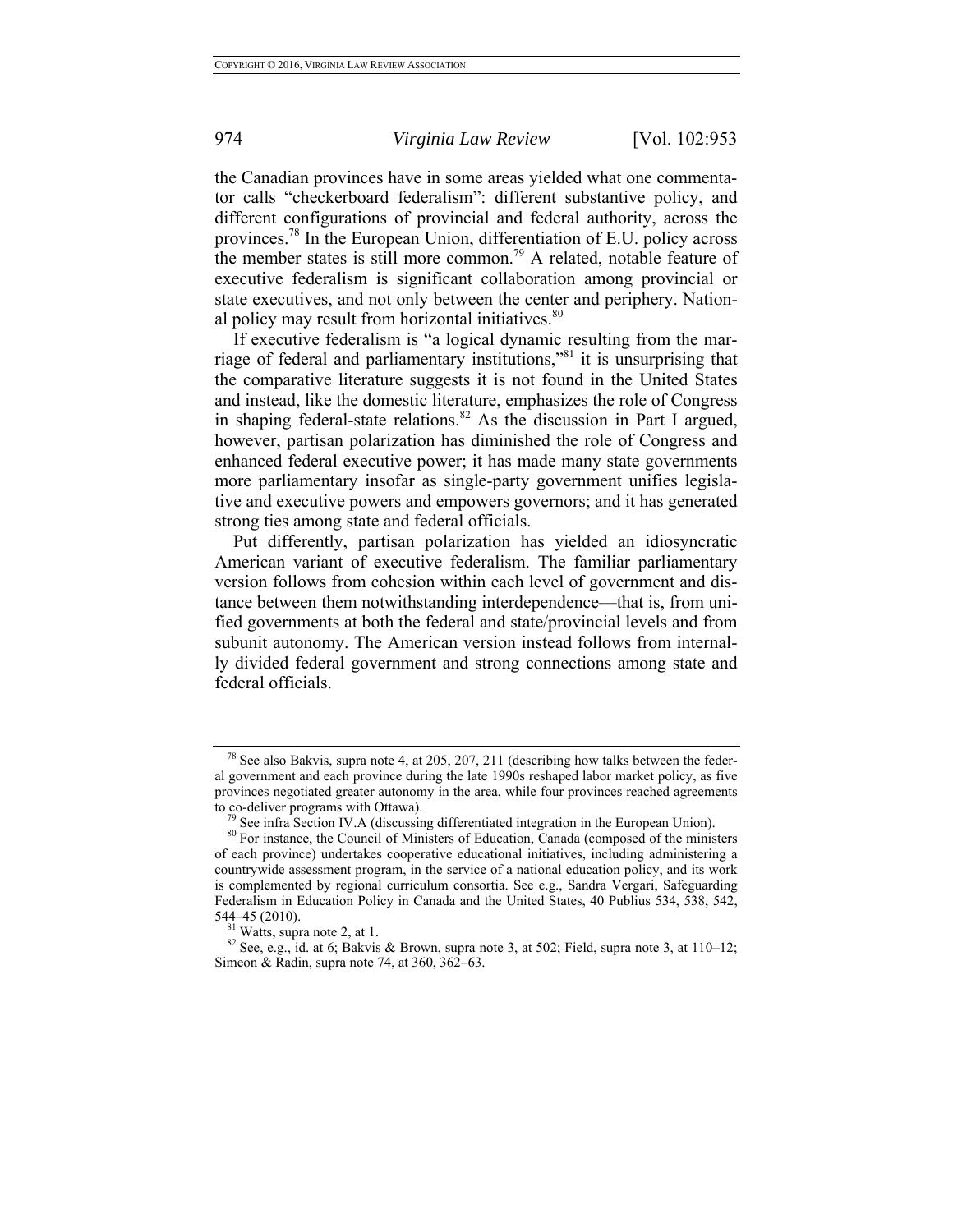the Canadian provinces have in some areas yielded what one commentator calls "checkerboard federalism": different substantive policy, and different configurations of provincial and federal authority, across the provinces.[78] In the European Union, differentiation of E.U. policy across the member states is still more common.[79] A related, notable feature of executive federalism is significant collaboration among provincial or state executives, and not only between the center and periphery. National policy may result from horizontal initiatives.[80]

If executive federalism is "a logical dynamic resulting from the marriage of federal and parliamentary institutions,"[81] it is unsurprising that the comparative literature suggests it is not found in the United States and instead, like the domestic literature, emphasizes the role of Congress in shaping federal-state relations.[82] As the discussion in Part I argued, however, partisan polarization has diminished the role of Congress and enhanced federal executive power; it has made many state governments more parliamentary insofar as single-party government unifies legislative and executive powers and empowers governors; and it has generated strong ties among state and federal officials.

Put differently, partisan polarization has yielded an idiosyncratic American variant of executive federalism. The familiar parliamentary version follows from cohesion within each level of government and distance between them notwithstanding interdependence—that is, from unified governments at both the federal and state/provincial levels and from subunit autonomy. The American version instead follows from internally divided federal government and strong connections among state and federal officials.

---

[78] See also Bakvis, supra note 4, at 205, 207, 211 (describing how talks between the federal government and each province during the late 1990s reshaped labor market policy, as five provinces negotiated greater autonomy in the area, while four provinces reached agreements to co-deliver programs with Ottawa).

[79] See infra Section IV.A (discussing differentiated integration in the European Union).

[80] For instance, the Council of Ministers of Education, Canada (composed of the ministers of each province) undertakes cooperative educational initiatives, including administering a countrywide assessment program, in the service of a national education policy, and its work is complemented by regional curriculum consortia. See e.g., Sandra Vergari, Safeguarding Federalism in Education Policy in Canada and the United States, 40 Publius 534, 538, 542, 544–45 (2010).

[81] Watts, supra note 2, at 1.

[82] See, e.g., id. at 6; Bakvis & Brown, supra note 3, at 502; Field, supra note 3, at 110–12; Simeon & Radin, supra note 74, at 360, 362–63.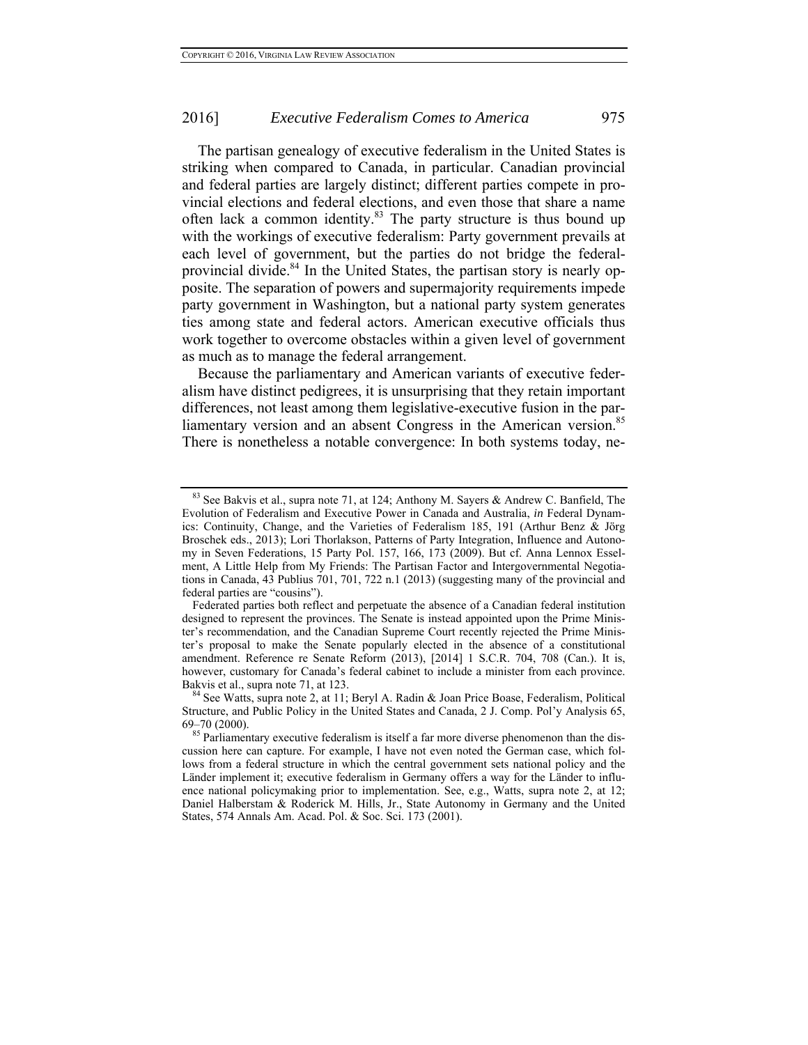The partisan genealogy of executive federalism in the United States is striking when compared to Canada, in particular. Canadian provincial and federal parties are largely distinct; different parties compete in provincial elections and federal elections, and even those that share a name often lack a common identity.[83] The party structure is thus bound up with the workings of executive federalism: Party government prevails at each level of government, but the parties do not bridge the federal-provincial divide.[84] In the United States, the partisan story is nearly opposite. The separation of powers and supermajority requirements impede party government in Washington, but a national party system generates ties among state and federal actors. American executive officials thus work together to overcome obstacles within a given level of government as much as to manage the federal arrangement.

Because the parliamentary and American variants of executive federalism have distinct pedigrees, it is unsurprising that they retain important differences, not least among them legislative-executive fusion in the parliamentary version and an absent Congress in the American version.[85] There is nonetheless a notable convergence: In both systems today, ne-

---

[83] See Bakvis et al., supra note 71, at 124; Anthony M. Sayers & Andrew C. Banfield, The Evolution of Federalism and Executive Power in Canada and Australia, *in* Federal Dynamics: Continuity, Change, and the Varieties of Federalism 185, 191 (Arthur Benz & Jörg Broschek eds., 2013); Lori Thorlakson, Patterns of Party Integration, Influence and Autonomy in Seven Federations, 15 Party Pol. 157, 166, 173 (2009). But cf. Anna Lennox Esselment, A Little Help from My Friends: The Partisan Factor and Intergovernmental Negotiations in Canada, 43 Publius 701, 701, 722 n.1 (2013) (suggesting many of the provincial and federal parties are "cousins").

Federated parties both reflect and perpetuate the absence of a Canadian federal institution designed to represent the provinces. The Senate is instead appointed upon the Prime Minister's recommendation, and the Canadian Supreme Court recently rejected the Prime Minister's proposal to make the Senate popularly elected in the absence of a constitutional amendment. Reference re Senate Reform (2013), [2014] 1 S.C.R. 704, 708 (Can.). It is, however, customary for Canada's federal cabinet to include a minister from each province. Bakvis et al., supra note 71, at 123.

[84] See Watts, supra note 2, at 11; Beryl A. Radin & Joan Price Boase, Federalism, Political Structure, and Public Policy in the United States and Canada, 2 J. Comp. Pol'y Analysis 65, 69–70 (2000).

[85] Parliamentary executive federalism is itself a far more diverse phenomenon than the discussion here can capture. For example, I have not even noted the German case, which follows from a federal structure in which the central government sets national policy and the Länder implement it; executive federalism in Germany offers a way for the Länder to influence national policymaking prior to implementation. See, e.g., Watts, supra note 2, at 12; Daniel Halberstam & Roderick M. Hills, Jr., State Autonomy in Germany and the United States, 574 Annals Am. Acad. Pol. & Soc. Sci. 173 (2001).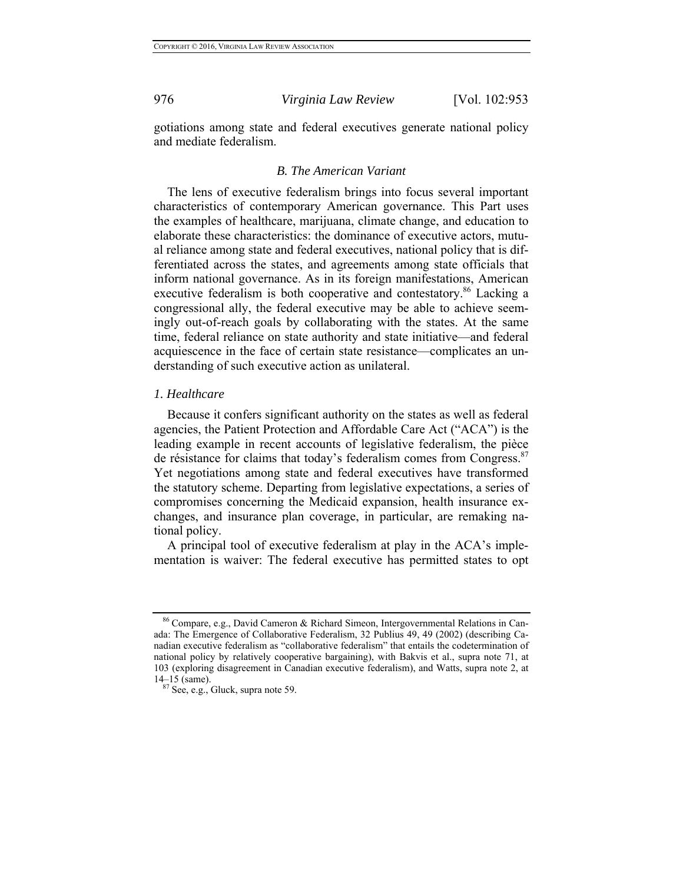gotiations among state and federal executives generate national policy and mediate federalism.

### B. The American Variant

The lens of executive federalism brings into focus several important characteristics of contemporary American governance. This Part uses the examples of healthcare, marijuana, climate change, and education to elaborate these characteristics: the dominance of executive actors, mutual reliance among state and federal executives, national policy that is differentiated across the states, and agreements among state officials that inform national governance. As in its foreign manifestations, American executive federalism is both cooperative and contestatory.[86] Lacking a congressional ally, the federal executive may be able to achieve seemingly out-of-reach goals by collaborating with the states. At the same time, federal reliance on state authority and state initiative—and federal acquiescence in the face of certain state resistance—complicates an understanding of such executive action as unilateral.

#### *1. Healthcare*

Because it confers significant authority on the states as well as federal agencies, the Patient Protection and Affordable Care Act ("ACA") is the leading example in recent accounts of legislative federalism, the pièce de résistance for claims that today's federalism comes from Congress.[87] Yet negotiations among state and federal executives have transformed the statutory scheme. Departing from legislative expectations, a series of compromises concerning the Medicaid expansion, health insurance exchanges, and insurance plan coverage, in particular, are remaking national policy.

A principal tool of executive federalism at play in the ACA's implementation is waiver: The federal executive has permitted states to opt

---

[86] Compare, e.g., David Cameron & Richard Simeon, Intergovernmental Relations in Canada: The Emergence of Collaborative Federalism, 32 Publius 49, 49 (2002) (describing Canadian executive federalism as "collaborative federalism" that entails the codetermination of national policy by relatively cooperative bargaining), with Bakvis et al., supra note 71, at 103 (exploring disagreement in Canadian executive federalism), and Watts, supra note 2, at 14–15 (same).

[87] See, e.g., Gluck, supra note 59.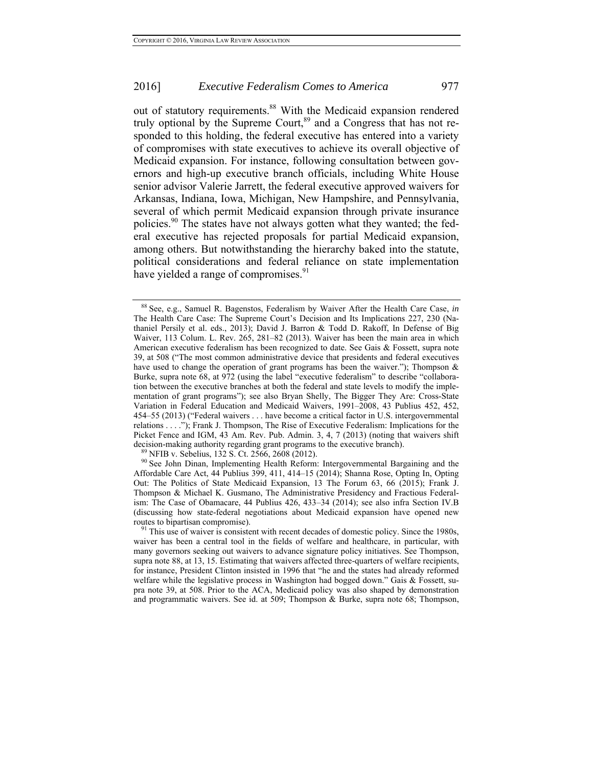out of statutory requirements.[88] With the Medicaid expansion rendered truly optional by the Supreme Court,[89] and a Congress that has not responded to this holding, the federal executive has entered into a variety of compromises with state executives to achieve its overall objective of Medicaid expansion. For instance, following consultation between governors and high-up executive branch officials, including White House senior advisor Valerie Jarrett, the federal executive approved waivers for Arkansas, Indiana, Iowa, Michigan, New Hampshire, and Pennsylvania, several of which permit Medicaid expansion through private insurance policies.[90] The states have not always gotten what they wanted; the federal executive has rejected proposals for partial Medicaid expansion, among others. But notwithstanding the hierarchy baked into the statute, political considerations and federal reliance on state implementation have yielded a range of compromises.[91]

---

[88] See, e.g., Samuel R. Bagenstos, Federalism by Waiver After the Health Care Case, *in* The Health Care Case: The Supreme Court's Decision and Its Implications 227, 230 (Nathaniel Persily et al. eds., 2013); David J. Barron & Todd D. Rakoff, In Defense of Big Waiver, 113 Colum. L. Rev. 265, 281–82 (2013). Waiver has been the main area in which American executive federalism has been recognized to date. See Gais & Fossett, supra note 39, at 508 ("The most common administrative device that presidents and federal executives have used to change the operation of grant programs has been the waiver."); Thompson & Burke, supra note 68, at 972 (using the label "executive federalism" to describe "collaboration between the executive branches at both the federal and state levels to modify the implementation of grant programs"); see also Bryan Shelly, The Bigger They Are: Cross-State Variation in Federal Education and Medicaid Waivers, 1991–2008, 43 Publius 452, 452, 454–55 (2013) ("Federal waivers . . . have become a critical factor in U.S. intergovernmental relations . . . ."); Frank J. Thompson, The Rise of Executive Federalism: Implications for the Picket Fence and IGM, 43 Am. Rev. Pub. Admin. 3, 4, 7 (2013) (noting that waivers shift decision-making authority regarding grant programs to the executive branch).

[89] NFIB v. Sebelius, 132 S. Ct. 2566, 2608 (2012).

[90] See John Dinan, Implementing Health Reform: Intergovernmental Bargaining and the Affordable Care Act, 44 Publius 399, 411, 414–15 (2014); Shanna Rose, Opting In, Opting Out: The Politics of State Medicaid Expansion, 13 The Forum 63, 66 (2015); Frank J. Thompson & Michael K. Gusmano, The Administrative Presidency and Fractious Federalism: The Case of Obamacare, 44 Publius 426, 433–34 (2014); see also infra Section IV.B (discussing how state-federal negotiations about Medicaid expansion have opened new routes to bipartisan compromise).

[91] This use of waiver is consistent with recent decades of domestic policy. Since the 1980s, waiver has been a central tool in the fields of welfare and healthcare, in particular, with many governors seeking out waivers to advance signature policy initiatives. See Thompson, supra note 88, at 13, 15. Estimating that waivers affected three-quarters of welfare recipients, for instance, President Clinton insisted in 1996 that "he and the states had already reformed welfare while the legislative process in Washington had bogged down." Gais & Fossett, supra note 39, at 508. Prior to the ACA, Medicaid policy was also shaped by demonstration and programmatic waivers. See id. at 509; Thompson & Burke, supra note 68; Thompson,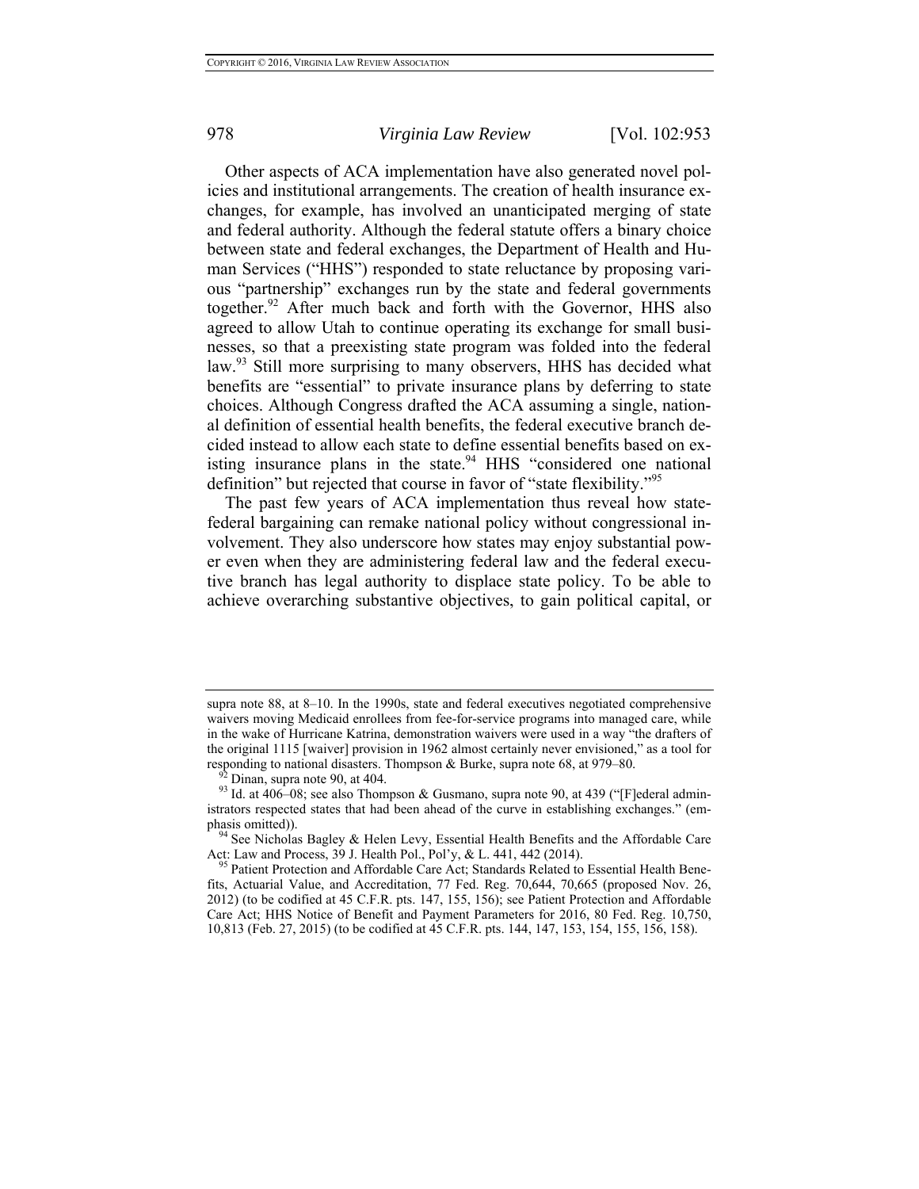Other aspects of ACA implementation have also generated novel policies and institutional arrangements. The creation of health insurance exchanges, for example, has involved an unanticipated merging of state and federal authority. Although the federal statute offers a binary choice between state and federal exchanges, the Department of Health and Human Services ("HHS") responded to state reluctance by proposing various "partnership" exchanges run by the state and federal governments together.[92] After much back and forth with the Governor, HHS also agreed to allow Utah to continue operating its exchange for small businesses, so that a preexisting state program was folded into the federal law.[93] Still more surprising to many observers, HHS has decided what benefits are "essential" to private insurance plans by deferring to state choices. Although Congress drafted the ACA assuming a single, national definition of essential health benefits, the federal executive branch decided instead to allow each state to define essential benefits based on existing insurance plans in the state.[94] HHS "considered one national definition" but rejected that course in favor of "state flexibility."[95]

The past few years of ACA implementation thus reveal how state-federal bargaining can remake national policy without congressional involvement. They also underscore how states may enjoy substantial power even when they are administering federal law and the federal executive branch has legal authority to displace state policy. To be able to achieve overarching substantive objectives, to gain political capital, or

---

supra note 88, at 8–10. In the 1990s, state and federal executives negotiated comprehensive waivers moving Medicaid enrollees from fee-for-service programs into managed care, while in the wake of Hurricane Katrina, demonstration waivers were used in a way "the drafters of the original 1115 [waiver] provision in 1962 almost certainly never envisioned," as a tool for responding to national disasters. Thompson & Burke, supra note 68, at 979–80.

[92] Dinan, supra note 90, at 404.

[93] Id. at 406–08; see also Thompson & Gusmano, supra note 90, at 439 ("[F]ederal administrators respected states that had been ahead of the curve in establishing exchanges." (emphasis omitted)).

[94] See Nicholas Bagley & Helen Levy, Essential Health Benefits and the Affordable Care Act: Law and Process, 39 J. Health Pol., Pol'y, & L. 441, 442 (2014).

[95] Patient Protection and Affordable Care Act; Standards Related to Essential Health Benefits, Actuarial Value, and Accreditation, 77 Fed. Reg. 70,644, 70,665 (proposed Nov. 26, 2012) (to be codified at 45 C.F.R. pts. 147, 155, 156); see Patient Protection and Affordable Care Act; HHS Notice of Benefit and Payment Parameters for 2016, 80 Fed. Reg. 10,750, 10,813 (Feb. 27, 2015) (to be codified at 45 C.F.R. pts. 144, 147, 153, 154, 155, 156, 158).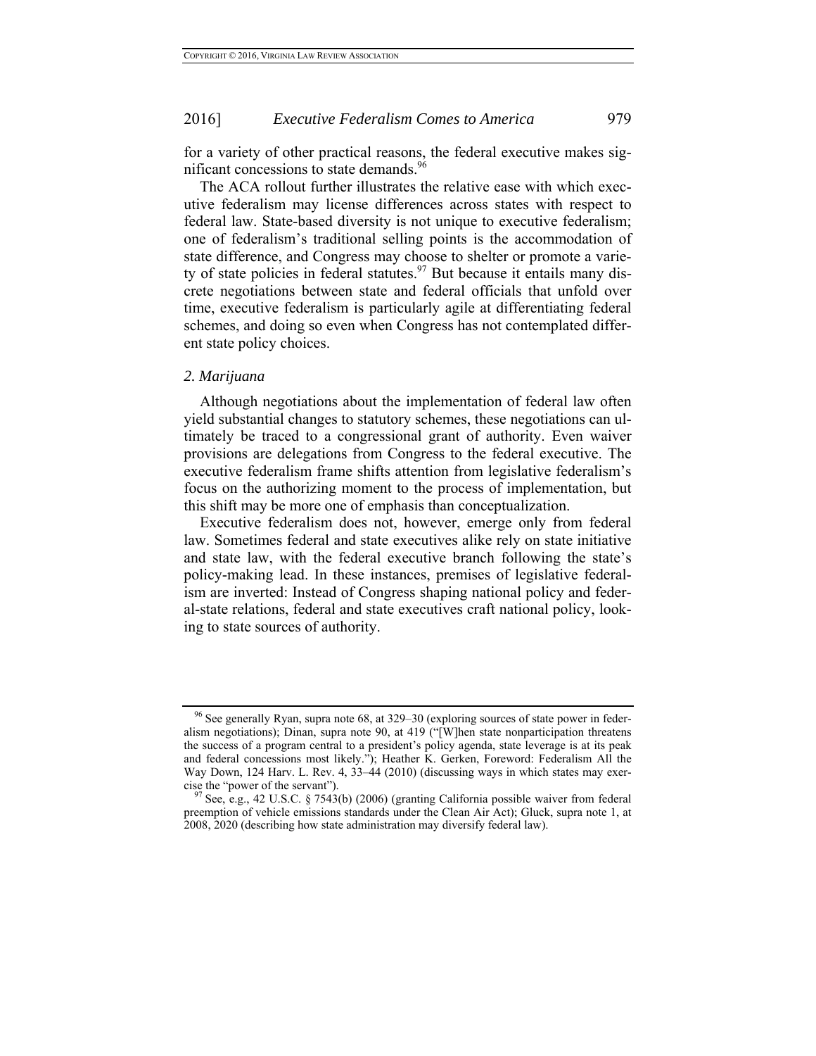for a variety of other practical reasons, the federal executive makes significant concessions to state demands.[96]

The ACA rollout further illustrates the relative ease with which executive federalism may license differences across states with respect to federal law. State-based diversity is not unique to executive federalism; one of federalism's traditional selling points is the accommodation of state difference, and Congress may choose to shelter or promote a variety of state policies in federal statutes.[97] But because it entails many discrete negotiations between state and federal officials that unfold over time, executive federalism is particularly agile at differentiating federal schemes, and doing so even when Congress has not contemplated different state policy choices.

### *2. Marijuana*

Although negotiations about the implementation of federal law often yield substantial changes to statutory schemes, these negotiations can ultimately be traced to a congressional grant of authority. Even waiver provisions are delegations from Congress to the federal executive. The executive federalism frame shifts attention from legislative federalism's focus on the authorizing moment to the process of implementation, but this shift may be more one of emphasis than conceptualization.

Executive federalism does not, however, emerge only from federal law. Sometimes federal and state executives alike rely on state initiative and state law, with the federal executive branch following the state's policy-making lead. In these instances, premises of legislative federalism are inverted: Instead of Congress shaping national policy and federal-state relations, federal and state executives craft national policy, looking to state sources of authority.

---

[96] See generally Ryan, supra note 68, at 329–30 (exploring sources of state power in federalism negotiations); Dinan, supra note 90, at 419 ("[W]hen state nonparticipation threatens the success of a program central to a president's policy agenda, state leverage is at its peak and federal concessions most likely."); Heather K. Gerken, Foreword: Federalism All the Way Down, 124 Harv. L. Rev. 4, 33–44 (2010) (discussing ways in which states may exercise the "power of the servant").

[97] See, e.g., 42 U.S.C. § 7543(b) (2006) (granting California possible waiver from federal preemption of vehicle emissions standards under the Clean Air Act); Gluck, supra note 1, at 2008, 2020 (describing how state administration may diversify federal law).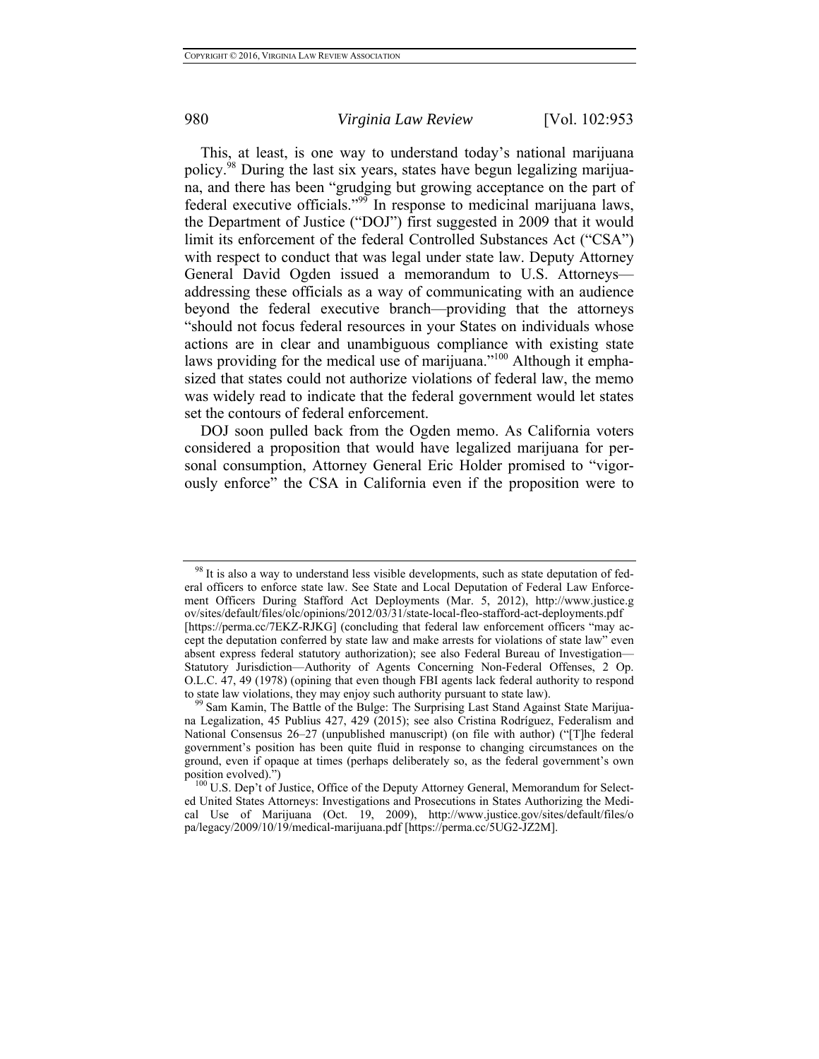This, at least, is one way to understand today's national marijuana policy.[98] During the last six years, states have begun legalizing marijuana, and there has been "grudging but growing acceptance on the part of federal executive officials."[99] In response to medicinal marijuana laws, the Department of Justice ("DOJ") first suggested in 2009 that it would limit its enforcement of the federal Controlled Substances Act ("CSA") with respect to conduct that was legal under state law. Deputy Attorney General David Ogden issued a memorandum to U.S. Attorneys—addressing these officials as a way of communicating with an audience beyond the federal executive branch—providing that the attorneys "should not focus federal resources in your States on individuals whose actions are in clear and unambiguous compliance with existing state laws providing for the medical use of marijuana."[100] Although it emphasized that states could not authorize violations of federal law, the memo was widely read to indicate that the federal government would let states set the contours of federal enforcement.

DOJ soon pulled back from the Ogden memo. As California voters considered a proposition that would have legalized marijuana for personal consumption, Attorney General Eric Holder promised to "vigorously enforce" the CSA in California even if the proposition were to

---

[98] It is also a way to understand less visible developments, such as state deputation of federal officers to enforce state law. See State and Local Deputation of Federal Law Enforcement Officers During Stafford Act Deployments (Mar. 5, 2012), http://www.justice.gov/sites/default/files/olc/opinions/2012/03/31/state-local-fleo-stafford-act-deployments.pdf [https://perma.cc/7EKZ-RJKG] (concluding that federal law enforcement officers "may accept the deputation conferred by state law and make arrests for violations of state law" even absent express federal statutory authorization); see also Federal Bureau of Investigation—Statutory Jurisdiction—Authority of Agents Concerning Non-Federal Offenses, 2 Op. O.L.C. 47, 49 (1978) (opining that even though FBI agents lack federal authority to respond to state law violations, they may enjoy such authority pursuant to state law).

[99] Sam Kamin, The Battle of the Bulge: The Surprising Last Stand Against State Marijuana Legalization, 45 Publius 427, 429 (2015); see also Cristina Rodríguez, Federalism and National Consensus 26–27 (unpublished manuscript) (on file with author) ("[T]he federal government's position has been quite fluid in response to changing circumstances on the ground, even if opaque at times (perhaps deliberately so, as the federal government's own position evolved).")

[100] U.S. Dep't of Justice, Office of the Deputy Attorney General, Memorandum for Selected United States Attorneys: Investigations and Prosecutions in States Authorizing the Medical Use of Marijuana (Oct. 19, 2009), http://www.justice.gov/sites/default/files/opa/legacy/2009/10/19/medical-marijuana.pdf [https://perma.cc/5UG2-JZ2M].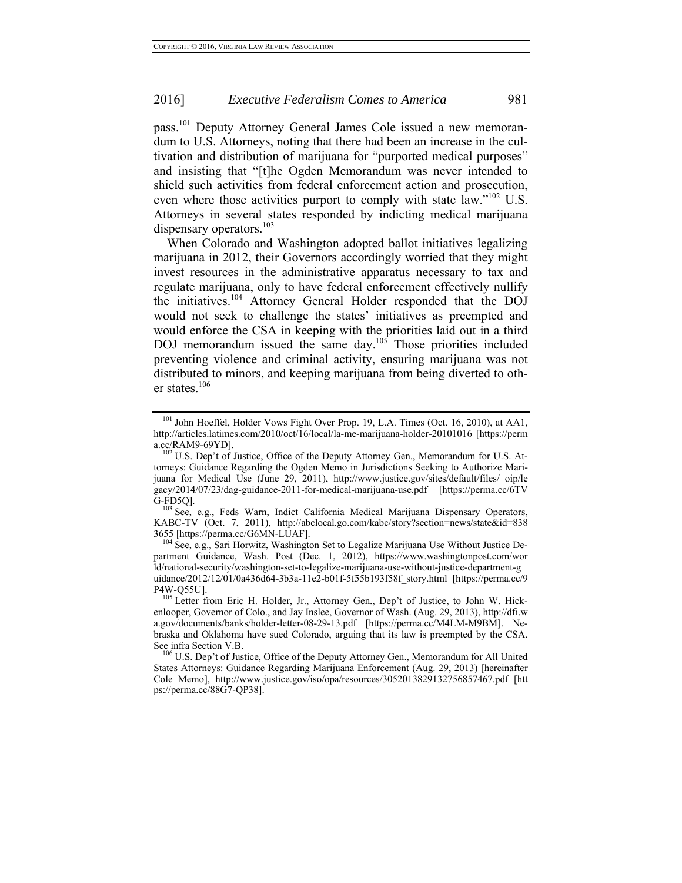pass.[101] Deputy Attorney General James Cole issued a new memorandum to U.S. Attorneys, noting that there had been an increase in the cultivation and distribution of marijuana for "purported medical purposes" and insisting that "[t]he Ogden Memorandum was never intended to shield such activities from federal enforcement action and prosecution, even where those activities purport to comply with state law."[102] U.S. Attorneys in several states responded by indicting medical marijuana dispensary operators.[103]

When Colorado and Washington adopted ballot initiatives legalizing marijuana in 2012, their Governors accordingly worried that they might invest resources in the administrative apparatus necessary to tax and regulate marijuana, only to have federal enforcement effectively nullify the initiatives.[104] Attorney General Holder responded that the DOJ would not seek to challenge the states' initiatives as preempted and would enforce the CSA in keeping with the priorities laid out in a third DOJ memorandum issued the same day.[105] Those priorities included preventing violence and criminal activity, ensuring marijuana was not distributed to minors, and keeping marijuana from being diverted to other states.[106]

---

[101] John Hoeffel, Holder Vows Fight Over Prop. 19, L.A. Times (Oct. 16, 2010), at AA1, http://articles.latimes.com/2010/oct/16/local/la-me-marijuana-holder-20101016 [https://perma.cc/RAM9-69YD].

[102] U.S. Dep't of Justice, Office of the Deputy Attorney Gen., Memorandum for U.S. Attorneys: Guidance Regarding the Ogden Memo in Jurisdictions Seeking to Authorize Marijuana for Medical Use (June 29, 2011), http://www.justice.gov/sites/default/files/oip/legacy/2014/07/23/dag-guidance-2011-for-medical-marijuana-use.pdf [https://perma.cc/6TVG-FD5Q].

[103] See, e.g., Feds Warn, Indict California Medical Marijuana Dispensary Operators, KABC-TV (Oct. 7, 2011), http://abclocal.go.com/kabc/story?section=news/state&id=8383655 [https://perma.cc/G6MN-LUAF].

[104] See, e.g., Sari Horwitz, Washington Set to Legalize Marijuana Use Without Justice Department Guidance, Wash. Post (Dec. 1, 2012), https://www.washingtonpost.com/world/national-security/washington-set-to-legalize-marijuana-use-without-justice-department-guidance/2012/12/01/0a436d64-3b3a-11e2-b01f-5f55b193f58f_story.html [https://perma.cc/9P4W-Q55U].

[105] Letter from Eric H. Holder, Jr., Attorney Gen., Dep't of Justice, to John W. Hickenlooper, Governor of Colo., and Jay Inslee, Governor of Wash. (Aug. 29, 2013), http://dfi.wa.gov/documents/banks/holder-letter-08-29-13.pdf [https://perma.cc/M4LM-M9BM]. Nebraska and Oklahoma have sued Colorado, arguing that its law is preempted by the CSA. See infra Section V.B.

[106] U.S. Dep't of Justice, Office of the Deputy Attorney Gen., Memorandum for All United States Attorneys: Guidance Regarding Marijuana Enforcement (Aug. 29, 2013) [hereinafter Cole Memo], http://www.justice.gov/iso/opa/resources/3052013829132756857467.pdf [https://perma.cc/88G7-QP38].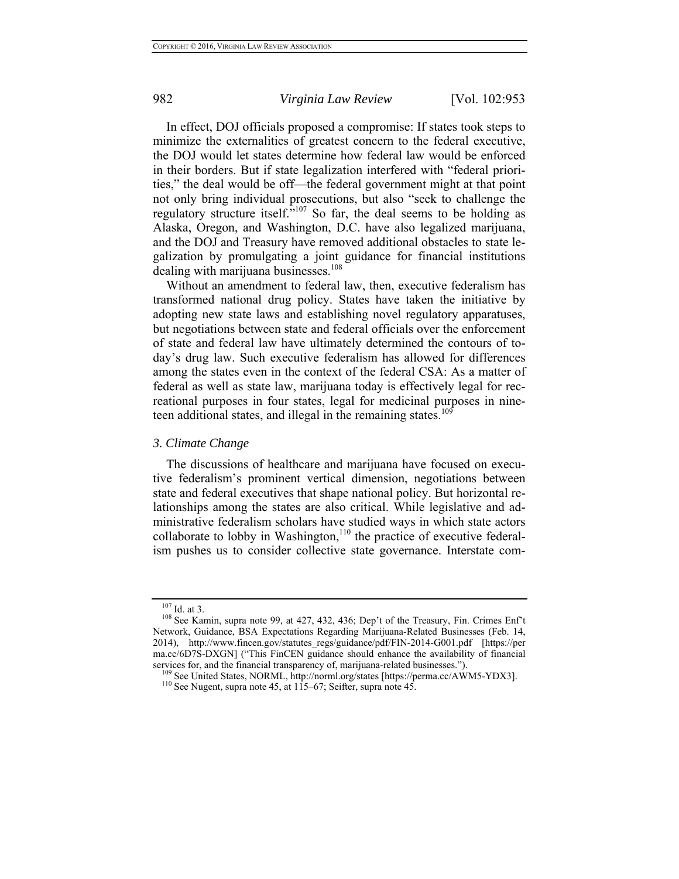In effect, DOJ officials proposed a compromise: If states took steps to minimize the externalities of greatest concern to the federal executive, the DOJ would let states determine how federal law would be enforced in their borders. But if state legalization interfered with "federal priorities," the deal would be off—the federal government might at that point not only bring individual prosecutions, but also "seek to challenge the regulatory structure itself."[107] So far, the deal seems to be holding as Alaska, Oregon, and Washington, D.C. have also legalized marijuana, and the DOJ and Treasury have removed additional obstacles to state legalization by promulgating a joint guidance for financial institutions dealing with marijuana businesses.[108]

Without an amendment to federal law, then, executive federalism has transformed national drug policy. States have taken the initiative by adopting new state laws and establishing novel regulatory apparatuses, but negotiations between state and federal officials over the enforcement of state and federal law have ultimately determined the contours of today's drug law. Such executive federalism has allowed for differences among the states even in the context of the federal CSA: As a matter of federal as well as state law, marijuana today is effectively legal for recreational purposes in four states, legal for medicinal purposes in nineteen additional states, and illegal in the remaining states.[109]

### *3. Climate Change*

The discussions of healthcare and marijuana have focused on executive federalism's prominent vertical dimension, negotiations between state and federal executives that shape national policy. But horizontal relationships among the states are also critical. While legislative and administrative federalism scholars have studied ways in which state actors collaborate to lobby in Washington,[110] the practice of executive federalism pushes us to consider collective state governance. Interstate com-

---

[107] Id. at 3.

[108] See Kamin, supra note 99, at 427, 432, 436; Dep't of the Treasury, Fin. Crimes Enf't Network, Guidance, BSA Expectations Regarding Marijuana-Related Businesses (Feb. 14, 2014), http://www.fincen.gov/statutes_regs/guidance/pdf/FIN-2014-G001.pdf [https://perma.cc/6D7S-DXGN] ("This FinCEN guidance should enhance the availability of financial services for, and the financial transparency of, marijuana-related businesses.").

[109] See United States, NORML, http://norml.org/states [https://perma.cc/AWM5-YDX3].

[110] See Nugent, supra note 45, at 115–67; Seifter, supra note 45.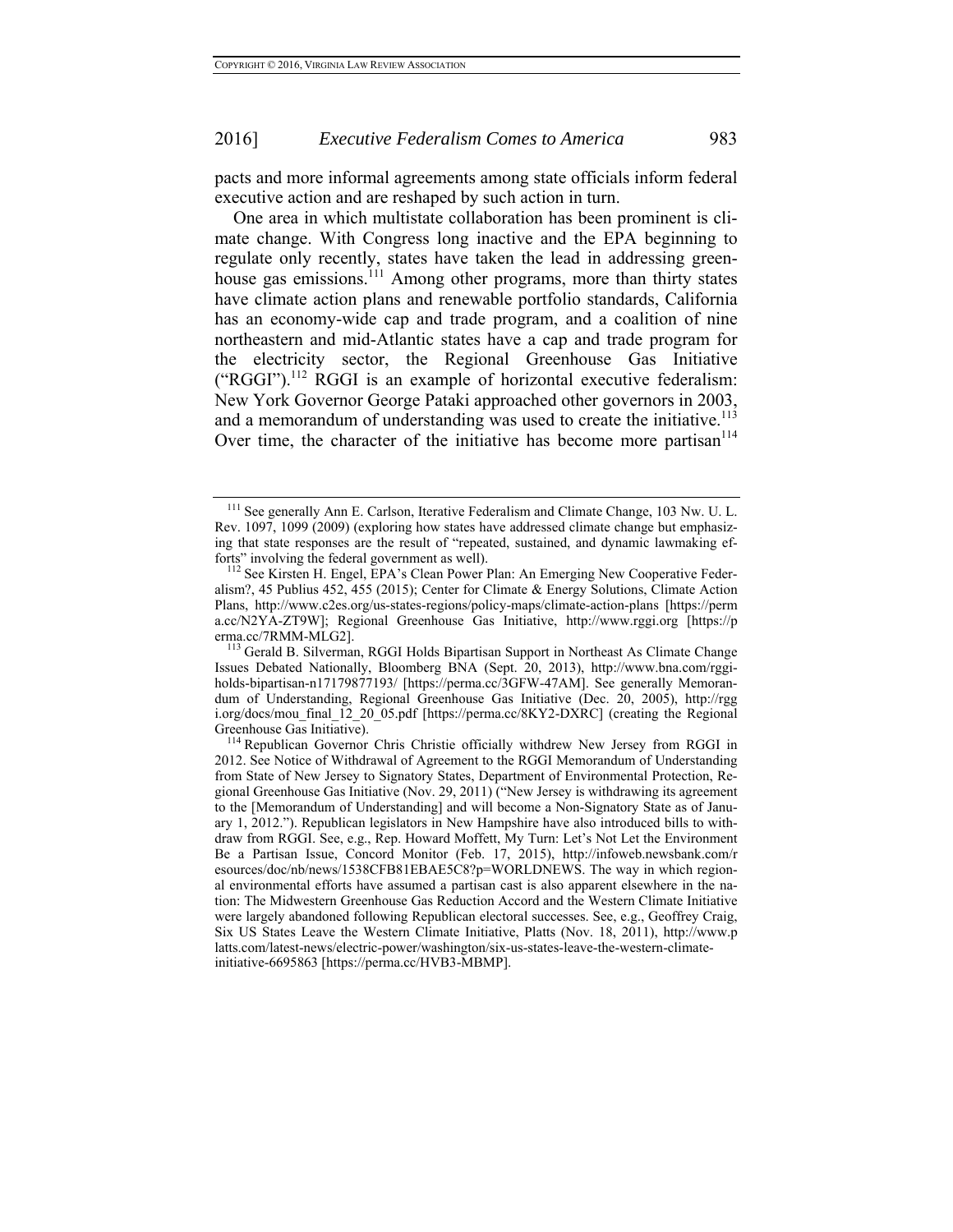pacts and more informal agreements among state officials inform federal executive action and are reshaped by such action in turn.

One area in which multistate collaboration has been prominent is climate change. With Congress long inactive and the EPA beginning to regulate only recently, states have taken the lead in addressing greenhouse gas emissions.[111] Among other programs, more than thirty states have climate action plans and renewable portfolio standards, California has an economy-wide cap and trade program, and a coalition of nine northeastern and mid-Atlantic states have a cap and trade program for the electricity sector, the Regional Greenhouse Gas Initiative ("RGGI").[112] RGGI is an example of horizontal executive federalism: New York Governor George Pataki approached other governors in 2003, and a memorandum of understanding was used to create the initiative.[113] Over time, the character of the initiative has become more partisan[114]

---

[111] See generally Ann E. Carlson, Iterative Federalism and Climate Change, 103 Nw. U. L. Rev. 1097, 1099 (2009) (exploring how states have addressed climate change but emphasizing that state responses are the result of "repeated, sustained, and dynamic lawmaking efforts" involving the federal government as well).

[112] See Kirsten H. Engel, EPA's Clean Power Plan: An Emerging New Cooperative Federalism?, 45 Publius 452, 455 (2015); Center for Climate & Energy Solutions, Climate Action Plans, http://www.c2es.org/us-states-regions/policy-maps/climate-action-plans [https://perma.cc/N2YA-ZT9W]; Regional Greenhouse Gas Initiative, http://www.rggi.org [https://perma.cc/7RMM-MLG2].

[113] Gerald B. Silverman, RGGI Holds Bipartisan Support in Northeast As Climate Change Issues Debated Nationally, Bloomberg BNA (Sept. 20, 2013), http://www.bna.com/rggi-holds-bipartisan-n17179877193/ [https://perma.cc/3GFW-47AM]. See generally Memorandum of Understanding, Regional Greenhouse Gas Initiative (Dec. 20, 2005), http://rggi.org/docs/mou_final_12_20_05.pdf [https://perma.cc/8KY2-DXRC] (creating the Regional Greenhouse Gas Initiative).

[114] Republican Governor Chris Christie officially withdrew New Jersey from RGGI in 2012. See Notice of Withdrawal of Agreement to the RGGI Memorandum of Understanding from State of New Jersey to Signatory States, Department of Environmental Protection, Regional Greenhouse Gas Initiative (Nov. 29, 2011) ("New Jersey is withdrawing its agreement to the [Memorandum of Understanding] and will become a Non-Signatory State as of January 1, 2012."). Republican legislators in New Hampshire have also introduced bills to withdraw from RGGI. See, e.g., Rep. Howard Moffett, My Turn: Let's Not Let the Environment Be a Partisan Issue, Concord Monitor (Feb. 17, 2015), http://infoweb.newsbank.com/resources/doc/nb/news/1538CFB81EBAE5C8?p=WORLDNEWS. The way in which regional environmental efforts have assumed a partisan cast is also apparent elsewhere in the nation: The Midwestern Greenhouse Gas Reduction Accord and the Western Climate Initiative were largely abandoned following Republican electoral successes. See, e.g., Geoffrey Craig, Six US States Leave the Western Climate Initiative, Platts (Nov. 18, 2011), http://www.platts.com/latest-news/electric-power/washington/six-us-states-leave-the-western-climate-initiative-6695863 [https://perma.cc/HVB3-MBMP].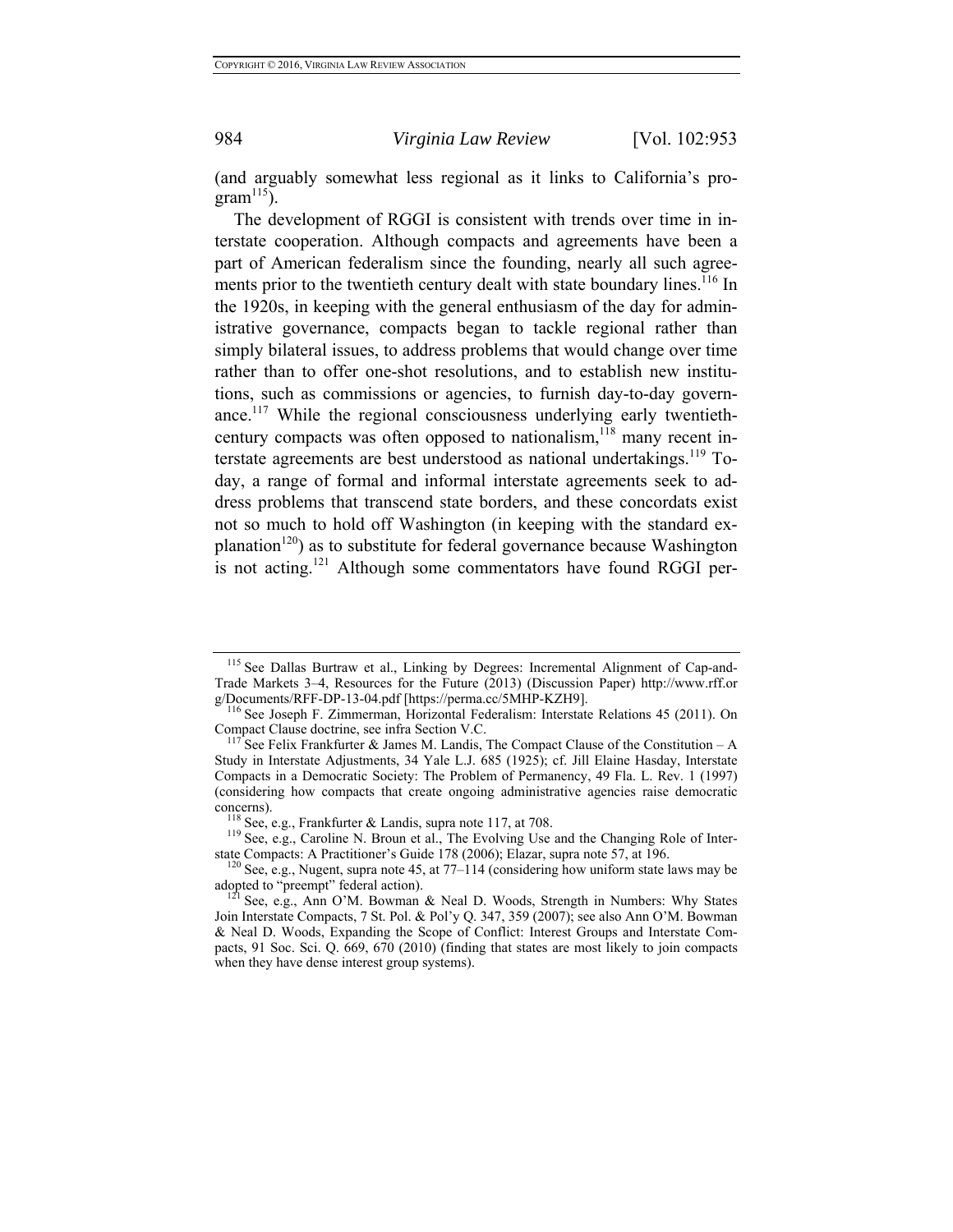(and arguably somewhat less regional as it links to California's program[115]).

The development of RGGI is consistent with trends over time in interstate cooperation. Although compacts and agreements have been a part of American federalism since the founding, nearly all such agreements prior to the twentieth century dealt with state boundary lines.[116] In the 1920s, in keeping with the general enthusiasm of the day for administrative governance, compacts began to tackle regional rather than simply bilateral issues, to address problems that would change over time rather than to offer one-shot resolutions, and to establish new institutions, such as commissions or agencies, to furnish day-to-day governance.[117] While the regional consciousness underlying early twentieth-century compacts was often opposed to nationalism,[118] many recent interstate agreements are best understood as national undertakings.[119] Today, a range of formal and informal interstate agreements seek to address problems that transcend state borders, and these concordats exist not so much to hold off Washington (in keeping with the standard explanation[120]) as to substitute for federal governance because Washington is not acting.[121] Although some commentators have found RGGI per-

---

[115] See Dallas Burtraw et al., Linking by Degrees: Incremental Alignment of Cap-and-Trade Markets 3–4, Resources for the Future (2013) (Discussion Paper) http://www.rff.org/Documents/RFF-DP-13-04.pdf [https://perma.cc/5MHP-KZH9].

[116] See Joseph F. Zimmerman, Horizontal Federalism: Interstate Relations 45 (2011). On Compact Clause doctrine, see infra Section V.C.

[117] See Felix Frankfurter & James M. Landis, The Compact Clause of the Constitution – A Study in Interstate Adjustments, 34 Yale L.J. 685 (1925); cf. Jill Elaine Hasday, Interstate Compacts in a Democratic Society: The Problem of Permanency, 49 Fla. L. Rev. 1 (1997) (considering how compacts that create ongoing administrative agencies raise democratic concerns).

[118] See, e.g., Frankfurter & Landis, supra note 117, at 708.

[119] See, e.g., Caroline N. Broun et al., The Evolving Use and the Changing Role of Interstate Compacts: A Practitioner's Guide 178 (2006); Elazar, supra note 57, at 196.

[120] See, e.g., Nugent, supra note 45, at 77–114 (considering how uniform state laws may be adopted to "preempt" federal action).

[121] See, e.g., Ann O'M. Bowman & Neal D. Woods, Strength in Numbers: Why States Join Interstate Compacts, 7 St. Pol. & Pol'y Q. 347, 359 (2007); see also Ann O'M. Bowman & Neal D. Woods, Expanding the Scope of Conflict: Interest Groups and Interstate Compacts, 91 Soc. Sci. Q. 669, 670 (2010) (finding that states are most likely to join compacts when they have dense interest group systems).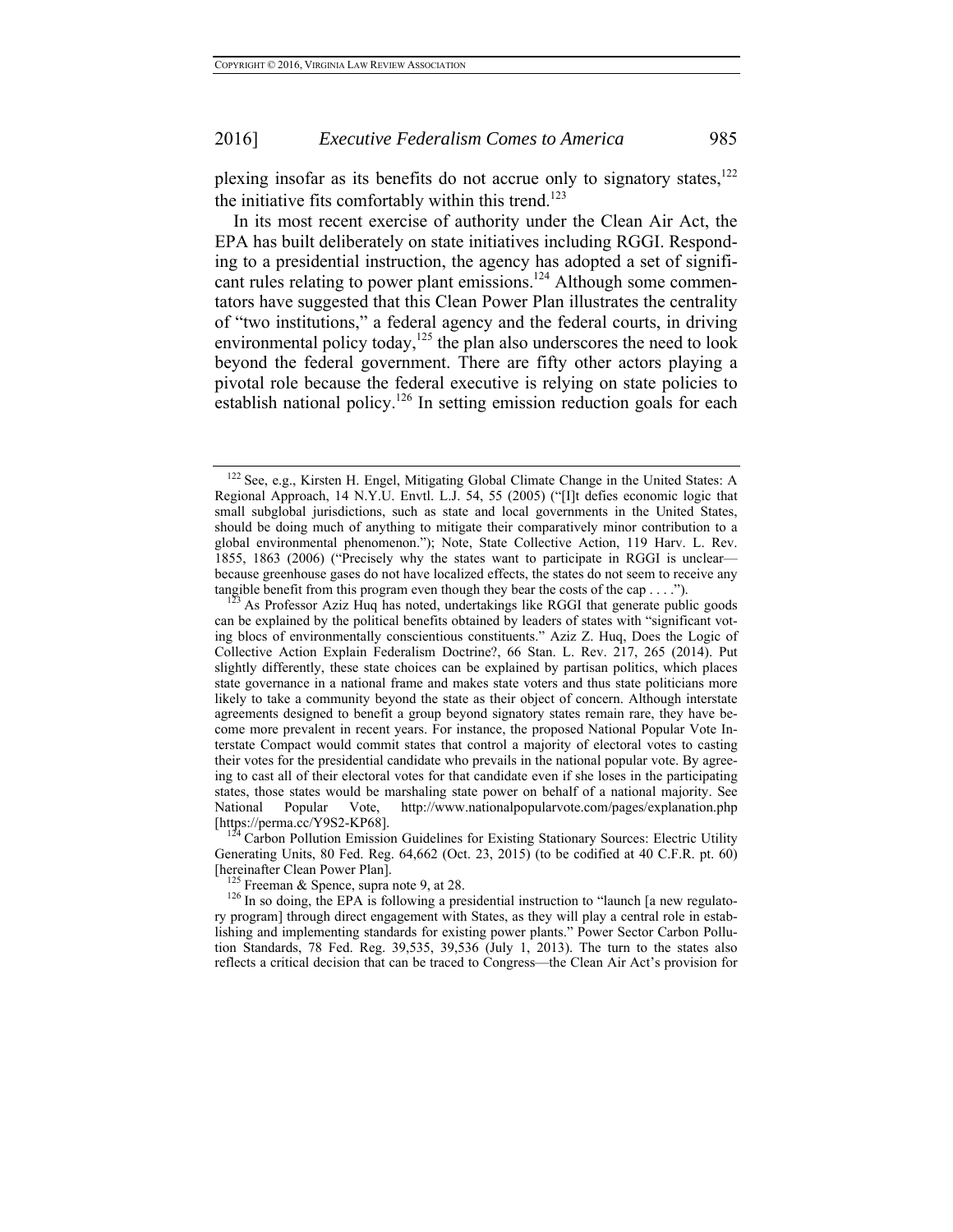plexing insofar as its benefits do not accrue only to signatory states,[122] the initiative fits comfortably within this trend.[123]

In its most recent exercise of authority under the Clean Air Act, the EPA has built deliberately on state initiatives including RGGI. Responding to a presidential instruction, the agency has adopted a set of significant rules relating to power plant emissions.[124] Although some commentators have suggested that this Clean Power Plan illustrates the centrality of "two institutions," a federal agency and the federal courts, in driving environmental policy today,[125] the plan also underscores the need to look beyond the federal government. There are fifty other actors playing a pivotal role because the federal executive is relying on state policies to establish national policy.[126] In setting emission reduction goals for each

---

[122] See, e.g., Kirsten H. Engel, Mitigating Global Climate Change in the United States: A Regional Approach, 14 N.Y.U. Envtl. L.J. 54, 55 (2005) ("[I]t defies economic logic that small subglobal jurisdictions, such as state and local governments in the United States, should be doing much of anything to mitigate their comparatively minor contribution to a global environmental phenomenon."); Note, State Collective Action, 119 Harv. L. Rev. 1855, 1863 (2006) ("Precisely why the states want to participate in RGGI is unclear—because greenhouse gases do not have localized effects, the states do not seem to receive any tangible benefit from this program even though they bear the costs of the cap . . . .").

[123] As Professor Aziz Huq has noted, undertakings like RGGI that generate public goods can be explained by the political benefits obtained by leaders of states with "significant voting blocs of environmentally conscientious constituents." Aziz Z. Huq, Does the Logic of Collective Action Explain Federalism Doctrine?, 66 Stan. L. Rev. 217, 265 (2014). Put slightly differently, these state choices can be explained by partisan politics, which places state governance in a national frame and makes state voters and thus state politicians more likely to take a community beyond the state as their object of concern. Although interstate agreements designed to benefit a group beyond signatory states remain rare, they have become more prevalent in recent years. For instance, the proposed National Popular Vote Interstate Compact would commit states that control a majority of electoral votes to casting their votes for the presidential candidate who prevails in the national popular vote. By agreeing to cast all of their electoral votes for that candidate even if she loses in the participating states, those states would be marshaling state power on behalf of a national majority. See National Popular Vote, http://www.nationalpopularvote.com/pages/explanation.php [https://perma.cc/Y9S2-KP68].

[124] Carbon Pollution Emission Guidelines for Existing Stationary Sources: Electric Utility Generating Units, 80 Fed. Reg. 64,662 (Oct. 23, 2015) (to be codified at 40 C.F.R. pt. 60) [hereinafter Clean Power Plan].

[125] Freeman & Spence, supra note 9, at 28.

[126] In so doing, the EPA is following a presidential instruction to "launch [a new regulatory program] through direct engagement with States, as they will play a central role in establishing and implementing standards for existing power plants." Power Sector Carbon Pollution Standards, 78 Fed. Reg. 39,535, 39,536 (July 1, 2013). The turn to the states also reflects a critical decision that can be traced to Congress—the Clean Air Act's provision for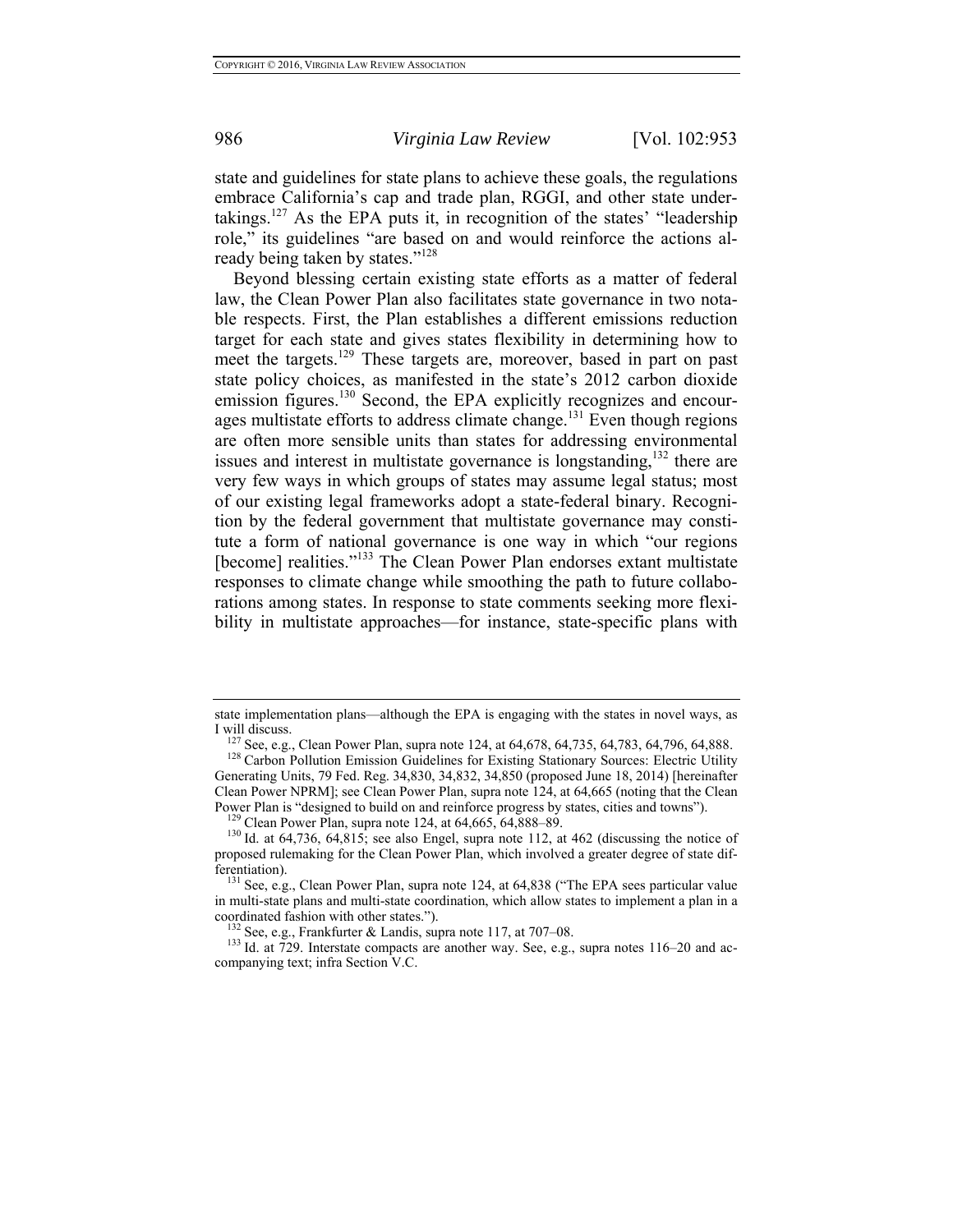state and guidelines for state plans to achieve these goals, the regulations embrace California's cap and trade plan, RGGI, and other state undertakings.[127] As the EPA puts it, in recognition of the states' "leadership role," its guidelines "are based on and would reinforce the actions already being taken by states."[128]

Beyond blessing certain existing state efforts as a matter of federal law, the Clean Power Plan also facilitates state governance in two notable respects. First, the Plan establishes a different emissions reduction target for each state and gives states flexibility in determining how to meet the targets.[129] These targets are, moreover, based in part on past state policy choices, as manifested in the state's 2012 carbon dioxide emission figures.[130] Second, the EPA explicitly recognizes and encourages multistate efforts to address climate change.[131] Even though regions are often more sensible units than states for addressing environmental issues and interest in multistate governance is longstanding,[132] there are very few ways in which groups of states may assume legal status; most of our existing legal frameworks adopt a state-federal binary. Recognition by the federal government that multistate governance may constitute a form of national governance is one way in which "our regions [become] realities."[133] The Clean Power Plan endorses extant multistate responses to climate change while smoothing the path to future collaborations among states. In response to state comments seeking more flexibility in multistate approaches—for instance, state-specific plans with

---

state implementation plans—although the EPA is engaging with the states in novel ways, as I will discuss.

[127] See, e.g., Clean Power Plan, supra note 124, at 64,678, 64,735, 64,783, 64,796, 64,888.

[128] Carbon Pollution Emission Guidelines for Existing Stationary Sources: Electric Utility Generating Units, 79 Fed. Reg. 34,830, 34,832, 34,850 (proposed June 18, 2014) [hereinafter Clean Power NPRM]; see Clean Power Plan, supra note 124, at 64,665 (noting that the Clean Power Plan is "designed to build on and reinforce progress by states, cities and towns").

[129] Clean Power Plan, supra note 124, at 64,665, 64,888–89.

[130] Id. at 64,736, 64,815; see also Engel, supra note 112, at 462 (discussing the notice of proposed rulemaking for the Clean Power Plan, which involved a greater degree of state differentiation).

[131] See, e.g., Clean Power Plan, supra note 124, at 64,838 ("The EPA sees particular value in multi-state plans and multi-state coordination, which allow states to implement a plan in a coordinated fashion with other states.").

[132] See, e.g., Frankfurter & Landis, supra note 117, at 707–08.

[133] Id. at 729. Interstate compacts are another way. See, e.g., supra notes 116–20 and accompanying text; infra Section V.C.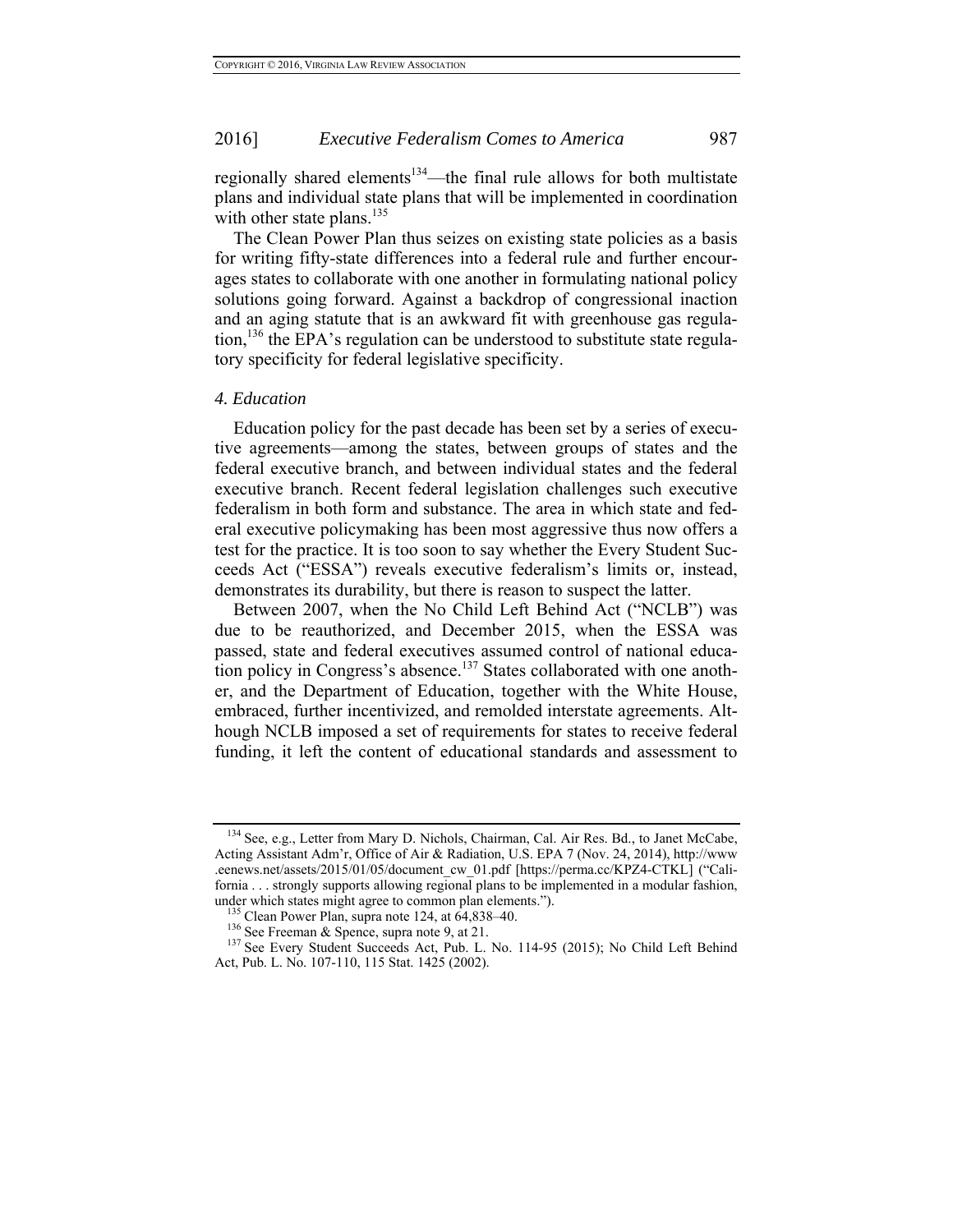regionally shared elements[134]—the final rule allows for both multistate plans and individual state plans that will be implemented in coordination with other state plans.[135]

The Clean Power Plan thus seizes on existing state policies as a basis for writing fifty-state differences into a federal rule and further encourages states to collaborate with one another in formulating national policy solutions going forward. Against a backdrop of congressional inaction and an aging statute that is an awkward fit with greenhouse gas regulation,[136] the EPA's regulation can be understood to substitute state regulatory specificity for federal legislative specificity.

### *4. Education*

Education policy for the past decade has been set by a series of executive agreements—among the states, between groups of states and the federal executive branch, and between individual states and the federal executive branch. Recent federal legislation challenges such executive federalism in both form and substance. The area in which state and federal executive policymaking has been most aggressive thus now offers a test for the practice. It is too soon to say whether the Every Student Succeeds Act ("ESSA") reveals executive federalism's limits or, instead, demonstrates its durability, but there is reason to suspect the latter.

Between 2007, when the No Child Left Behind Act ("NCLB") was due to be reauthorized, and December 2015, when the ESSA was passed, state and federal executives assumed control of national education policy in Congress's absence.[137] States collaborated with one another, and the Department of Education, together with the White House, embraced, further incentivized, and remolded interstate agreements. Although NCLB imposed a set of requirements for states to receive federal funding, it left the content of educational standards and assessment to

---

[134] See, e.g., Letter from Mary D. Nichols, Chairman, Cal. Air Res. Bd., to Janet McCabe, Acting Assistant Adm'r, Office of Air & Radiation, U.S. EPA 7 (Nov. 24, 2014), http://www.eenews.net/assets/2015/01/05/document_cw_01.pdf [https://perma.cc/KPZ4-CTKL] ("California . . . strongly supports allowing regional plans to be implemented in a modular fashion, under which states might agree to common plan elements.").

[135] Clean Power Plan, supra note 124, at 64,838–40.

[136] See Freeman & Spence, supra note 9, at 21.

[137] See Every Student Succeeds Act, Pub. L. No. 114-95 (2015); No Child Left Behind Act, Pub. L. No. 107-110, 115 Stat. 1425 (2002).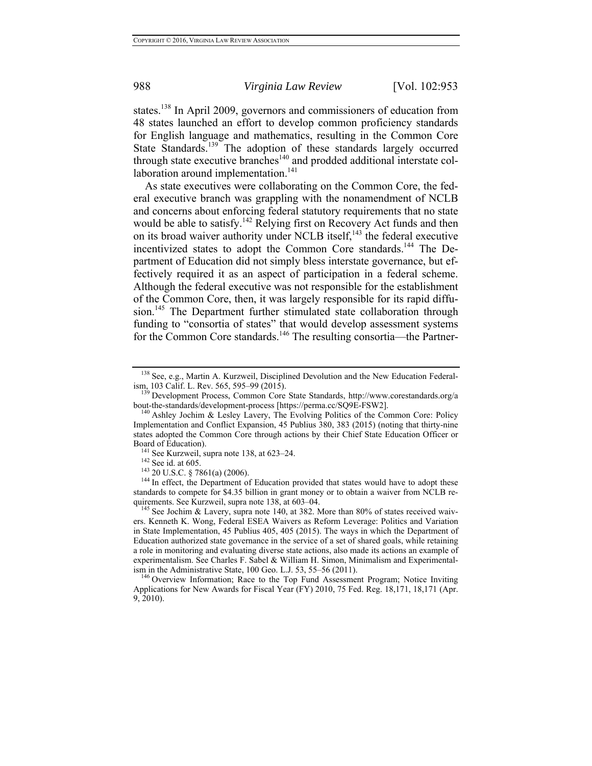states.[138] In April 2009, governors and commissioners of education from 48 states launched an effort to develop common proficiency standards for English language and mathematics, resulting in the Common Core State Standards.[139] The adoption of these standards largely occurred through state executive branches[140] and prodded additional interstate collaboration around implementation.[141]

As state executives were collaborating on the Common Core, the federal executive branch was grappling with the nonamendment of NCLB and concerns about enforcing federal statutory requirements that no state would be able to satisfy.[142] Relying first on Recovery Act funds and then on its broad waiver authority under NCLB itself,[143] the federal executive incentivized states to adopt the Common Core standards.[144] The Department of Education did not simply bless interstate governance, but effectively required it as an aspect of participation in a federal scheme. Although the federal executive was not responsible for the establishment of the Common Core, then, it was largely responsible for its rapid diffusion.[145] The Department further stimulated state collaboration through funding to "consortia of states" that would develop assessment systems for the Common Core standards.[146] The resulting consortia—the Partner-

---

[138] See, e.g., Martin A. Kurzweil, Disciplined Devolution and the New Education Federalism, 103 Calif. L. Rev. 565, 595–99 (2015).

[139] Development Process, Common Core State Standards, http://www.corestandards.org/about-the-standards/development-process [https://perma.cc/SQ9E-FSW2].

[140] Ashley Jochim & Lesley Lavery, The Evolving Politics of the Common Core: Policy Implementation and Conflict Expansion, 45 Publius 380, 383 (2015) (noting that thirty-nine states adopted the Common Core through actions by their Chief State Education Officer or Board of Education).

[141] See Kurzweil, supra note 138, at 623–24.

[142] See id. at 605.

[143] 20 U.S.C. § 7861(a) (2006).

[144] In effect, the Department of Education provided that states would have to adopt these standards to compete for $4.35 billion in grant money or to obtain a waiver from NCLB requirements. See Kurzweil, supra note 138, at 603–04.

[145] See Jochim & Lavery, supra note 140, at 382. More than 80% of states received waivers. Kenneth K. Wong, Federal ESEA Waivers as Reform Leverage: Politics and Variation in State Implementation, 45 Publius 405, 405 (2015). The ways in which the Department of Education authorized state governance in the service of a set of shared goals, while retaining a role in monitoring and evaluating diverse state actions, also made its actions an example of experimentalism. See Charles F. Sabel & William H. Simon, Minimalism and Experimentalism in the Administrative State, 100 Geo. L.J. 53, 55–56 (2011).

[146] Overview Information; Race to the Top Fund Assessment Program; Notice Inviting Applications for New Awards for Fiscal Year (FY) 2010, 75 Fed. Reg. 18,171, 18,171 (Apr. 9, 2010).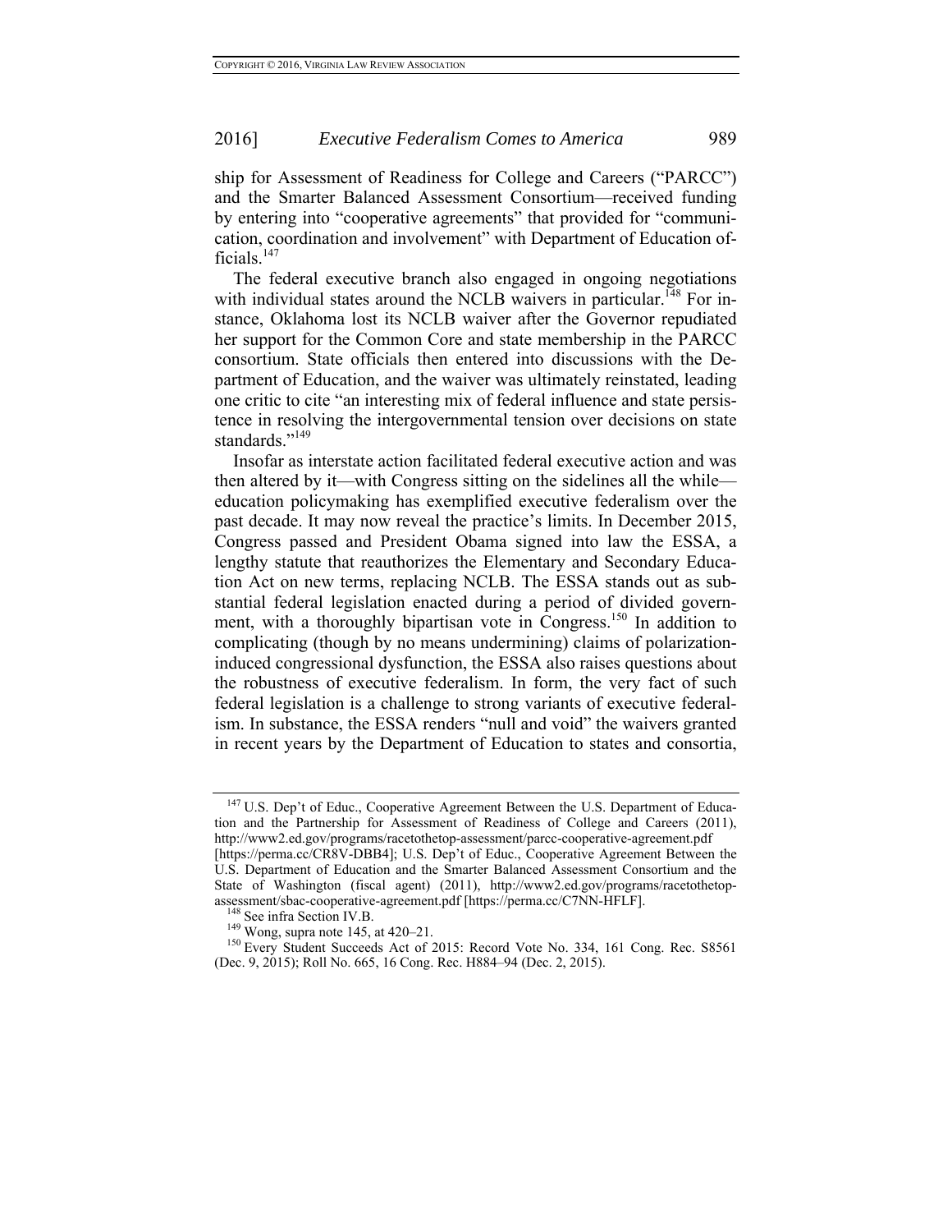ship for Assessment of Readiness for College and Careers ("PARCC") and the Smarter Balanced Assessment Consortium—received funding by entering into "cooperative agreements" that provided for "communication, coordination and involvement" with Department of Education officials.[147]

The federal executive branch also engaged in ongoing negotiations with individual states around the NCLB waivers in particular.[148] For instance, Oklahoma lost its NCLB waiver after the Governor repudiated her support for the Common Core and state membership in the PARCC consortium. State officials then entered into discussions with the Department of Education, and the waiver was ultimately reinstated, leading one critic to cite "an interesting mix of federal influence and state persistence in resolving the intergovernmental tension over decisions on state standards."[149]

Insofar as interstate action facilitated federal executive action and was then altered by it—with Congress sitting on the sidelines all the while—education policymaking has exemplified executive federalism over the past decade. It may now reveal the practice's limits. In December 2015, Congress passed and President Obama signed into law the ESSA, a lengthy statute that reauthorizes the Elementary and Secondary Education Act on new terms, replacing NCLB. The ESSA stands out as substantial federal legislation enacted during a period of divided government, with a thoroughly bipartisan vote in Congress.[150] In addition to complicating (though by no means undermining) claims of polarization-induced congressional dysfunction, the ESSA also raises questions about the robustness of executive federalism. In form, the very fact of such federal legislation is a challenge to strong variants of executive federalism. In substance, the ESSA renders "null and void" the waivers granted in recent years by the Department of Education to states and consortia,

---

[147] U.S. Dep't of Educ., Cooperative Agreement Between the U.S. Department of Education and the Partnership for Assessment of Readiness of College and Careers (2011), http://www2.ed.gov/programs/racetothetop-assessment/parcc-cooperative-agreement.pdf [https://perma.cc/CR8V-DBB4]; U.S. Dep't of Educ., Cooperative Agreement Between the U.S. Department of Education and the Smarter Balanced Assessment Consortium and the State of Washington (fiscal agent) (2011), http://www2.ed.gov/programs/racetothetop-assessment/sbac-cooperative-agreement.pdf [https://perma.cc/C7NN-HFLF].

[148] See infra Section IV.B.

[149] Wong, supra note 145, at 420–21.

[150] Every Student Succeeds Act of 2015: Record Vote No. 334, 161 Cong. Rec. S8561 (Dec. 9, 2015); Roll No. 665, 16 Cong. Rec. H884–94 (Dec. 2, 2015).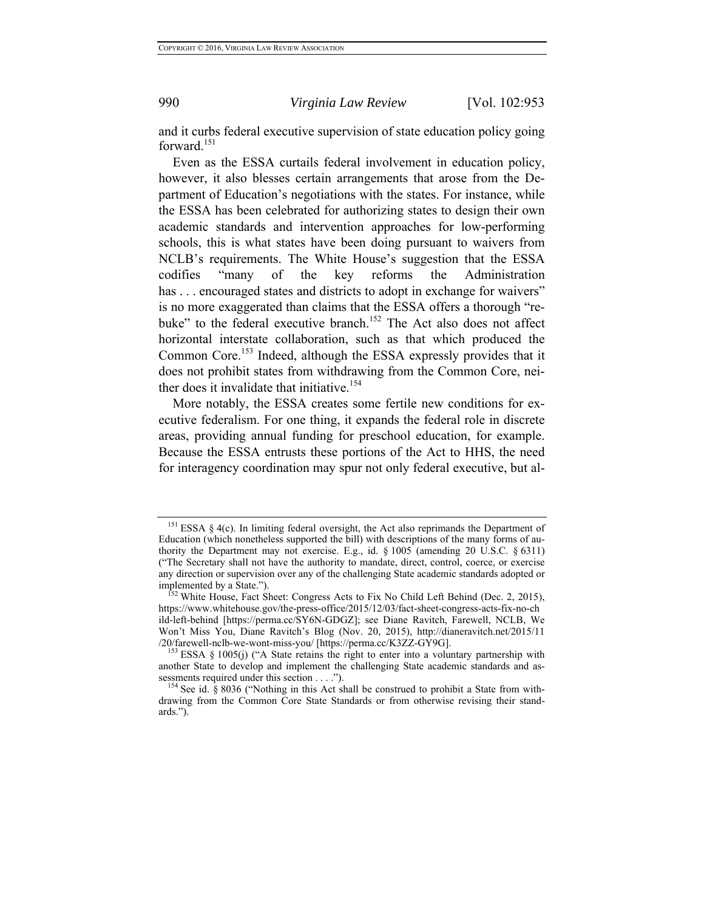and it curbs federal executive supervision of state education policy going forward.[151]

Even as the ESSA curtails federal involvement in education policy, however, it also blesses certain arrangements that arose from the Department of Education's negotiations with the states. For instance, while the ESSA has been celebrated for authorizing states to design their own academic standards and intervention approaches for low-performing schools, this is what states have been doing pursuant to waivers from NCLB's requirements. The White House's suggestion that the ESSA codifies "many of the key reforms the Administration has . . . encouraged states and districts to adopt in exchange for waivers" is no more exaggerated than claims that the ESSA offers a thorough "rebuke" to the federal executive branch.[152] The Act also does not affect horizontal interstate collaboration, such as that which produced the Common Core.[153] Indeed, although the ESSA expressly provides that it does not prohibit states from withdrawing from the Common Core, neither does it invalidate that initiative.[154]

More notably, the ESSA creates some fertile new conditions for executive federalism. For one thing, it expands the federal role in discrete areas, providing annual funding for preschool education, for example. Because the ESSA entrusts these portions of the Act to HHS, the need for interagency coordination may spur not only federal executive, but al-

---

[151] ESSA § 4(c). In limiting federal oversight, the Act also reprimands the Department of Education (which nonetheless supported the bill) with descriptions of the many forms of authority the Department may not exercise. E.g., id. § 1005 (amending 20 U.S.C. § 6311) ("The Secretary shall not have the authority to mandate, direct, control, coerce, or exercise any direction or supervision over any of the challenging State academic standards adopted or implemented by a State.").

[152] White House, Fact Sheet: Congress Acts to Fix No Child Left Behind (Dec. 2, 2015), https://www.whitehouse.gov/the-press-office/2015/12/03/fact-sheet-congress-acts-fix-no-child-left-behind [https://perma.cc/SY6N-GDGZ]; see Diane Ravitch, Farewell, NCLB, We Won't Miss You, Diane Ravitch's Blog (Nov. 20, 2015), http://dianeravitch.net/2015/11/20/farewell-nclb-we-wont-miss-you/ [https://perma.cc/K3ZZ-GY9G].

[153] ESSA § 1005(j) ("A State retains the right to enter into a voluntary partnership with another State to develop and implement the challenging State academic standards and assessments required under this section . . . .").

[154] See id. § 8036 ("Nothing in this Act shall be construed to prohibit a State from withdrawing from the Common Core State Standards or from otherwise revising their standards.").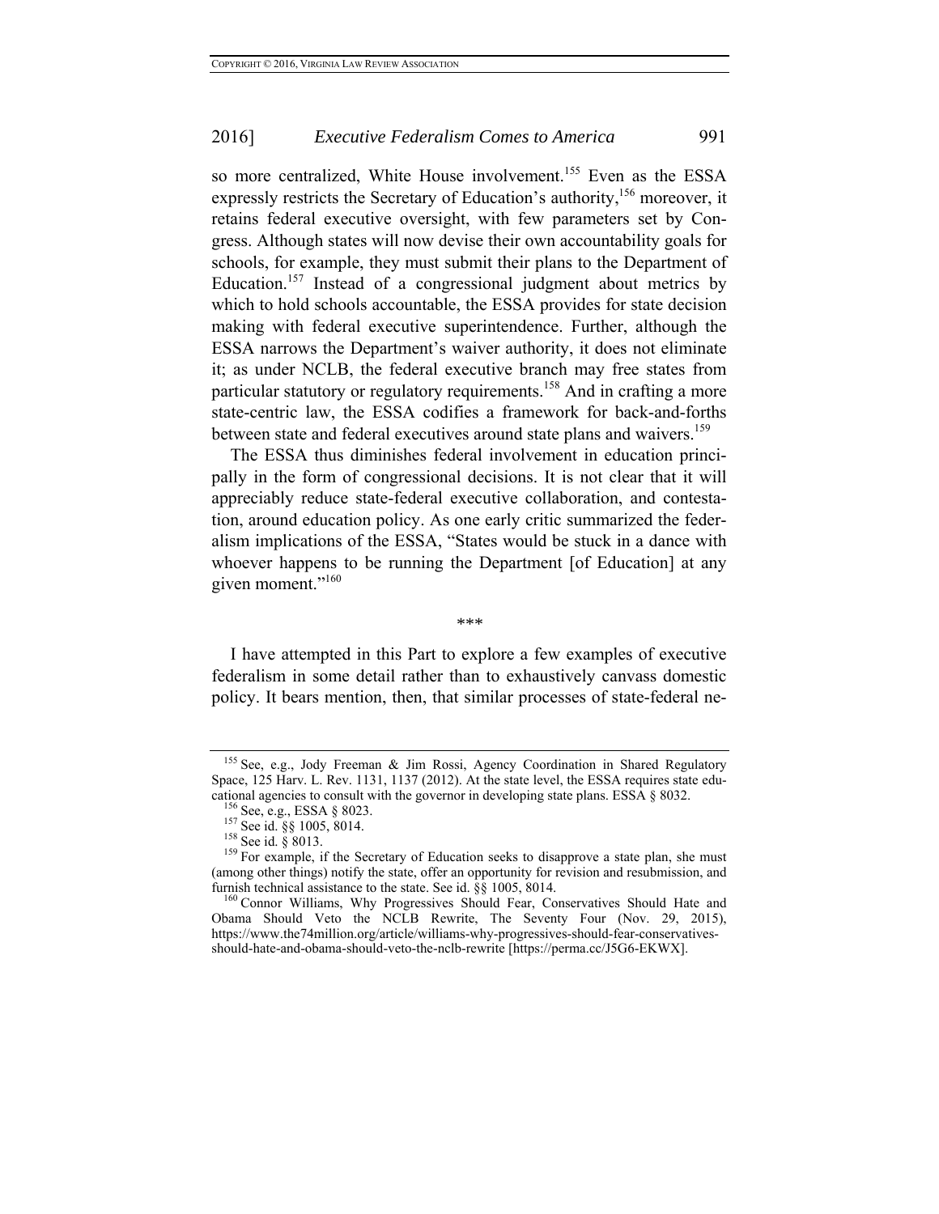so more centralized, White House involvement.[155] Even as the ESSA expressly restricts the Secretary of Education's authority,[156] moreover, it retains federal executive oversight, with few parameters set by Congress. Although states will now devise their own accountability goals for schools, for example, they must submit their plans to the Department of Education.[157] Instead of a congressional judgment about metrics by which to hold schools accountable, the ESSA provides for state decision making with federal executive superintendence. Further, although the ESSA narrows the Department's waiver authority, it does not eliminate it; as under NCLB, the federal executive branch may free states from particular statutory or regulatory requirements.[158] And in crafting a more state-centric law, the ESSA codifies a framework for back-and-forths between state and federal executives around state plans and waivers.[159]

The ESSA thus diminishes federal involvement in education principally in the form of congressional decisions. It is not clear that it will appreciably reduce state-federal executive collaboration, and contestation, around education policy. As one early critic summarized the federalism implications of the ESSA, "States would be stuck in a dance with whoever happens to be running the Department [of Education] at any given moment."[160]

\*\*\*

I have attempted in this Part to explore a few examples of executive federalism in some detail rather than to exhaustively canvass domestic policy. It bears mention, then, that similar processes of state-federal ne-

---

[155] See, e.g., Jody Freeman & Jim Rossi, Agency Coordination in Shared Regulatory Space, 125 Harv. L. Rev. 1131, 1137 (2012). At the state level, the ESSA requires state educational agencies to consult with the governor in developing state plans. ESSA § 8032.

[156] See, e.g., ESSA § 8023.

[157] See id. §§ 1005, 8014.

[158] See id. § 8013.

[159] For example, if the Secretary of Education seeks to disapprove a state plan, she must (among other things) notify the state, offer an opportunity for revision and resubmission, and furnish technical assistance to the state. See id. §§ 1005, 8014.

[160] Connor Williams, Why Progressives Should Fear, Conservatives Should Hate and Obama Should Veto the NCLB Rewrite, The Seventy Four (Nov. 29, 2015), https://www.the74million.org/article/williams-why-progressives-should-fear-conservatives-should-hate-and-obama-should-veto-the-nclb-rewrite [https://perma.cc/J5G6-EKWX].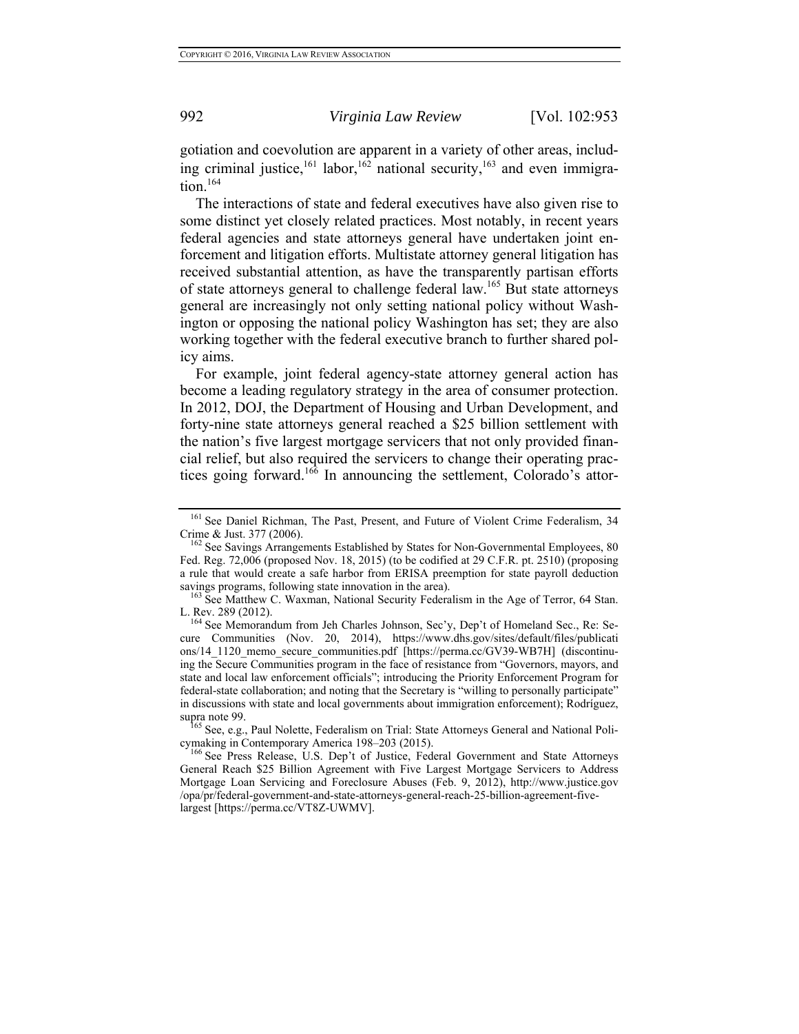gotiation and coevolution are apparent in a variety of other areas, including criminal justice,[161] labor,[162] national security,[163] and even immigration.[164]

The interactions of state and federal executives have also given rise to some distinct yet closely related practices. Most notably, in recent years federal agencies and state attorneys general have undertaken joint enforcement and litigation efforts. Multistate attorney general litigation has received substantial attention, as have the transparently partisan efforts of state attorneys general to challenge federal law.[165] But state attorneys general are increasingly not only setting national policy without Washington or opposing the national policy Washington has set; they are also working together with the federal executive branch to further shared policy aims.

For example, joint federal agency-state attorney general action has become a leading regulatory strategy in the area of consumer protection. In 2012, DOJ, the Department of Housing and Urban Development, and forty-nine state attorneys general reached a $25 billion settlement with the nation's five largest mortgage servicers that not only provided financial relief, but also required the servicers to change their operating practices going forward.[166] In announcing the settlement, Colorado's attor-

---

[161] See Daniel Richman, The Past, Present, and Future of Violent Crime Federalism, 34 Crime & Just. 377 (2006).

[162] See Savings Arrangements Established by States for Non-Governmental Employees, 80 Fed. Reg. 72,006 (proposed Nov. 18, 2015) (to be codified at 29 C.F.R. pt. 2510) (proposing a rule that would create a safe harbor from ERISA preemption for state payroll deduction savings programs, following state innovation in the area).

[163] See Matthew C. Waxman, National Security Federalism in the Age of Terror, 64 Stan. L. Rev. 289 (2012).

[164] See Memorandum from Jeh Charles Johnson, Sec'y, Dep't of Homeland Sec., Re: Secure Communities (Nov. 20, 2014), https://www.dhs.gov/sites/default/files/publications/14_1120_memo_secure_communities.pdf [https://perma.cc/GV39-WB7H] (discontinuing the Secure Communities program in the face of resistance from "Governors, mayors, and state and local law enforcement officials"; introducing the Priority Enforcement Program for federal-state collaboration; and noting that the Secretary is "willing to personally participate" in discussions with state and local governments about immigration enforcement); Rodríguez, supra note 99.

[165] See, e.g., Paul Nolette, Federalism on Trial: State Attorneys General and National Policymaking in Contemporary America 198–203 (2015).

[166] See Press Release, U.S. Dep't of Justice, Federal Government and State Attorneys General Reach $25 Billion Agreement with Five Largest Mortgage Servicers to Address Mortgage Loan Servicing and Foreclosure Abuses (Feb. 9, 2012), http://www.justice.gov/opa/pr/federal-government-and-state-attorneys-general-reach-25-billion-agreement-five-largest [https://perma.cc/VT8Z-UWMV].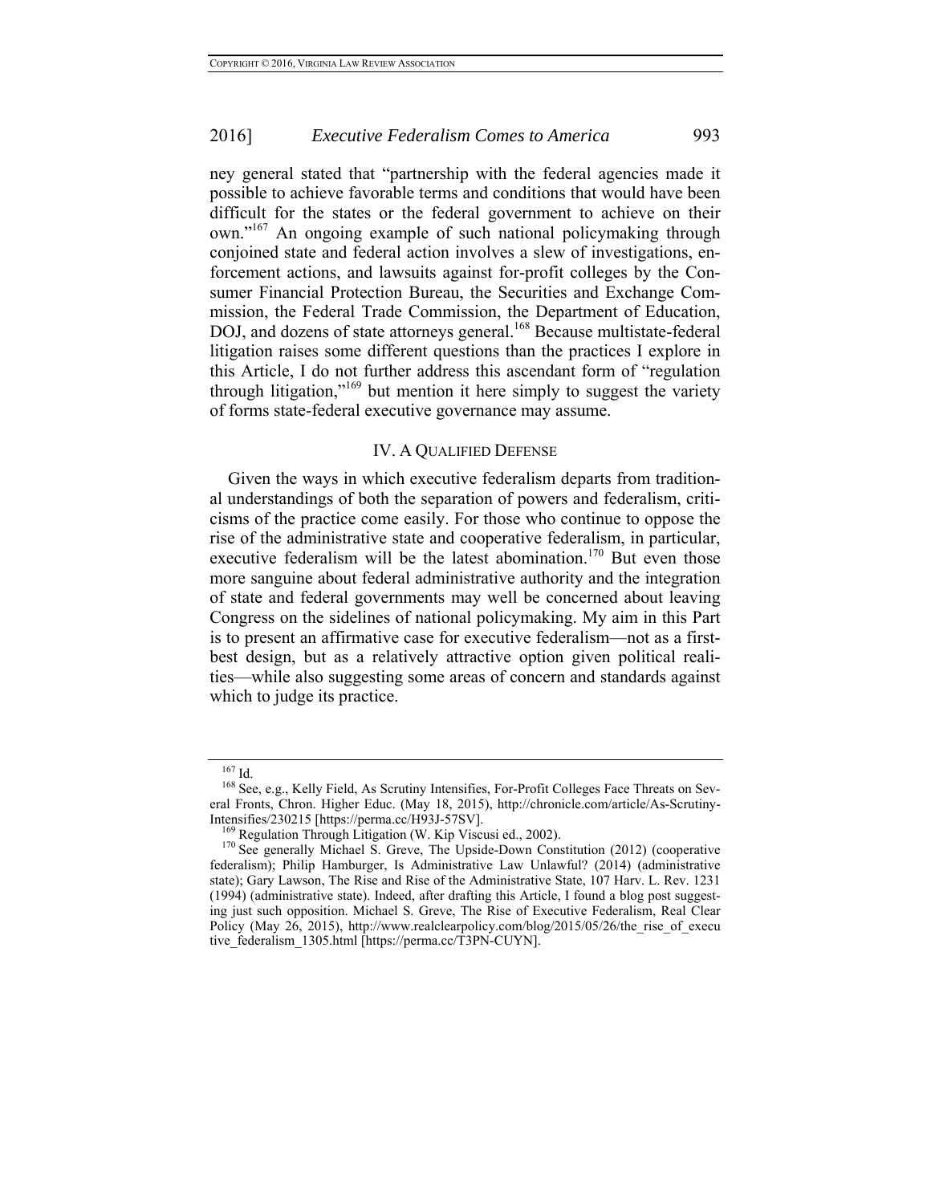ney general stated that "partnership with the federal agencies made it possible to achieve favorable terms and conditions that would have been difficult for the states or the federal government to achieve on their own."[167] An ongoing example of such national policymaking through conjoined state and federal action involves a slew of investigations, enforcement actions, and lawsuits against for-profit colleges by the Consumer Financial Protection Bureau, the Securities and Exchange Commission, the Federal Trade Commission, the Department of Education, DOJ, and dozens of state attorneys general.[168] Because multistate-federal litigation raises some different questions than the practices I explore in this Article, I do not further address this ascendant form of "regulation through litigation,"[169] but mention it here simply to suggest the variety of forms state-federal executive governance may assume.

## IV. A Qualified Defense

Given the ways in which executive federalism departs from traditional understandings of both the separation of powers and federalism, criticisms of the practice come easily. For those who continue to oppose the rise of the administrative state and cooperative federalism, in particular, executive federalism will be the latest abomination.[170] But even those more sanguine about federal administrative authority and the integration of state and federal governments may well be concerned about leaving Congress on the sidelines of national policymaking. My aim in this Part is to present an affirmative case for executive federalism—not as a first-best design, but as a relatively attractive option given political realities—while also suggesting some areas of concern and standards against which to judge its practice.

---

[167] Id.

[168] See, e.g., Kelly Field, As Scrutiny Intensifies, For-Profit Colleges Face Threats on Several Fronts, Chron. Higher Educ. (May 18, 2015), http://chronicle.com/article/As-Scrutiny-Intensifies/230215 [https://perma.cc/H93J-57SV].

[169] Regulation Through Litigation (W. Kip Viscusi ed., 2002).

[170] See generally Michael S. Greve, The Upside-Down Constitution (2012) (cooperative federalism); Philip Hamburger, Is Administrative Law Unlawful? (2014) (administrative state); Gary Lawson, The Rise and Rise of the Administrative State, 107 Harv. L. Rev. 1231 (1994) (administrative state). Indeed, after drafting this Article, I found a blog post suggesting just such opposition. Michael S. Greve, The Rise of Executive Federalism, Real Clear Policy (May 26, 2015), http://www.realclearpolicy.com/blog/2015/05/26/the_rise_of_executive_federalism_1305.html [https://perma.cc/T3PN-CUYN].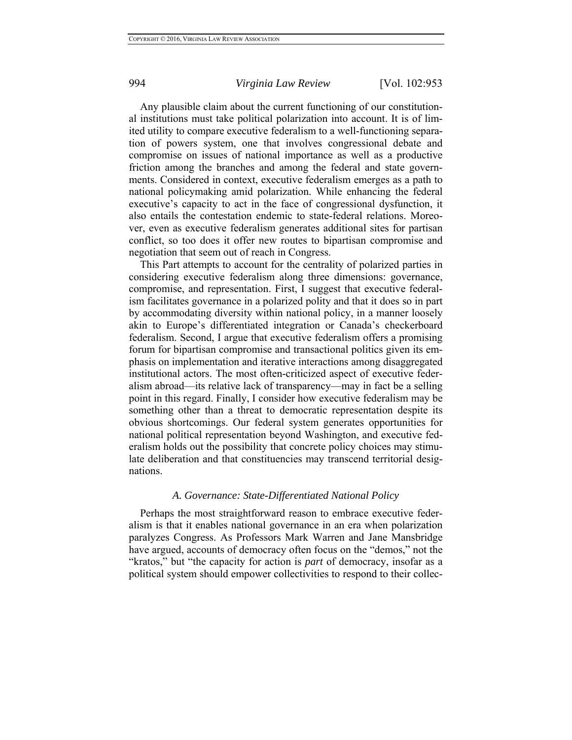Any plausible claim about the current functioning of our constitutional institutions must take political polarization into account. It is of limited utility to compare executive federalism to a well-functioning separation of powers system, one that involves congressional debate and compromise on issues of national importance as well as a productive friction among the branches and among the federal and state governments. Considered in context, executive federalism emerges as a path to national policymaking amid polarization. While enhancing the federal executive's capacity to act in the face of congressional dysfunction, it also entails the contestation endemic to state-federal relations. Moreover, even as executive federalism generates additional sites for partisan conflict, so too does it offer new routes to bipartisan compromise and negotiation that seem out of reach in Congress.

This Part attempts to account for the centrality of polarized parties in considering executive federalism along three dimensions: governance, compromise, and representation. First, I suggest that executive federalism facilitates governance in a polarized polity and that it does so in part by accommodating diversity within national policy, in a manner loosely akin to Europe's differentiated integration or Canada's checkerboard federalism. Second, I argue that executive federalism offers a promising forum for bipartisan compromise and transactional politics given its emphasis on implementation and iterative interactions among disaggregated institutional actors. The most often-criticized aspect of executive federalism abroad—its relative lack of transparency—may in fact be a selling point in this regard. Finally, I consider how executive federalism may be something other than a threat to democratic representation despite its obvious shortcomings. Our federal system generates opportunities for national political representation beyond Washington, and executive federalism holds out the possibility that concrete policy choices may stimulate deliberation and that constituencies may transcend territorial designations.

### *A. Governance: State-Differentiated National Policy*

Perhaps the most straightforward reason to embrace executive federalism is that it enables national governance in an era when polarization paralyzes Congress. As Professors Mark Warren and Jane Mansbridge have argued, accounts of democracy often focus on the "demos," not the "kratos," but "the capacity for action is *part* of democracy, insofar as a political system should empower collectivities to respond to their collec-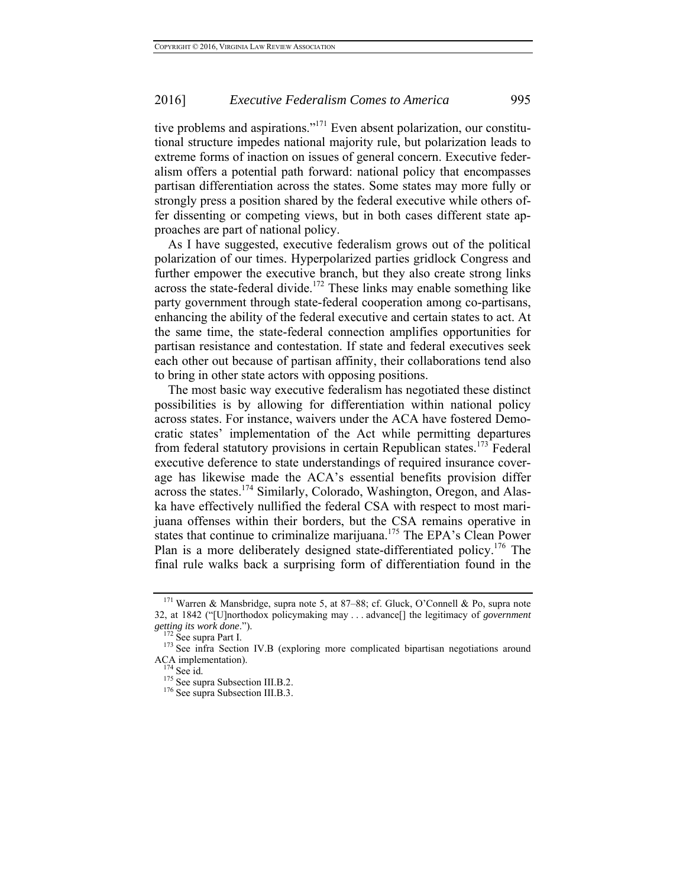tive problems and aspirations."[171] Even absent polarization, our constitutional structure impedes national majority rule, but polarization leads to extreme forms of inaction on issues of general concern. Executive federalism offers a potential path forward: national policy that encompasses partisan differentiation across the states. Some states may more fully or strongly press a position shared by the federal executive while others offer dissenting or competing views, but in both cases different state approaches are part of national policy.

As I have suggested, executive federalism grows out of the political polarization of our times. Hyperpolarized parties gridlock Congress and further empower the executive branch, but they also create strong links across the state-federal divide.[172] These links may enable something like party government through state-federal cooperation among co-partisans, enhancing the ability of the federal executive and certain states to act. At the same time, the state-federal connection amplifies opportunities for partisan resistance and contestation. If state and federal executives seek each other out because of partisan affinity, their collaborations tend also to bring in other state actors with opposing positions.

The most basic way executive federalism has negotiated these distinct possibilities is by allowing for differentiation within national policy across states. For instance, waivers under the ACA have fostered Democratic states' implementation of the Act while permitting departures from federal statutory provisions in certain Republican states.[173] Federal executive deference to state understandings of required insurance coverage has likewise made the ACA's essential benefits provision differ across the states.[174] Similarly, Colorado, Washington, Oregon, and Alaska have effectively nullified the federal CSA with respect to most marijuana offenses within their borders, but the CSA remains operative in states that continue to criminalize marijuana.[175] The EPA's Clean Power Plan is a more deliberately designed state-differentiated policy.[176] The final rule walks back a surprising form of differentiation found in the

[171] Warren & Mansbridge, supra note 5, at 87–88; cf. Gluck, O'Connell & Po, supra note 32, at 1842 ("[U]northodox policymaking may . . . advance[] the legitimacy of *government getting its work done*.").

[172] See supra Part I.

[173] See infra Section IV.B (exploring more complicated bipartisan negotiations around ACA implementation).

[174] See id.

[175] See supra Subsection III.B.2.

[176] See supra Subsection III.B.3.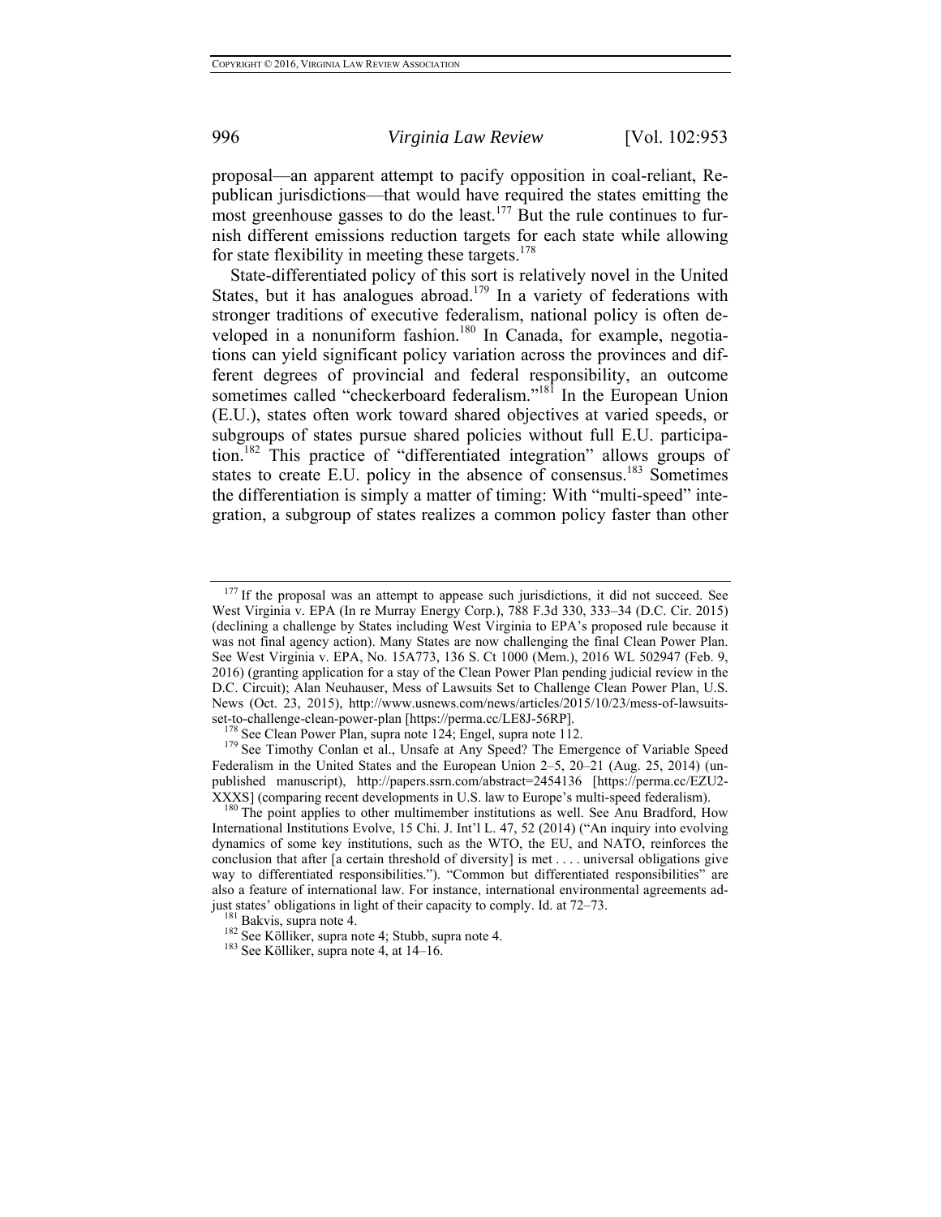proposal—an apparent attempt to pacify opposition in coal-reliant, Republican jurisdictions—that would have required the states emitting the most greenhouse gasses to do the least.[177] But the rule continues to furnish different emissions reduction targets for each state while allowing for state flexibility in meeting these targets.[178]

State-differentiated policy of this sort is relatively novel in the United States, but it has analogues abroad.[179] In a variety of federations with stronger traditions of executive federalism, national policy is often developed in a nonuniform fashion.[180] In Canada, for example, negotiations can yield significant policy variation across the provinces and different degrees of provincial and federal responsibility, an outcome sometimes called "checkerboard federalism."[181] In the European Union (E.U.), states often work toward shared objectives at varied speeds, or subgroups of states pursue shared policies without full E.U. participation.[182] This practice of "differentiated integration" allows groups of states to create E.U. policy in the absence of consensus.[183] Sometimes the differentiation is simply a matter of timing: With "multi-speed" integration, a subgroup of states realizes a common policy faster than other

---

[177] If the proposal was an attempt to appease such jurisdictions, it did not succeed. See West Virginia v. EPA (In re Murray Energy Corp.), 788 F.3d 330, 333–34 (D.C. Cir. 2015) (declining a challenge by States including West Virginia to EPA's proposed rule because it was not final agency action). Many States are now challenging the final Clean Power Plan. See West Virginia v. EPA, No. 15A773, 136 S. Ct 1000 (Mem.), 2016 WL 502947 (Feb. 9, 2016) (granting application for a stay of the Clean Power Plan pending judicial review in the D.C. Circuit); Alan Neuhauser, Mess of Lawsuits Set to Challenge Clean Power Plan, U.S. News (Oct. 23, 2015), http://www.usnews.com/news/articles/2015/10/23/mess-of-lawsuits-set-to-challenge-clean-power-plan [https://perma.cc/LE8J-56RP].

[178] See Clean Power Plan, supra note 124; Engel, supra note 112.

[179] See Timothy Conlan et al., Unsafe at Any Speed? The Emergence of Variable Speed Federalism in the United States and the European Union 2–5, 20–21 (Aug. 25, 2014) (unpublished manuscript), http://papers.ssrn.com/abstract=2454136 [https://perma.cc/EZU2-XXXS] (comparing recent developments in U.S. law to Europe's multi-speed federalism).

[180] The point applies to other multimember institutions as well. See Anu Bradford, How International Institutions Evolve, 15 Chi. J. Int'l L. 47, 52 (2014) ("An inquiry into evolving dynamics of some key institutions, such as the WTO, the EU, and NATO, reinforces the conclusion that after [a certain threshold of diversity] is met . . . . universal obligations give way to differentiated responsibilities."). "Common but differentiated responsibilities" are also a feature of international law. For instance, international environmental agreements adjust states' obligations in light of their capacity to comply. Id. at 72–73.

[181] Bakvis, supra note 4.

[182] See Kölliker, supra note 4; Stubb, supra note 4.

[183] See Kölliker, supra note 4, at 14–16.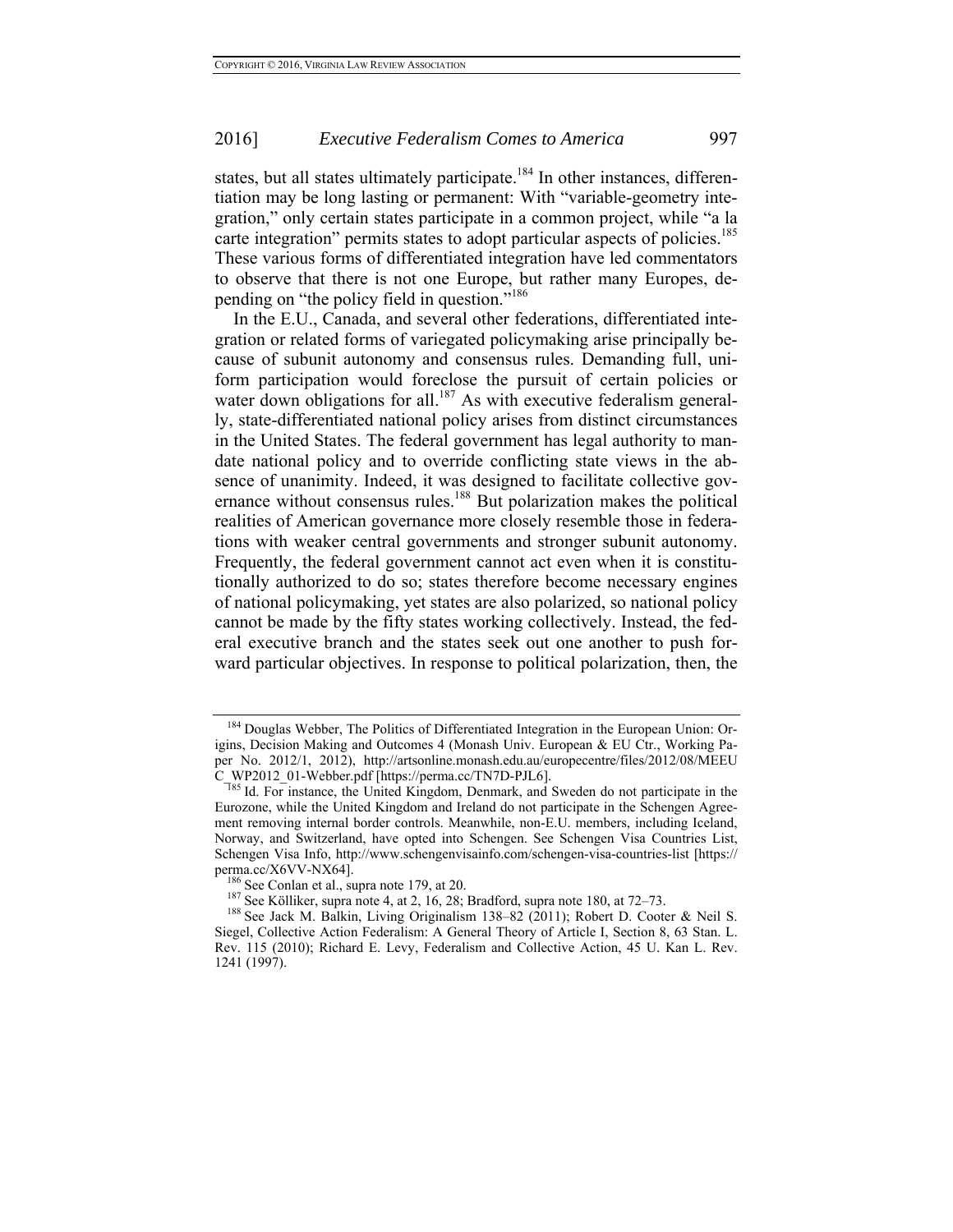states, but all states ultimately participate.[184] In other instances, differentiation may be long lasting or permanent: With "variable-geometry integration," only certain states participate in a common project, while "a la carte integration" permits states to adopt particular aspects of policies.[185] These various forms of differentiated integration have led commentators to observe that there is not one Europe, but rather many Europes, depending on "the policy field in question."[186]

In the E.U., Canada, and several other federations, differentiated integration or related forms of variegated policymaking arise principally because of subunit autonomy and consensus rules. Demanding full, uniform participation would foreclose the pursuit of certain policies or water down obligations for all.[187] As with executive federalism generally, state-differentiated national policy arises from distinct circumstances in the United States. The federal government has legal authority to mandate national policy and to override conflicting state views in the absence of unanimity. Indeed, it was designed to facilitate collective governance without consensus rules.[188] But polarization makes the political realities of American governance more closely resemble those in federations with weaker central governments and stronger subunit autonomy. Frequently, the federal government cannot act even when it is constitutionally authorized to do so; states therefore become necessary engines of national policymaking, yet states are also polarized, so national policy cannot be made by the fifty states working collectively. Instead, the federal executive branch and the states seek out one another to push forward particular objectives. In response to political polarization, then, the

---

[184] Douglas Webber, The Politics of Differentiated Integration in the European Union: Origins, Decision Making and Outcomes 4 (Monash Univ. European & EU Ctr., Working Paper No. 2012/1, 2012), http://artsonline.monash.edu.au/europecentre/files/2012/08/MEEUC_WP2012_01-Webber.pdf [https://perma.cc/TN7D-PJL6].

[185] Id. For instance, the United Kingdom, Denmark, and Sweden do not participate in the Eurozone, while the United Kingdom and Ireland do not participate in the Schengen Agreement removing internal border controls. Meanwhile, non-E.U. members, including Iceland, Norway, and Switzerland, have opted into Schengen. See Schengen Visa Countries List, Schengen Visa Info, http://www.schengenvisainfo.com/schengen-visa-countries-list [https://perma.cc/X6VV-NX64].

[186] See Conlan et al., supra note 179, at 20.

[187] See Kölliker, supra note 4, at 2, 16, 28; Bradford, supra note 180, at 72–73.

[188] See Jack M. Balkin, Living Originalism 138–82 (2011); Robert D. Cooter & Neil S. Siegel, Collective Action Federalism: A General Theory of Article I, Section 8, 63 Stan. L. Rev. 115 (2010); Richard E. Levy, Federalism and Collective Action, 45 U. Kan L. Rev. 1241 (1997).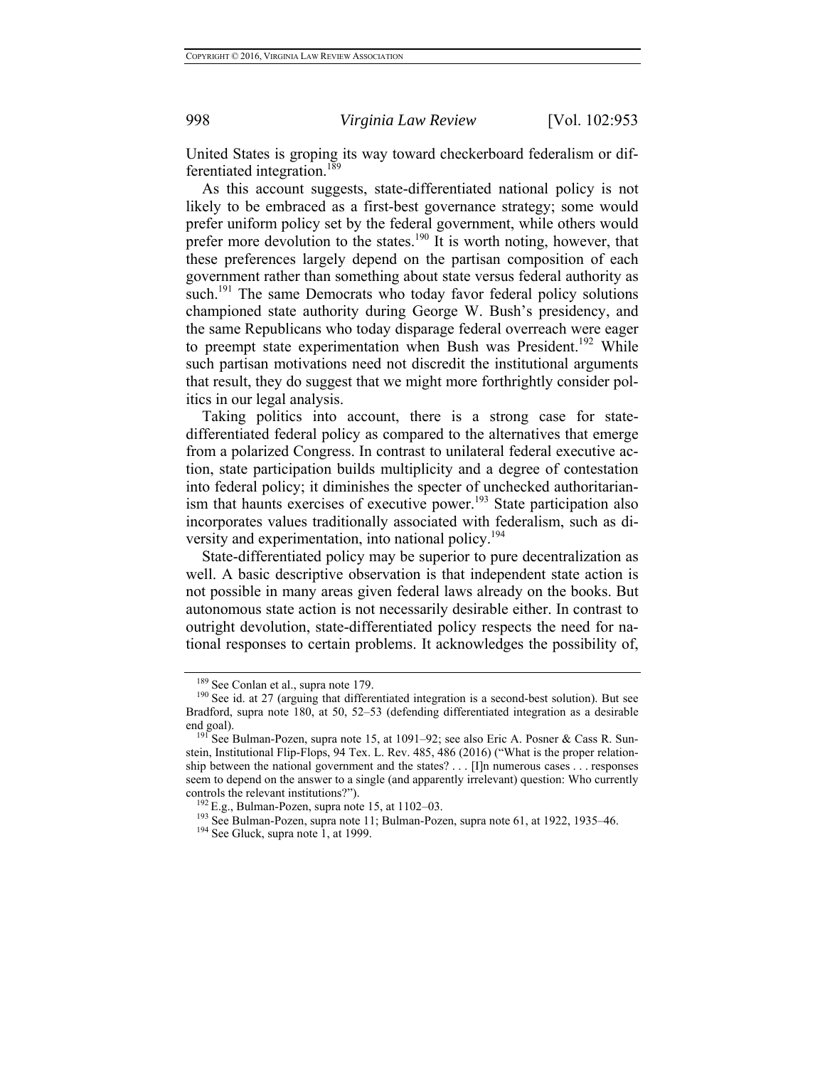United States is groping its way toward checkerboard federalism or differentiated integration.[189]

As this account suggests, state-differentiated national policy is not likely to be embraced as a first-best governance strategy; some would prefer uniform policy set by the federal government, while others would prefer more devolution to the states.[190] It is worth noting, however, that these preferences largely depend on the partisan composition of each government rather than something about state versus federal authority as such.[191] The same Democrats who today favor federal policy solutions championed state authority during George W. Bush's presidency, and the same Republicans who today disparage federal overreach were eager to preempt state experimentation when Bush was President.[192] While such partisan motivations need not discredit the institutional arguments that result, they do suggest that we might more forthrightly consider politics in our legal analysis.

Taking politics into account, there is a strong case for state-differentiated federal policy as compared to the alternatives that emerge from a polarized Congress. In contrast to unilateral federal executive action, state participation builds multiplicity and a degree of contestation into federal policy; it diminishes the specter of unchecked authoritarianism that haunts exercises of executive power.[193] State participation also incorporates values traditionally associated with federalism, such as diversity and experimentation, into national policy.[194]

State-differentiated policy may be superior to pure decentralization as well. A basic descriptive observation is that independent state action is not possible in many areas given federal laws already on the books. But autonomous state action is not necessarily desirable either. In contrast to outright devolution, state-differentiated policy respects the need for national responses to certain problems. It acknowledges the possibility of,

---

[189] See Conlan et al., supra note 179.

[190] See id. at 27 (arguing that differentiated integration is a second-best solution). But see Bradford, supra note 180, at 50, 52–53 (defending differentiated integration as a desirable end goal).

[191] See Bulman-Pozen, supra note 15, at 1091–92; see also Eric A. Posner & Cass R. Sunstein, Institutional Flip-Flops, 94 Tex. L. Rev. 485, 486 (2016) ("What is the proper relationship between the national government and the states? . . . [I]n numerous cases . . . responses seem to depend on the answer to a single (and apparently irrelevant) question: Who currently controls the relevant institutions?").

[192] E.g., Bulman-Pozen, supra note 15, at 1102–03.

[193] See Bulman-Pozen, supra note 11; Bulman-Pozen, supra note 61, at 1922, 1935–46.

[194] See Gluck, supra note 1, at 1999.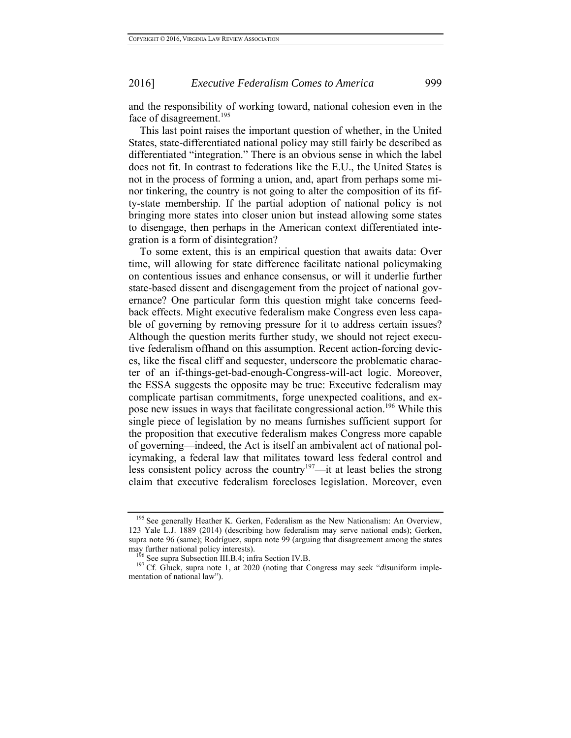and the responsibility of working toward, national cohesion even in the face of disagreement.[195]

This last point raises the important question of whether, in the United States, state-differentiated national policy may still fairly be described as differentiated "integration." There is an obvious sense in which the label does not fit. In contrast to federations like the E.U., the United States is not in the process of forming a union, and, apart from perhaps some minor tinkering, the country is not going to alter the composition of its fifty-state membership. If the partial adoption of national policy is not bringing more states into closer union but instead allowing some states to disengage, then perhaps in the American context differentiated integration is a form of disintegration?

To some extent, this is an empirical question that awaits data: Over time, will allowing for state difference facilitate national policymaking on contentious issues and enhance consensus, or will it underlie further state-based dissent and disengagement from the project of national governance? One particular form this question might take concerns feedback effects. Might executive federalism make Congress even less capable of governing by removing pressure for it to address certain issues? Although the question merits further study, we should not reject executive federalism offhand on this assumption. Recent action-forcing devices, like the fiscal cliff and sequester, underscore the problematic character of an if-things-get-bad-enough-Congress-will-act logic. Moreover, the ESSA suggests the opposite may be true: Executive federalism may complicate partisan commitments, forge unexpected coalitions, and expose new issues in ways that facilitate congressional action.[196] While this single piece of legislation by no means furnishes sufficient support for the proposition that executive federalism makes Congress more capable of governing—indeed, the Act is itself an ambivalent act of national policymaking, a federal law that militates toward less federal control and less consistent policy across the country[197]—it at least belies the strong claim that executive federalism forecloses legislation. Moreover, even

---

[195] See generally Heather K. Gerken, Federalism as the New Nationalism: An Overview, 123 Yale L.J. 1889 (2014) (describing how federalism may serve national ends); Gerken, supra note 96 (same); Rodríguez, supra note 99 (arguing that disagreement among the states may further national policy interests).

[196] See supra Subsection III.B.4; infra Section IV.B.

[197] Cf. Gluck, supra note 1, at 2020 (noting that Congress may seek "*dis*uniform implementation of national law").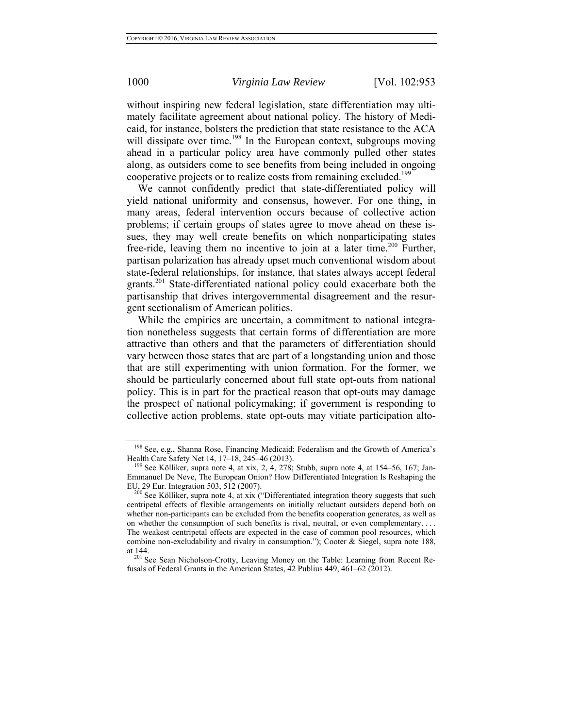without inspiring new federal legislation, state differentiation may ultimately facilitate agreement about national policy. The history of Medicaid, for instance, bolsters the prediction that state resistance to the ACA will dissipate over time.[198] In the European context, subgroups moving ahead in a particular policy area have commonly pulled other states along, as outsiders come to see benefits from being included in ongoing cooperative projects or to realize costs from remaining excluded.[199]

We cannot confidently predict that state-differentiated policy will yield national uniformity and consensus, however. For one thing, in many areas, federal intervention occurs because of collective action problems; if certain groups of states agree to move ahead on these issues, they may well create benefits on which nonparticipating states free-ride, leaving them no incentive to join at a later time.[200] Further, partisan polarization has already upset much conventional wisdom about state-federal relationships, for instance, that states always accept federal grants.[201] State-differentiated national policy could exacerbate both the partisanship that drives intergovernmental disagreement and the resurgent sectionalism of American politics.

While the empirics are uncertain, a commitment to national integration nonetheless suggests that certain forms of differentiation are more attractive than others and that the parameters of differentiation should vary between those states that are part of a longstanding union and those that are still experimenting with union formation. For the former, we should be particularly concerned about full state opt-outs from national policy. This is in part for the practical reason that opt-outs may damage the prospect of national policymaking; if government is responding to collective action problems, state opt-outs may vitiate participation alto-

---

[198] See, e.g., Shanna Rose, Financing Medicaid: Federalism and the Growth of America's Health Care Safety Net 14, 17–18, 245–46 (2013).

[199] See Kölliker, supra note 4, at xix, 2, 4, 278; Stubb, supra note 4, at 154–56, 167; Jan-Emmanuel De Neve, The European Onion? How Differentiated Integration Is Reshaping the EU, 29 Eur. Integration 503, 512 (2007).

[200] See Kölliker, supra note 4, at xix ("Differentiated integration theory suggests that such centripetal effects of flexible arrangements on initially reluctant outsiders depend both on whether non-participants can be excluded from the benefits cooperation generates, as well as on whether the consumption of such benefits is rival, neutral, or even complementary. . . . The weakest centripetal effects are expected in the case of common pool resources, which combine non-excludability and rivalry in consumption."); Cooter & Siegel, supra note 188, at 144.

[201] See Sean Nicholson-Crotty, Leaving Money on the Table: Learning from Recent Refusals of Federal Grants in the American States, 42 Publius 449, 461–62 (2012).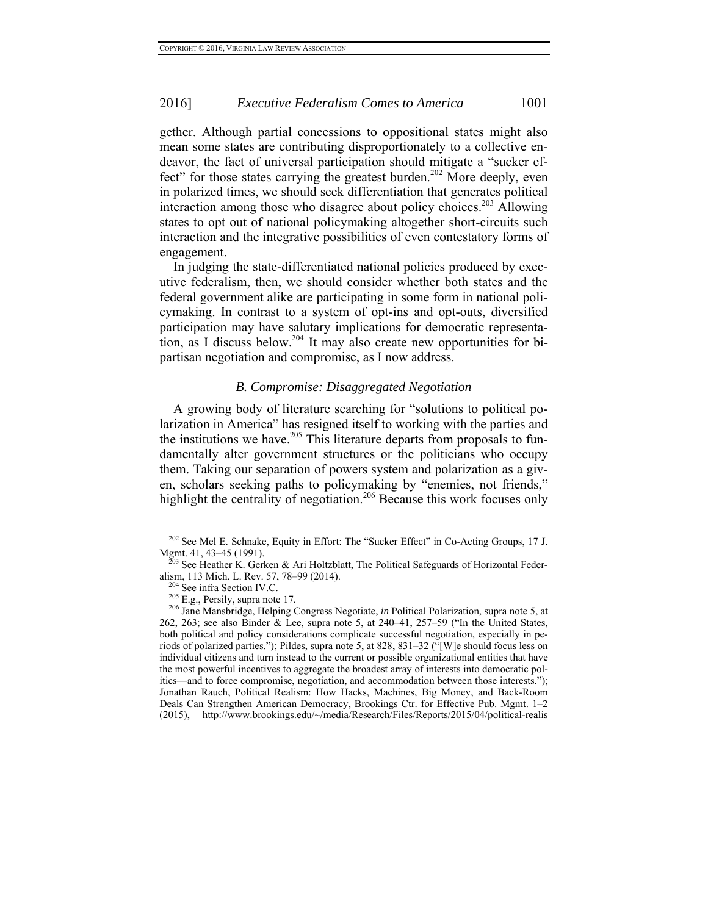gether. Although partial concessions to oppositional states might also mean some states are contributing disproportionately to a collective endeavor, the fact of universal participation should mitigate a "sucker effect" for those states carrying the greatest burden.[202] More deeply, even in polarized times, we should seek differentiation that generates political interaction among those who disagree about policy choices.[203] Allowing states to opt out of national policymaking altogether short-circuits such interaction and the integrative possibilities of even contestatory forms of engagement.

In judging the state-differentiated national policies produced by executive federalism, then, we should consider whether both states and the federal government alike are participating in some form in national policymaking. In contrast to a system of opt-ins and opt-outs, diversified participation may have salutary implications for democratic representation, as I discuss below.[204] It may also create new opportunities for bipartisan negotiation and compromise, as I now address.

### *B. Compromise: Disaggregated Negotiation*

A growing body of literature searching for "solutions to political polarization in America" has resigned itself to working with the parties and the institutions we have.[205] This literature departs from proposals to fundamentally alter government structures or the politicians who occupy them. Taking our separation of powers system and polarization as a given, scholars seeking paths to policymaking by "enemies, not friends," highlight the centrality of negotiation.[206] Because this work focuses only

---

[202] See Mel E. Schnake, Equity in Effort: The "Sucker Effect" in Co-Acting Groups, 17 J. Mgmt. 41, 43–45 (1991).

[203] See Heather K. Gerken & Ari Holtzblatt, The Political Safeguards of Horizontal Federalism, 113 Mich. L. Rev. 57, 78–99 (2014).

[204] See infra Section IV.C.

[205] E.g., Persily, supra note 17.

[206] Jane Mansbridge, Helping Congress Negotiate, *in* Political Polarization, supra note 5, at 262, 263; see also Binder & Lee, supra note 5, at 240–41, 257–59 ("In the United States, both political and policy considerations complicate successful negotiation, especially in periods of polarized parties."); Pildes, supra note 5, at 828, 831–32 ("[W]e should focus less on individual citizens and turn instead to the current or possible organizational entities that have the most powerful incentives to aggregate the broadest array of interests into democratic politics—and to force compromise, negotiation, and accommodation between those interests."); Jonathan Rauch, Political Realism: How Hacks, Machines, Big Money, and Back-Room Deals Can Strengthen American Democracy, Brookings Ctr. for Effective Pub. Mgmt. 1–2 (2015), http://www.brookings.edu/~/media/Research/Files/Reports/2015/04/political-realis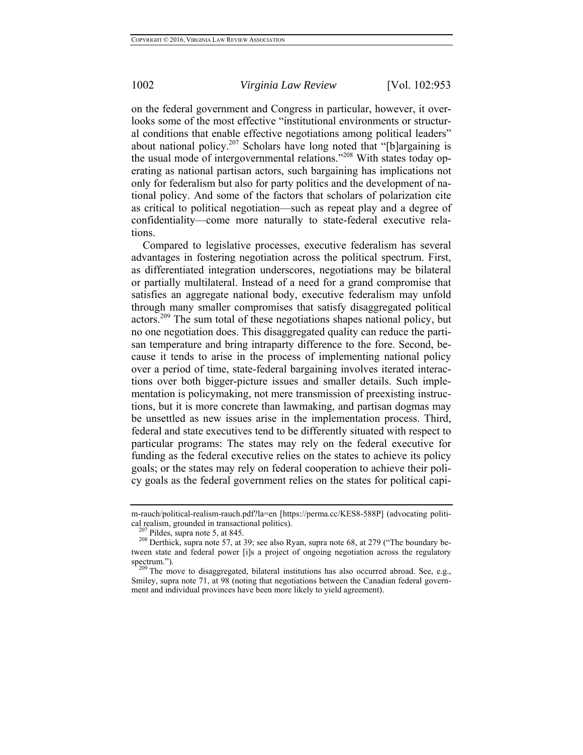on the federal government and Congress in particular, however, it overlooks some of the most effective "institutional environments or structural conditions that enable effective negotiations among political leaders" about national policy.[207] Scholars have long noted that "[b]argaining is the usual mode of intergovernmental relations."[208] With states today operating as national partisan actors, such bargaining has implications not only for federalism but also for party politics and the development of national policy. And some of the factors that scholars of polarization cite as critical to political negotiation—such as repeat play and a degree of confidentiality—come more naturally to state-federal executive relations.

Compared to legislative processes, executive federalism has several advantages in fostering negotiation across the political spectrum. First, as differentiated integration underscores, negotiations may be bilateral or partially multilateral. Instead of a need for a grand compromise that satisfies an aggregate national body, executive federalism may unfold through many smaller compromises that satisfy disaggregated political actors.[209] The sum total of these negotiations shapes national policy, but no one negotiation does. This disaggregated quality can reduce the partisan temperature and bring intraparty difference to the fore. Second, because it tends to arise in the process of implementing national policy over a period of time, state-federal bargaining involves iterated interactions over both bigger-picture issues and smaller details. Such implementation is policymaking, not mere transmission of preexisting instructions, but it is more concrete than lawmaking, and partisan dogmas may be unsettled as new issues arise in the implementation process. Third, federal and state executives tend to be differently situated with respect to particular programs: The states may rely on the federal executive for funding as the federal executive relies on the states to achieve its policy goals; or the states may rely on federal cooperation to achieve their policy goals as the federal government relies on the states for political capi-

---

m-rauch/political-realism-rauch.pdf?la=en [https://perma.cc/KES8-588P] (advocating political realism, grounded in transactional politics).

[207] Pildes, supra note 5, at 845.

[208] Derthick, supra note 57, at 39; see also Ryan, supra note 68, at 279 ("The boundary between state and federal power [i]s a project of ongoing negotiation across the regulatory spectrum.").

[209] The move to disaggregated, bilateral institutions has also occurred abroad. See, e.g., Smiley, supra note 71, at 98 (noting that negotiations between the Canadian federal government and individual provinces have been more likely to yield agreement).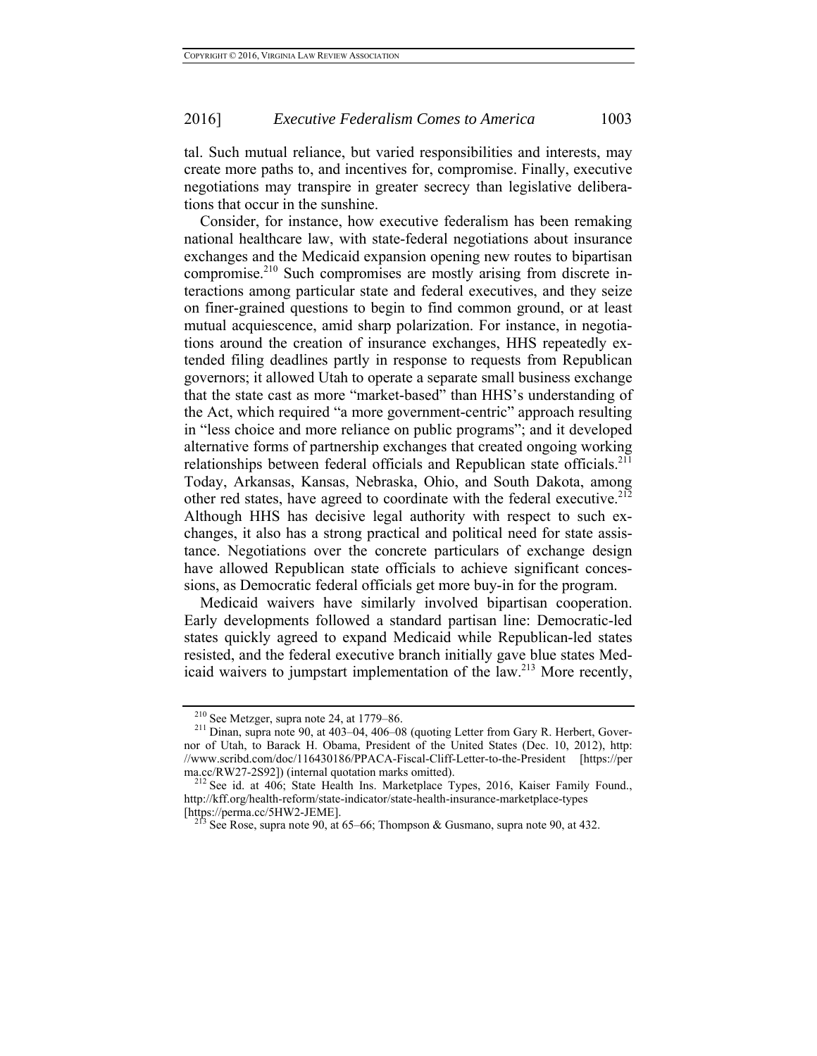tal. Such mutual reliance, but varied responsibilities and interests, may create more paths to, and incentives for, compromise. Finally, executive negotiations may transpire in greater secrecy than legislative deliberations that occur in the sunshine.

Consider, for instance, how executive federalism has been remaking national healthcare law, with state-federal negotiations about insurance exchanges and the Medicaid expansion opening new routes to bipartisan compromise.[210] Such compromises are mostly arising from discrete interactions among particular state and federal executives, and they seize on finer-grained questions to begin to find common ground, or at least mutual acquiescence, amid sharp polarization. For instance, in negotiations around the creation of insurance exchanges, HHS repeatedly extended filing deadlines partly in response to requests from Republican governors; it allowed Utah to operate a separate small business exchange that the state cast as more "market-based" than HHS's understanding of the Act, which required "a more government-centric" approach resulting in "less choice and more reliance on public programs"; and it developed alternative forms of partnership exchanges that created ongoing working relationships between federal officials and Republican state officials.[211] Today, Arkansas, Kansas, Nebraska, Ohio, and South Dakota, among other red states, have agreed to coordinate with the federal executive.[212] Although HHS has decisive legal authority with respect to such exchanges, it also has a strong practical and political need for state assistance. Negotiations over the concrete particulars of exchange design have allowed Republican state officials to achieve significant concessions, as Democratic federal officials get more buy-in for the program.

Medicaid waivers have similarly involved bipartisan cooperation. Early developments followed a standard partisan line: Democratic-led states quickly agreed to expand Medicaid while Republican-led states resisted, and the federal executive branch initially gave blue states Medicaid waivers to jumpstart implementation of the law.[213] More recently,

---

[210] See Metzger, supra note 24, at 1779–86.

[211] Dinan, supra note 90, at 403–04, 406–08 (quoting Letter from Gary R. Herbert, Governor of Utah, to Barack H. Obama, President of the United States (Dec. 10, 2012), http://www.scribd.com/doc/116430186/PPACA-Fiscal-Cliff-Letter-to-the-President [https://perma.cc/RW27-2S92]) (internal quotation marks omitted).

[212] See id. at 406; State Health Ins. Marketplace Types, 2016, Kaiser Family Found., http://kff.org/health-reform/state-indicator/state-health-insurance-marketplace-types [https://perma.cc/5HW2-JEME].

[213] See Rose, supra note 90, at 65–66; Thompson & Gusmano, supra note 90, at 432.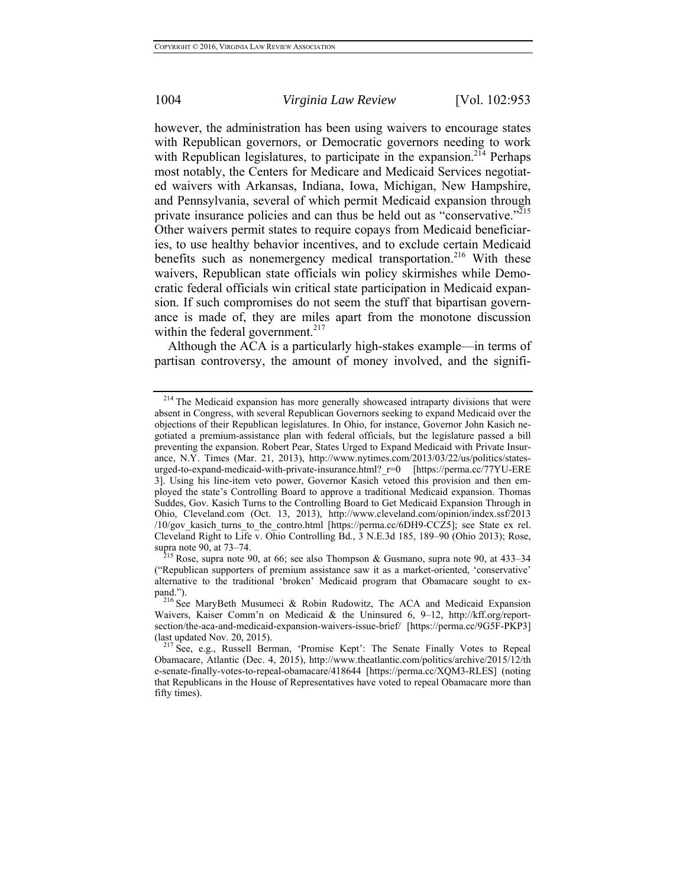however, the administration has been using waivers to encourage states with Republican governors, or Democratic governors needing to work with Republican legislatures, to participate in the expansion.[214] Perhaps most notably, the Centers for Medicare and Medicaid Services negotiated waivers with Arkansas, Indiana, Iowa, Michigan, New Hampshire, and Pennsylvania, several of which permit Medicaid expansion through private insurance policies and can thus be held out as "conservative."[215] Other waivers permit states to require copays from Medicaid beneficiaries, to use healthy behavior incentives, and to exclude certain Medicaid benefits such as nonemergency medical transportation.[216] With these waivers, Republican state officials win policy skirmishes while Democratic federal officials win critical state participation in Medicaid expansion. If such compromises do not seem the stuff that bipartisan governance is made of, they are miles apart from the monotone discussion within the federal government.[217]

Although the ACA is a particularly high-stakes example—in terms of partisan controversy, the amount of money involved, and the signifi-

---

[214] The Medicaid expansion has more generally showcased intraparty divisions that were absent in Congress, with several Republican Governors seeking to expand Medicaid over the objections of their Republican legislatures. In Ohio, for instance, Governor John Kasich negotiated a premium-assistance plan with federal officials, but the legislature passed a bill preventing the expansion. Robert Pear, States Urged to Expand Medicaid with Private Insurance, N.Y. Times (Mar. 21, 2013), http://www.nytimes.com/2013/03/22/us/politics/states-urged-to-expand-medicaid-with-private-insurance.html?_r=0 [https://perma.cc/77YU-ERE3]. Using his line-item veto power, Governor Kasich vetoed this provision and then employed the state's Controlling Board to approve a traditional Medicaid expansion. Thomas Suddes, Gov. Kasich Turns to the Controlling Board to Get Medicaid Expansion Through in Ohio, Cleveland.com (Oct. 13, 2013), http://www.cleveland.com/opinion/index.ssf/2013/10/gov_kasich_turns_to_the_contro.html [https://perma.cc/6DH9-CCZ5]; see State ex rel. Cleveland Right to Life v. Ohio Controlling Bd., 3 N.E.3d 185, 189–90 (Ohio 2013); Rose, supra note 90, at 73–74.

[215] Rose, supra note 90, at 66; see also Thompson & Gusmano, supra note 90, at 433–34 ("Republican supporters of premium assistance saw it as a market-oriented, 'conservative' alternative to the traditional 'broken' Medicaid program that Obamacare sought to expand.").

[216] See MaryBeth Musumeci & Robin Rudowitz, The ACA and Medicaid Expansion Waivers, Kaiser Comm'n on Medicaid & the Uninsured 6, 9–12, http://kff.org/report-section/the-aca-and-medicaid-expansion-waivers-issue-brief/ [https://perma.cc/9G5F-PKP3] (last updated Nov. 20, 2015).

[217] See, e.g., Russell Berman, 'Promise Kept': The Senate Finally Votes to Repeal Obamacare, Atlantic (Dec. 4, 2015), http://www.theatlantic.com/politics/archive/2015/12/the-senate-finally-votes-to-repeal-obamacare/418644 [https://perma.cc/XQM3-RLES] (noting that Republicans in the House of Representatives have voted to repeal Obamacare more than fifty times).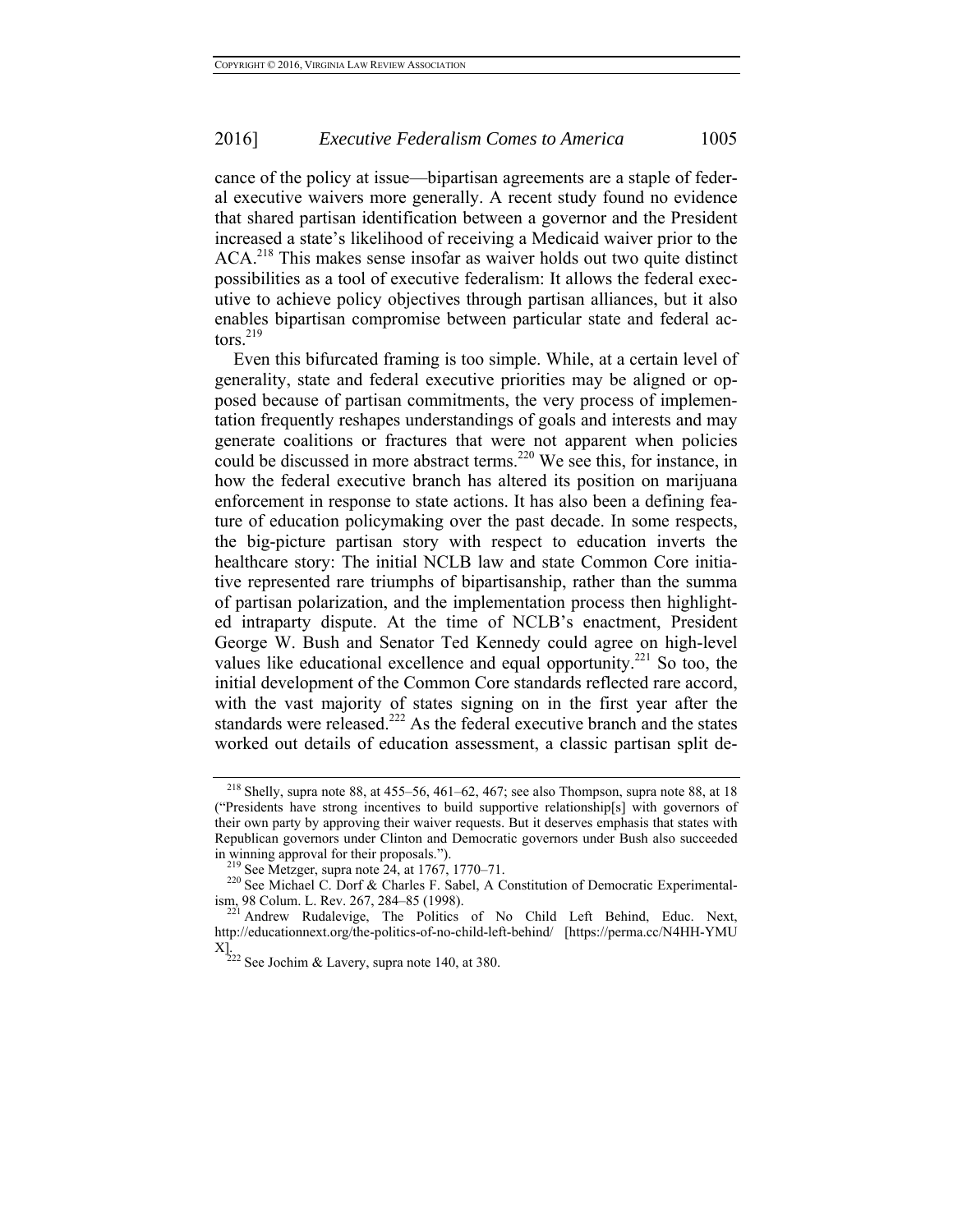cance of the policy at issue—bipartisan agreements are a staple of federal executive waivers more generally. A recent study found no evidence that shared partisan identification between a governor and the President increased a state's likelihood of receiving a Medicaid waiver prior to the ACA.[218] This makes sense insofar as waiver holds out two quite distinct possibilities as a tool of executive federalism: It allows the federal executive to achieve policy objectives through partisan alliances, but it also enables bipartisan compromise between particular state and federal actors.[219]

Even this bifurcated framing is too simple. While, at a certain level of generality, state and federal executive priorities may be aligned or opposed because of partisan commitments, the very process of implementation frequently reshapes understandings of goals and interests and may generate coalitions or fractures that were not apparent when policies could be discussed in more abstract terms.[220] We see this, for instance, in how the federal executive branch has altered its position on marijuana enforcement in response to state actions. It has also been a defining feature of education policymaking over the past decade. In some respects, the big-picture partisan story with respect to education inverts the healthcare story: The initial NCLB law and state Common Core initiative represented rare triumphs of bipartisanship, rather than the summa of partisan polarization, and the implementation process then highlighted intraparty dispute. At the time of NCLB's enactment, President George W. Bush and Senator Ted Kennedy could agree on high-level values like educational excellence and equal opportunity.[221] So too, the initial development of the Common Core standards reflected rare accord, with the vast majority of states signing on in the first year after the standards were released.[222] As the federal executive branch and the states worked out details of education assessment, a classic partisan split de-

---

[218] Shelly, supra note 88, at 455–56, 461–62, 467; see also Thompson, supra note 88, at 18 ("Presidents have strong incentives to build supportive relationship[s] with governors of their own party by approving their waiver requests. But it deserves emphasis that states with Republican governors under Clinton and Democratic governors under Bush also succeeded in winning approval for their proposals.").

[219] See Metzger, supra note 24, at 1767, 1770–71.

[220] See Michael C. Dorf & Charles F. Sabel, A Constitution of Democratic Experimentalism, 98 Colum. L. Rev. 267, 284–85 (1998).

[221] Andrew Rudalevige, The Politics of No Child Left Behind, Educ. Next, http://educationnext.org/the-politics-of-no-child-left-behind/ [https://perma.cc/N4HH-YMUX].

[222] See Jochim & Lavery, supra note 140, at 380.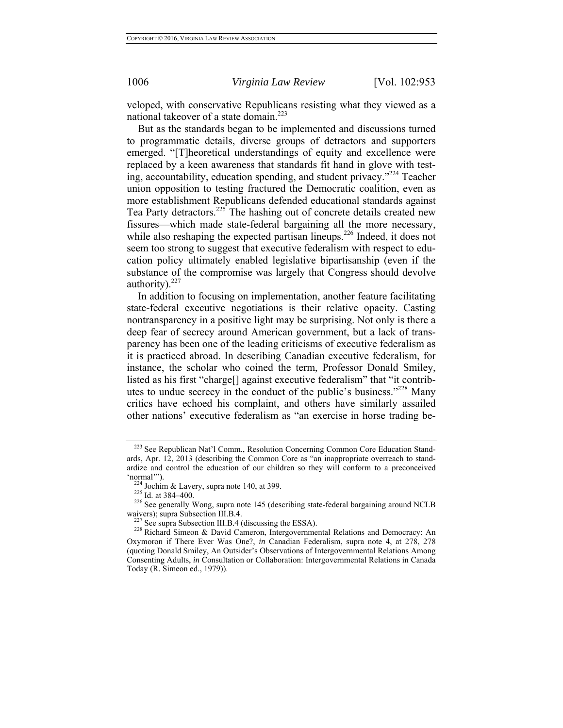veloped, with conservative Republicans resisting what they viewed as a national takeover of a state domain.[223]

But as the standards began to be implemented and discussions turned to programmatic details, diverse groups of detractors and supporters emerged. "[T]heoretical understandings of equity and excellence were replaced by a keen awareness that standards fit hand in glove with testing, accountability, education spending, and student privacy."[224] Teacher union opposition to testing fractured the Democratic coalition, even as more establishment Republicans defended educational standards against Tea Party detractors.[225] The hashing out of concrete details created new fissures—which made state-federal bargaining all the more necessary, while also reshaping the expected partisan lineups.[226] Indeed, it does not seem too strong to suggest that executive federalism with respect to education policy ultimately enabled legislative bipartisanship (even if the substance of the compromise was largely that Congress should devolve authority).[227]

In addition to focusing on implementation, another feature facilitating state-federal executive negotiations is their relative opacity. Casting nontransparency in a positive light may be surprising. Not only is there a deep fear of secrecy around American government, but a lack of transparency has been one of the leading criticisms of executive federalism as it is practiced abroad. In describing Canadian executive federalism, for instance, the scholar who coined the term, Professor Donald Smiley, listed as his first "charge[] against executive federalism" that "it contributes to undue secrecy in the conduct of the public's business."[228] Many critics have echoed his complaint, and others have similarly assailed other nations' executive federalism as "an exercise in horse trading be-

---

[223] See Republican Nat'l Comm., Resolution Concerning Common Core Education Standards, Apr. 12, 2013 (describing the Common Core as "an inappropriate overreach to standardize and control the education of our children so they will conform to a preconceived 'normal'").

[224] Jochim & Lavery, supra note 140, at 399.

[225] Id. at 384–400.

[226] See generally Wong, supra note 145 (describing state-federal bargaining around NCLB waivers); supra Subsection III.B.4.

[227] See supra Subsection III.B.4 (discussing the ESSA).

[228] Richard Simeon & David Cameron, Intergovernmental Relations and Democracy: An Oxymoron if There Ever Was One?, *in* Canadian Federalism, supra note 4, at 278, 278 (quoting Donald Smiley, An Outsider's Observations of Intergovernmental Relations Among Consenting Adults, *in* Consultation or Collaboration: Intergovernmental Relations in Canada Today (R. Simeon ed., 1979)).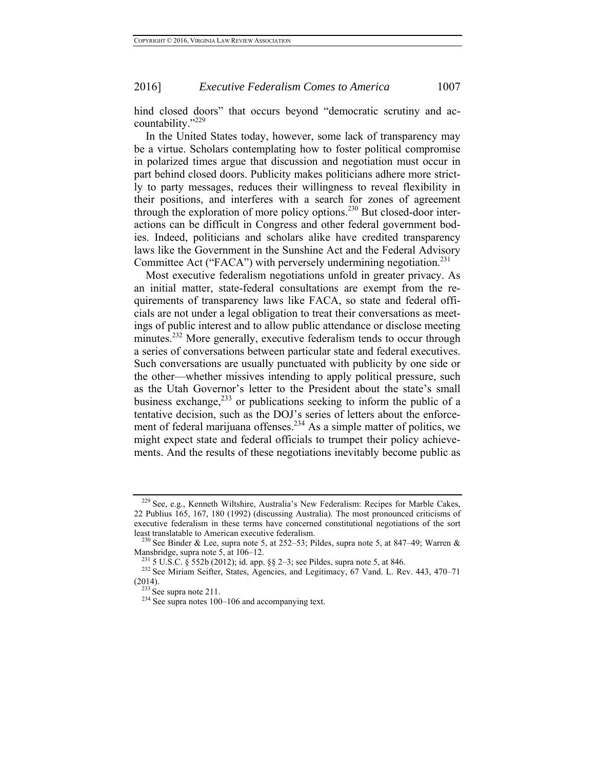hind closed doors" that occurs beyond "democratic scrutiny and accountability."[229]

In the United States today, however, some lack of transparency may be a virtue. Scholars contemplating how to foster political compromise in polarized times argue that discussion and negotiation must occur in part behind closed doors. Publicity makes politicians adhere more strictly to party messages, reduces their willingness to reveal flexibility in their positions, and interferes with a search for zones of agreement through the exploration of more policy options.[230] But closed-door interactions can be difficult in Congress and other federal government bodies. Indeed, politicians and scholars alike have credited transparency laws like the Government in the Sunshine Act and the Federal Advisory Committee Act ("FACA") with perversely undermining negotiation.[231]

Most executive federalism negotiations unfold in greater privacy. As an initial matter, state-federal consultations are exempt from the requirements of transparency laws like FACA, so state and federal officials are not under a legal obligation to treat their conversations as meetings of public interest and to allow public attendance or disclose meeting minutes.[232] More generally, executive federalism tends to occur through a series of conversations between particular state and federal executives. Such conversations are usually punctuated with publicity by one side or the other—whether missives intending to apply political pressure, such as the Utah Governor's letter to the President about the state's small business exchange,[233] or publications seeking to inform the public of a tentative decision, such as the DOJ's series of letters about the enforcement of federal marijuana offenses.[234] As a simple matter of politics, we might expect state and federal officials to trumpet their policy achievements. And the results of these negotiations inevitably become public as

---

[229] See, e.g., Kenneth Wiltshire, Australia's New Federalism: Recipes for Marble Cakes, 22 Publius 165, 167, 180 (1992) (discussing Australia). The most pronounced criticisms of executive federalism in these terms have concerned constitutional negotiations of the sort least translatable to American executive federalism.

[230] See Binder & Lee, supra note 5, at 252–53; Pildes, supra note 5, at 847–49; Warren & Mansbridge, supra note 5, at 106–12.

[231] 5 U.S.C. § 552b (2012); id. app. §§ 2–3; see Pildes, supra note 5, at 846.

[232] See Miriam Seifter, States, Agencies, and Legitimacy, 67 Vand. L. Rev. 443, 470–71 (2014).

[233] See supra note 211.

[234] See supra notes 100–106 and accompanying text.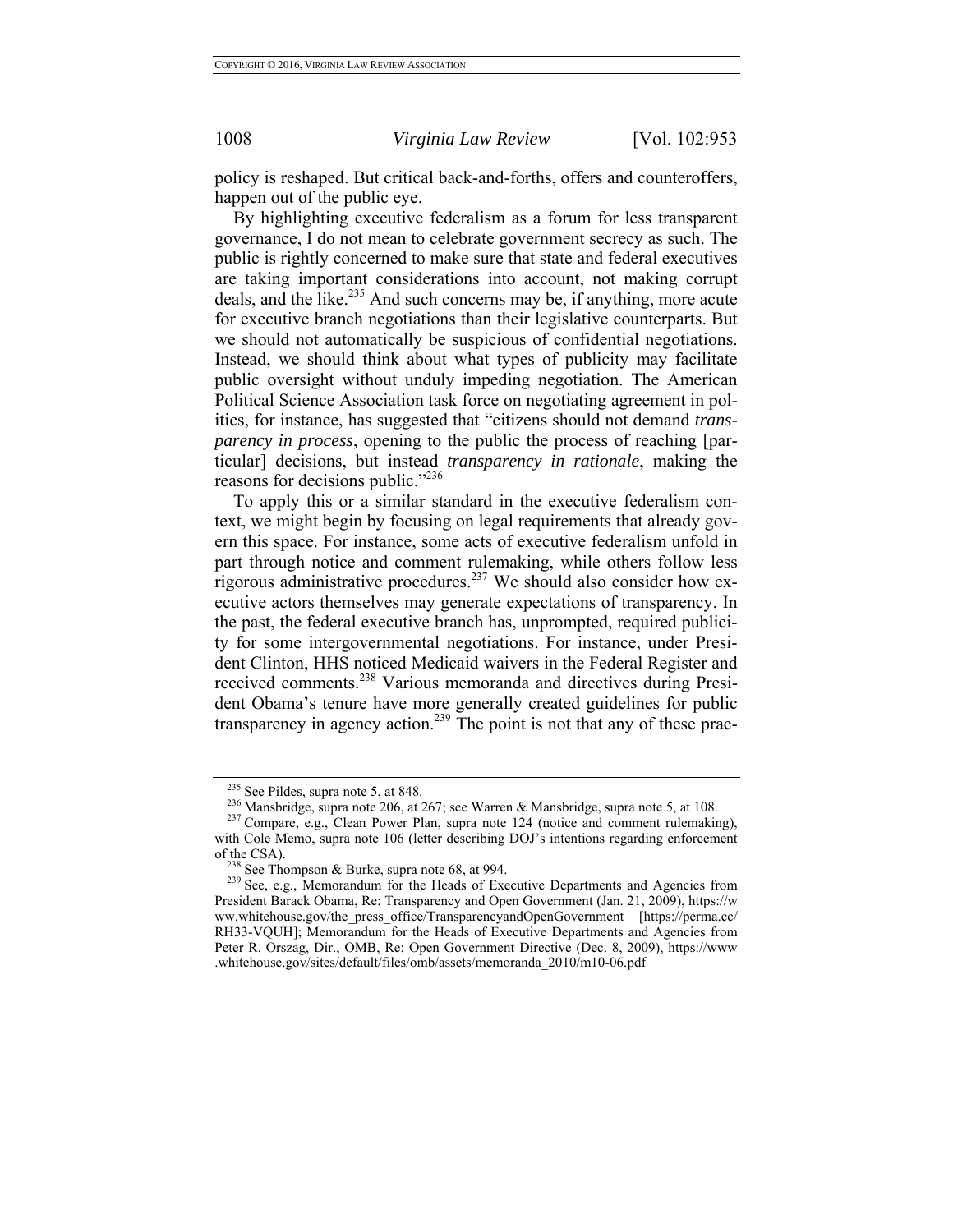policy is reshaped. But critical back-and-forths, offers and counteroffers, happen out of the public eye.

By highlighting executive federalism as a forum for less transparent governance, I do not mean to celebrate government secrecy as such. The public is rightly concerned to make sure that state and federal executives are taking important considerations into account, not making corrupt deals, and the like.[235] And such concerns may be, if anything, more acute for executive branch negotiations than their legislative counterparts. But we should not automatically be suspicious of confidential negotiations. Instead, we should think about what types of publicity may facilitate public oversight without unduly impeding negotiation. The American Political Science Association task force on negotiating agreement in politics, for instance, has suggested that "citizens should not demand *transparency in process*, opening to the public the process of reaching [particular] decisions, but instead *transparency in rationale*, making the reasons for decisions public."[236]

To apply this or a similar standard in the executive federalism context, we might begin by focusing on legal requirements that already govern this space. For instance, some acts of executive federalism unfold in part through notice and comment rulemaking, while others follow less rigorous administrative procedures.[237] We should also consider how executive actors themselves may generate expectations of transparency. In the past, the federal executive branch has, unprompted, required publicity for some intergovernmental negotiations. For instance, under President Clinton, HHS noticed Medicaid waivers in the Federal Register and received comments.[238] Various memoranda and directives during President Obama's tenure have more generally created guidelines for public transparency in agency action.[239] The point is not that any of these prac-

---

[235] See Pildes, supra note 5, at 848.

[236] Mansbridge, supra note 206, at 267; see Warren & Mansbridge, supra note 5, at 108.

[237] Compare, e.g., Clean Power Plan, supra note 124 (notice and comment rulemaking), with Cole Memo, supra note 106 (letter describing DOJ's intentions regarding enforcement of the CSA).

[238] See Thompson & Burke, supra note 68, at 994.

[239] See, e.g., Memorandum for the Heads of Executive Departments and Agencies from President Barack Obama, Re: Transparency and Open Government (Jan. 21, 2009), https://www.whitehouse.gov/the_press_office/TransparencyandOpenGovernment [https://perma.cc/RH33-VQUH]; Memorandum for the Heads of Executive Departments and Agencies from Peter R. Orszag, Dir., OMB, Re: Open Government Directive (Dec. 8, 2009), https://www.whitehouse.gov/sites/default/files/omb/assets/memoranda_2010/m10-06.pdf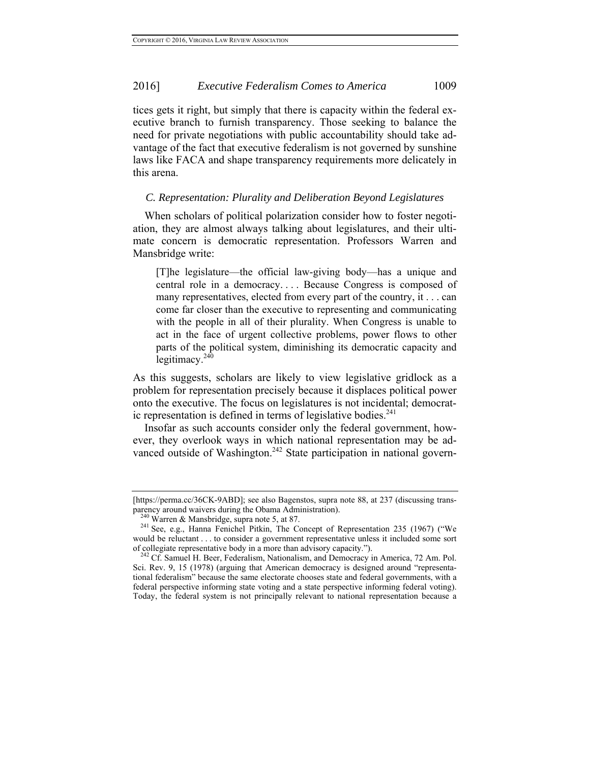tices gets it right, but simply that there is capacity within the federal executive branch to furnish transparency. Those seeking to balance the need for private negotiations with public accountability should take advantage of the fact that executive federalism is not governed by sunshine laws like FACA and shape transparency requirements more delicately in this arena.

### *C. Representation: Plurality and Deliberation Beyond Legislatures*

When scholars of political polarization consider how to foster negotiation, they are almost always talking about legislatures, and their ultimate concern is democratic representation. Professors Warren and Mansbridge write:

> [T]he legislature—the official law-giving body—has a unique and central role in a democracy. . . . Because Congress is composed of many representatives, elected from every part of the country, it . . . can come far closer than the executive to representing and communicating with the people in all of their plurality. When Congress is unable to act in the face of urgent collective problems, power flows to other parts of the political system, diminishing its democratic capacity and legitimacy.[240]

As this suggests, scholars are likely to view legislative gridlock as a problem for representation precisely because it displaces political power onto the executive. The focus on legislatures is not incidental; democratic representation is defined in terms of legislative bodies.[241]

Insofar as such accounts consider only the federal government, however, they overlook ways in which national representation may be advanced outside of Washington.[242] State participation in national govern-

---

[https://perma.cc/36CK-9ABD]; see also Bagenstos, supra note 88, at 237 (discussing transparency around waivers during the Obama Administration).

[240] Warren & Mansbridge, supra note 5, at 87.

[241] See, e.g., Hanna Fenichel Pitkin, The Concept of Representation 235 (1967) ("We would be reluctant . . . to consider a government representative unless it included some sort of collegiate representative body in a more than advisory capacity.").

[242] Cf. Samuel H. Beer, Federalism, Nationalism, and Democracy in America, 72 Am. Pol. Sci. Rev. 9, 15 (1978) (arguing that American democracy is designed around "representational federalism" because the same electorate chooses state and federal governments, with a federal perspective informing state voting and a state perspective informing federal voting). Today, the federal system is not principally relevant to national representation because a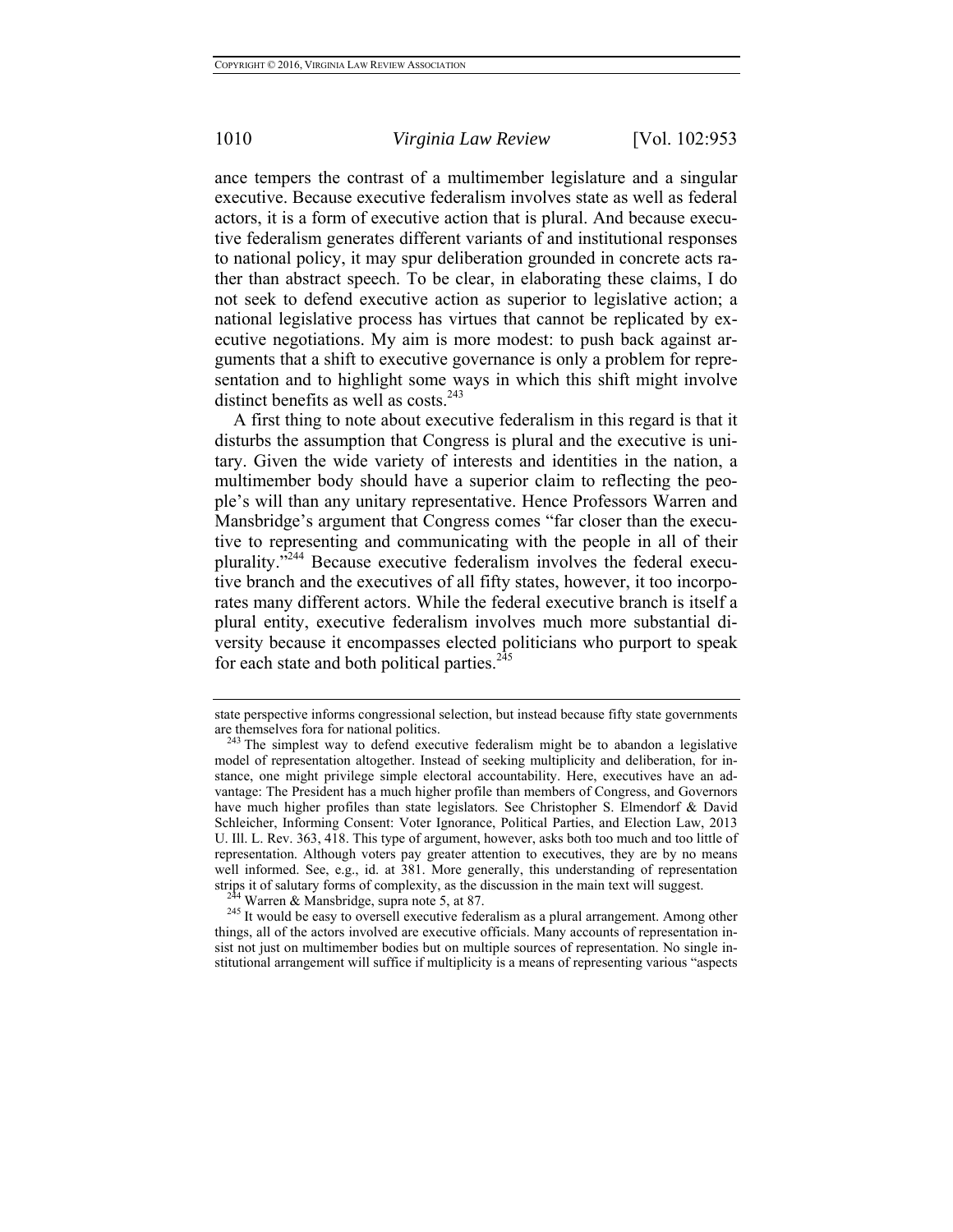ance tempers the contrast of a multimember legislature and a singular executive. Because executive federalism involves state as well as federal actors, it is a form of executive action that is plural. And because executive federalism generates different variants of and institutional responses to national policy, it may spur deliberation grounded in concrete acts rather than abstract speech. To be clear, in elaborating these claims, I do not seek to defend executive action as superior to legislative action; a national legislative process has virtues that cannot be replicated by executive negotiations. My aim is more modest: to push back against arguments that a shift to executive governance is only a problem for representation and to highlight some ways in which this shift might involve distinct benefits as well as costs.[243]

A first thing to note about executive federalism in this regard is that it disturbs the assumption that Congress is plural and the executive is unitary. Given the wide variety of interests and identities in the nation, a multimember body should have a superior claim to reflecting the people's will than any unitary representative. Hence Professors Warren and Mansbridge's argument that Congress comes "far closer than the executive to representing and communicating with the people in all of their plurality."[244] Because executive federalism involves the federal executive branch and the executives of all fifty states, however, it too incorporates many different actors. While the federal executive branch is itself a plural entity, executive federalism involves much more substantial diversity because it encompasses elected politicians who purport to speak for each state and both political parties.[245]

---

state perspective informs congressional selection, but instead because fifty state governments are themselves fora for national politics.

[243] The simplest way to defend executive federalism might be to abandon a legislative model of representation altogether. Instead of seeking multiplicity and deliberation, for instance, one might privilege simple electoral accountability. Here, executives have an advantage: The President has a much higher profile than members of Congress, and Governors have much higher profiles than state legislators. See Christopher S. Elmendorf & David Schleicher, Informing Consent: Voter Ignorance, Political Parties, and Election Law, 2013 U. Ill. L. Rev. 363, 418. This type of argument, however, asks both too much and too little of representation. Although voters pay greater attention to executives, they are by no means well informed. See, e.g., id. at 381. More generally, this understanding of representation strips it of salutary forms of complexity, as the discussion in the main text will suggest.

[244] Warren & Mansbridge, supra note 5, at 87.

[245] It would be easy to oversell executive federalism as a plural arrangement. Among other things, all of the actors involved are executive officials. Many accounts of representation insist not just on multimember bodies but on multiple sources of representation. No single institutional arrangement will suffice if multiplicity is a means of representing various "aspects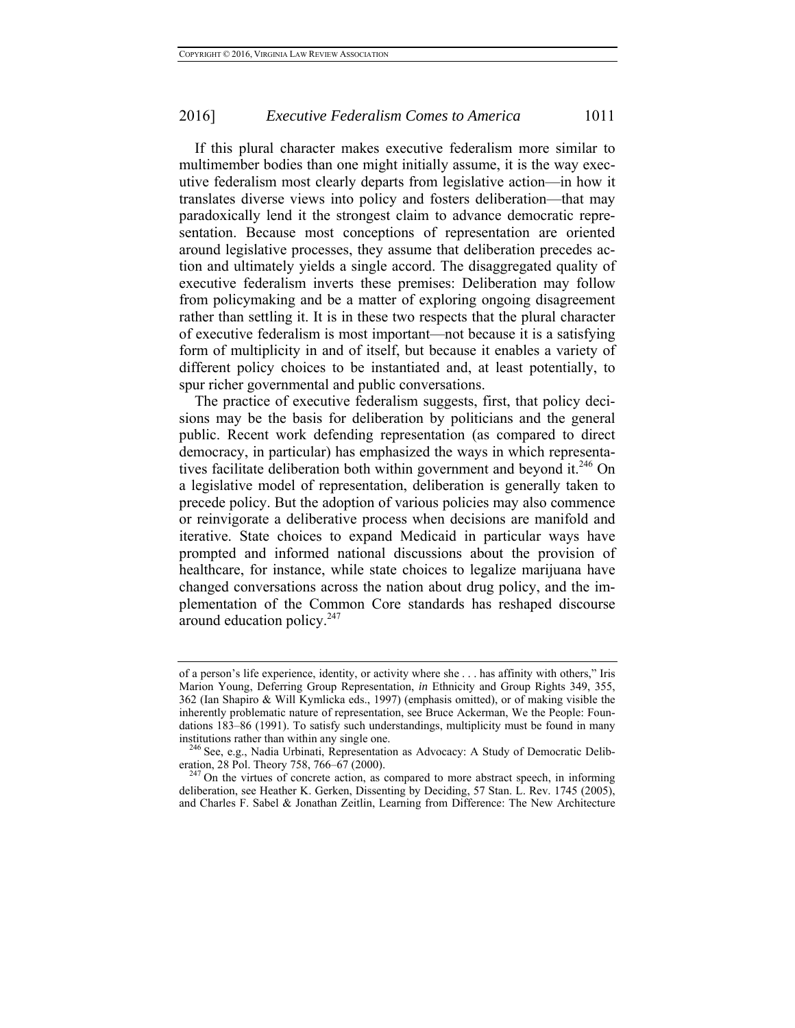If this plural character makes executive federalism more similar to multimember bodies than one might initially assume, it is the way executive federalism most clearly departs from legislative action—in how it translates diverse views into policy and fosters deliberation—that may paradoxically lend it the strongest claim to advance democratic representation. Because most conceptions of representation are oriented around legislative processes, they assume that deliberation precedes action and ultimately yields a single accord. The disaggregated quality of executive federalism inverts these premises: Deliberation may follow from policymaking and be a matter of exploring ongoing disagreement rather than settling it. It is in these two respects that the plural character of executive federalism is most important—not because it is a satisfying form of multiplicity in and of itself, but because it enables a variety of different policy choices to be instantiated and, at least potentially, to spur richer governmental and public conversations.

The practice of executive federalism suggests, first, that policy decisions may be the basis for deliberation by politicians and the general public. Recent work defending representation (as compared to direct democracy, in particular) has emphasized the ways in which representatives facilitate deliberation both within government and beyond it.[246] On a legislative model of representation, deliberation is generally taken to precede policy. But the adoption of various policies may also commence or reinvigorate a deliberative process when decisions are manifold and iterative. State choices to expand Medicaid in particular ways have prompted and informed national discussions about the provision of healthcare, for instance, while state choices to legalize marijuana have changed conversations across the nation about drug policy, and the implementation of the Common Core standards has reshaped discourse around education policy.[247]

---

of a person's life experience, identity, or activity where she . . . has affinity with others," Iris Marion Young, Deferring Group Representation, *in* Ethnicity and Group Rights 349, 355, 362 (Ian Shapiro & Will Kymlicka eds., 1997) (emphasis omitted), or of making visible the inherently problematic nature of representation, see Bruce Ackerman, We the People: Foundations 183–86 (1991). To satisfy such understandings, multiplicity must be found in many institutions rather than within any single one.

[246] See, e.g., Nadia Urbinati, Representation as Advocacy: A Study of Democratic Deliberation, 28 Pol. Theory 758, 766–67 (2000).

[247] On the virtues of concrete action, as compared to more abstract speech, in informing deliberation, see Heather K. Gerken, Dissenting by Deciding, 57 Stan. L. Rev. 1745 (2005), and Charles F. Sabel & Jonathan Zeitlin, Learning from Difference: The New Architecture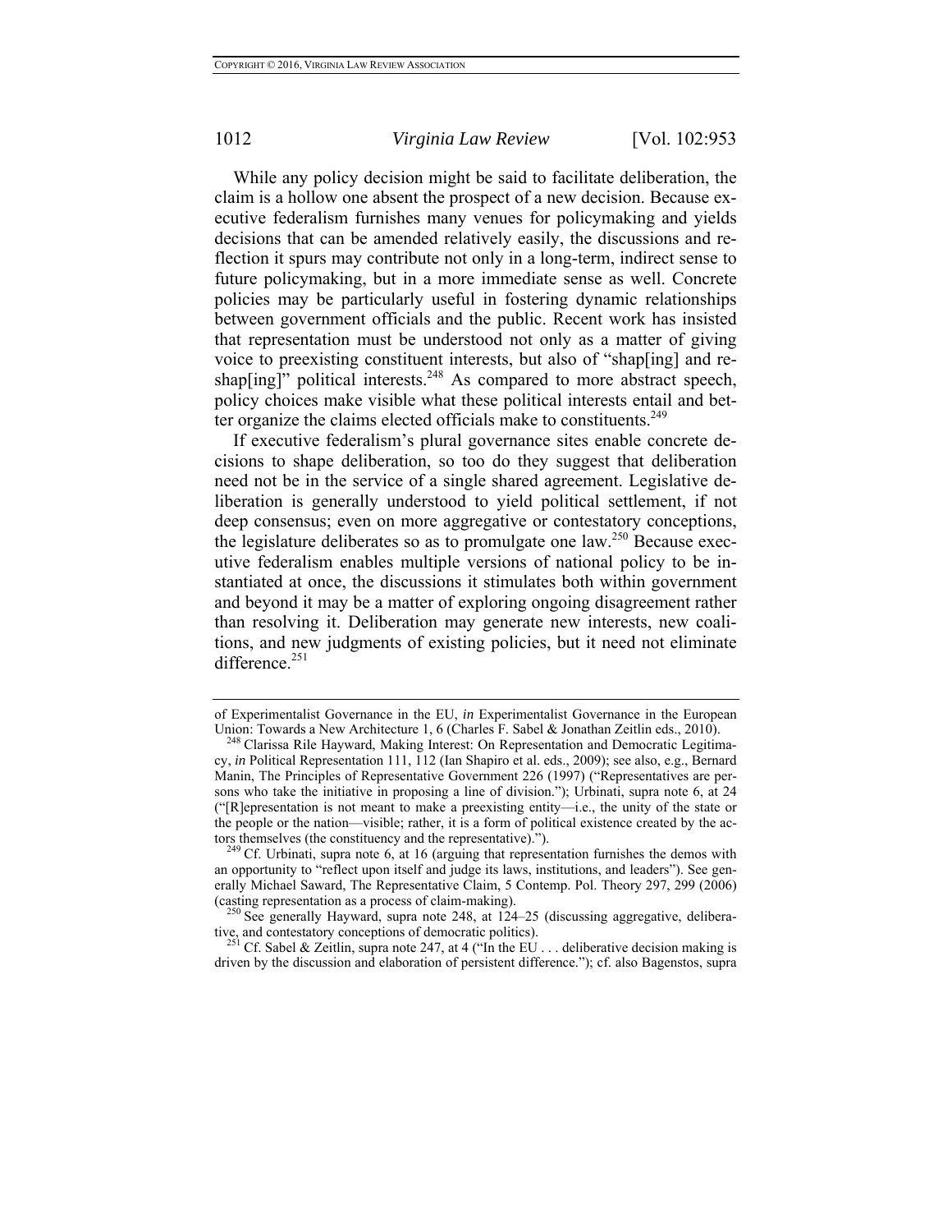While any policy decision might be said to facilitate deliberation, the claim is a hollow one absent the prospect of a new decision. Because executive federalism furnishes many venues for policymaking and yields decisions that can be amended relatively easily, the discussions and reflection it spurs may contribute not only in a long-term, indirect sense to future policymaking, but in a more immediate sense as well. Concrete policies may be particularly useful in fostering dynamic relationships between government officials and the public. Recent work has insisted that representation must be understood not only as a matter of giving voice to preexisting constituent interests, but also of "shap[ing] and reshap[ing]" political interests.[248] As compared to more abstract speech, policy choices make visible what these political interests entail and better organize the claims elected officials make to constituents.[249]

If executive federalism's plural governance sites enable concrete decisions to shape deliberation, so too do they suggest that deliberation need not be in the service of a single shared agreement. Legislative deliberation is generally understood to yield political settlement, if not deep consensus; even on more aggregative or contestatory conceptions, the legislature deliberates so as to promulgate one law.[250] Because executive federalism enables multiple versions of national policy to be instantiated at once, the discussions it stimulates both within government and beyond it may be a matter of exploring ongoing disagreement rather than resolving it. Deliberation may generate new interests, new coalitions, and new judgments of existing policies, but it need not eliminate difference.[251]

---

of Experimentalist Governance in the EU, *in* Experimentalist Governance in the European Union: Towards a New Architecture 1, 6 (Charles F. Sabel & Jonathan Zeitlin eds., 2010).

[248] Clarissa Rile Hayward, Making Interest: On Representation and Democratic Legitimacy, *in* Political Representation 111, 112 (Ian Shapiro et al. eds., 2009); see also, e.g., Bernard Manin, The Principles of Representative Government 226 (1997) ("Representatives are persons who take the initiative in proposing a line of division."); Urbinati, supra note 6, at 24 ("[R]epresentation is not meant to make a preexisting entity—i.e., the unity of the state or the people or the nation—visible; rather, it is a form of political existence created by the actors themselves (the constituency and the representative).").

[249] Cf. Urbinati, supra note 6, at 16 (arguing that representation furnishes the demos with an opportunity to "reflect upon itself and judge its laws, institutions, and leaders"). See generally Michael Saward, The Representative Claim, 5 Contemp. Pol. Theory 297, 299 (2006) (casting representation as a process of claim-making).

[250] See generally Hayward, supra note 248, at 124–25 (discussing aggregative, deliberative, and contestatory conceptions of democratic politics).

[251] Cf. Sabel & Zeitlin, supra note 247, at 4 ("In the EU . . . deliberative decision making is driven by the discussion and elaboration of persistent difference."); cf. also Bagenstos, supra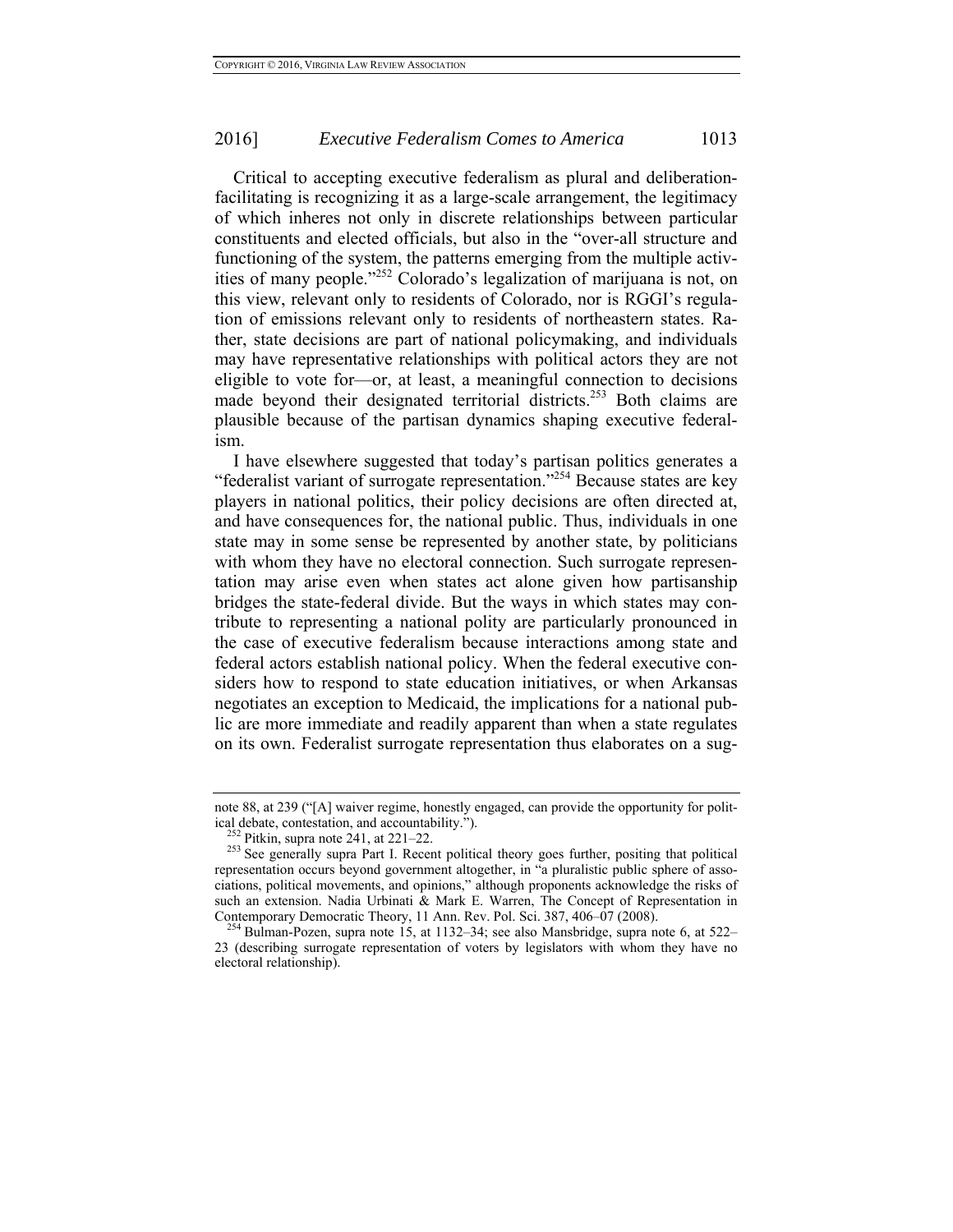Critical to accepting executive federalism as plural and deliberation-facilitating is recognizing it as a large-scale arrangement, the legitimacy of which inheres not only in discrete relationships between particular constituents and elected officials, but also in the "over-all structure and functioning of the system, the patterns emerging from the multiple activities of many people."[252] Colorado's legalization of marijuana is not, on this view, relevant only to residents of Colorado, nor is RGGI's regulation of emissions relevant only to residents of northeastern states. Rather, state decisions are part of national policymaking, and individuals may have representative relationships with political actors they are not eligible to vote for—or, at least, a meaningful connection to decisions made beyond their designated territorial districts.[253] Both claims are plausible because of the partisan dynamics shaping executive federalism.

I have elsewhere suggested that today's partisan politics generates a "federalist variant of surrogate representation."[254] Because states are key players in national politics, their policy decisions are often directed at, and have consequences for, the national public. Thus, individuals in one state may in some sense be represented by another state, by politicians with whom they have no electoral connection. Such surrogate representation may arise even when states act alone given how partisanship bridges the state-federal divide. But the ways in which states may contribute to representing a national polity are particularly pronounced in the case of executive federalism because interactions among state and federal actors establish national policy. When the federal executive considers how to respond to state education initiatives, or when Arkansas negotiates an exception to Medicaid, the implications for a national public are more immediate and readily apparent than when a state regulates on its own. Federalist surrogate representation thus elaborates on a sug-

---

note 88, at 239 ("[A] waiver regime, honestly engaged, can provide the opportunity for political debate, contestation, and accountability.").

[252] Pitkin, supra note 241, at 221–22.

[253] See generally supra Part I. Recent political theory goes further, positing that political representation occurs beyond government altogether, in "a pluralistic public sphere of associations, political movements, and opinions," although proponents acknowledge the risks of such an extension. Nadia Urbinati & Mark E. Warren, The Concept of Representation in Contemporary Democratic Theory, 11 Ann. Rev. Pol. Sci. 387, 406–07 (2008).

[254] Bulman-Pozen, supra note 15, at 1132–34; see also Mansbridge, supra note 6, at 522–23 (describing surrogate representation of voters by legislators with whom they have no electoral relationship).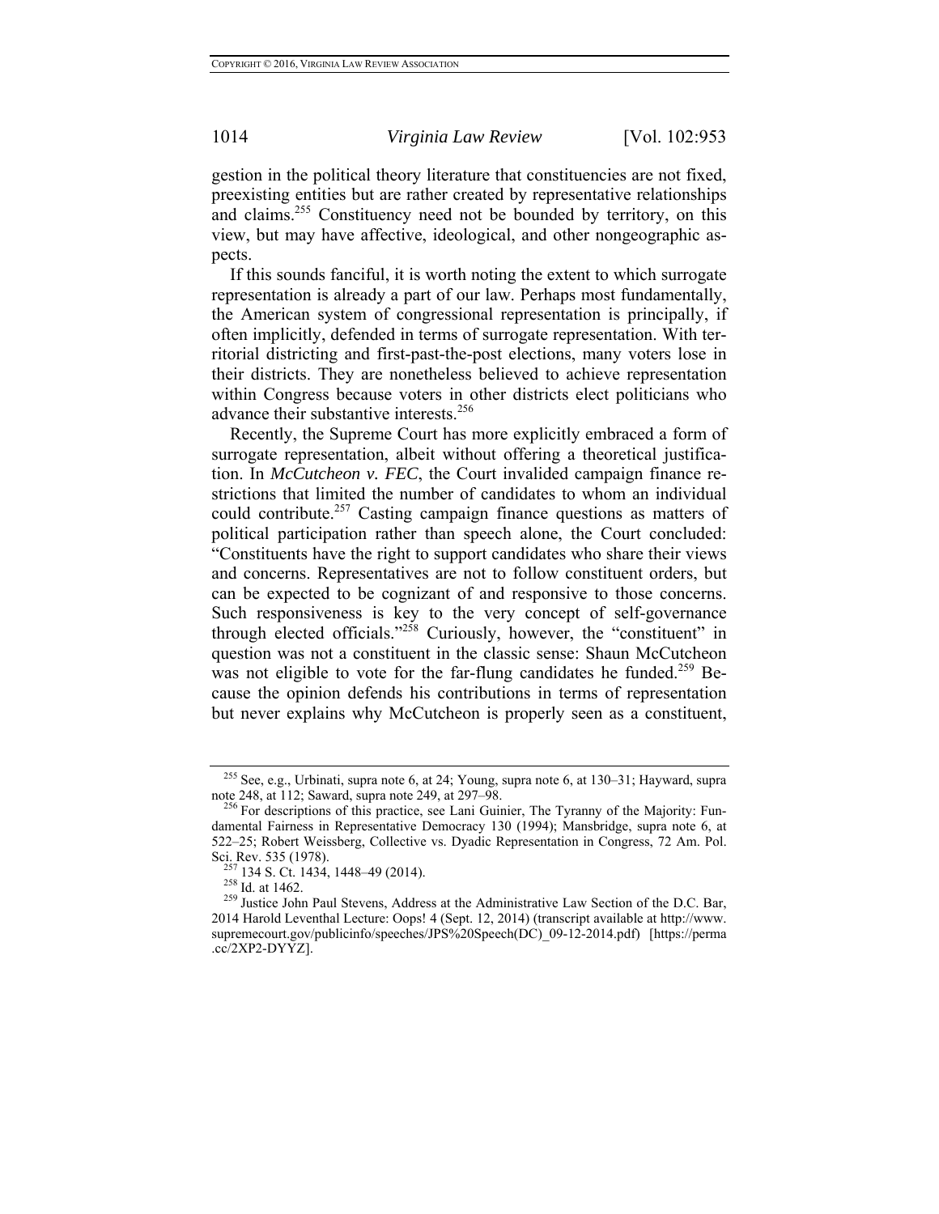gestion in the political theory literature that constituencies are not fixed, preexisting entities but are rather created by representative relationships and claims.[255] Constituency need not be bounded by territory, on this view, but may have affective, ideological, and other nongeographic aspects.

If this sounds fanciful, it is worth noting the extent to which surrogate representation is already a part of our law. Perhaps most fundamentally, the American system of congressional representation is principally, if often implicitly, defended in terms of surrogate representation. With territorial districting and first-past-the-post elections, many voters lose in their districts. They are nonetheless believed to achieve representation within Congress because voters in other districts elect politicians who advance their substantive interests.[256]

Recently, the Supreme Court has more explicitly embraced a form of surrogate representation, albeit without offering a theoretical justification. In *McCutcheon v. FEC*, the Court invalided campaign finance restrictions that limited the number of candidates to whom an individual could contribute.[257] Casting campaign finance questions as matters of political participation rather than speech alone, the Court concluded: "Constituents have the right to support candidates who share their views and concerns. Representatives are not to follow constituent orders, but can be expected to be cognizant of and responsive to those concerns. Such responsiveness is key to the very concept of self-governance through elected officials."[258] Curiously, however, the "constituent" in question was not a constituent in the classic sense: Shaun McCutcheon was not eligible to vote for the far-flung candidates he funded.[259] Because the opinion defends his contributions in terms of representation but never explains why McCutcheon is properly seen as a constituent,

---

[255] See, e.g., Urbinati, supra note 6, at 24; Young, supra note 6, at 130–31; Hayward, supra note 248, at 112; Saward, supra note 249, at 297–98.

[256] For descriptions of this practice, see Lani Guinier, The Tyranny of the Majority: Fundamental Fairness in Representative Democracy 130 (1994); Mansbridge, supra note 6, at 522–25; Robert Weissberg, Collective vs. Dyadic Representation in Congress, 72 Am. Pol. Sci. Rev. 535 (1978).

[257] 134 S. Ct. 1434, 1448–49 (2014).

[258] Id. at 1462.

[259] Justice John Paul Stevens, Address at the Administrative Law Section of the D.C. Bar, 2014 Harold Leventhal Lecture: Oops! 4 (Sept. 12, 2014) (transcript available at http://www.supremecourt.gov/publicinfo/speeches/JPS%20Speech(DC)_09-12-2014.pdf) [https://perma.cc/2XP2-DYYZ].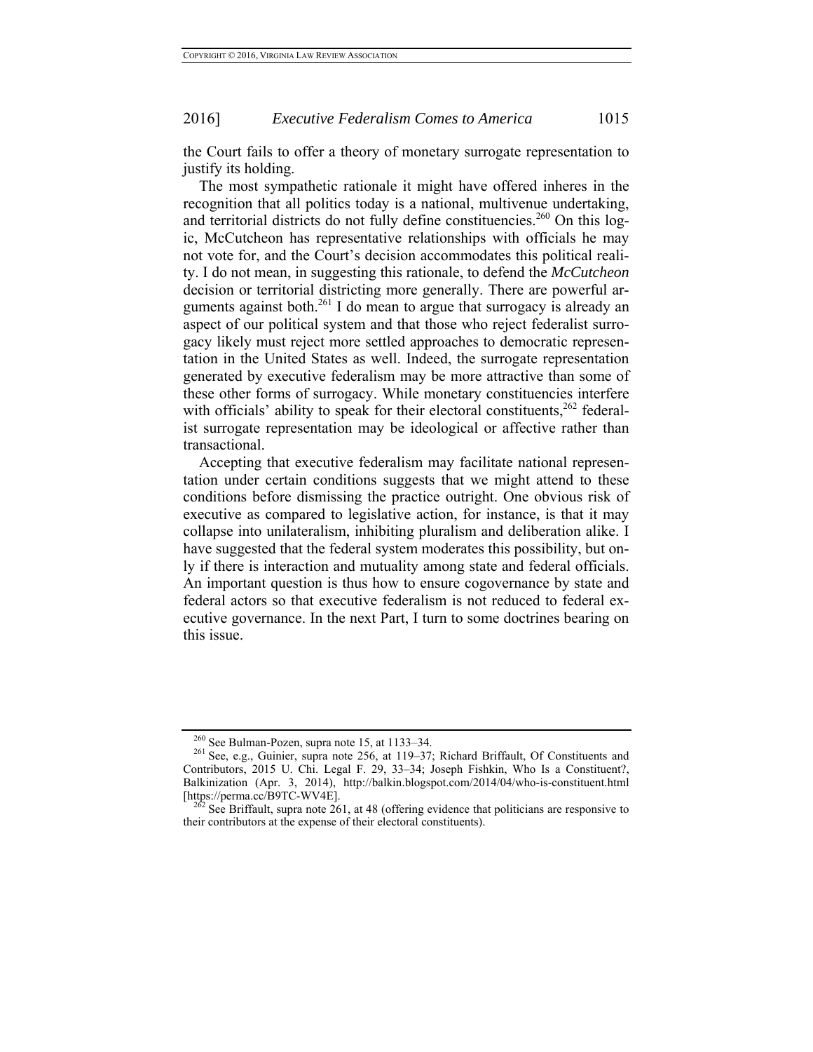the Court fails to offer a theory of monetary surrogate representation to justify its holding.

The most sympathetic rationale it might have offered inheres in the recognition that all politics today is a national, multivenue undertaking, and territorial districts do not fully define constituencies.[260] On this logic, McCutcheon has representative relationships with officials he may not vote for, and the Court's decision accommodates this political reality. I do not mean, in suggesting this rationale, to defend the *McCutcheon* decision or territorial districting more generally. There are powerful arguments against both.[261] I do mean to argue that surrogacy is already an aspect of our political system and that those who reject federalist surrogacy likely must reject more settled approaches to democratic representation in the United States as well. Indeed, the surrogate representation generated by executive federalism may be more attractive than some of these other forms of surrogacy. While monetary constituencies interfere with officials' ability to speak for their electoral constituents,[262] federalist surrogate representation may be ideological or affective rather than transactional.

Accepting that executive federalism may facilitate national representation under certain conditions suggests that we might attend to these conditions before dismissing the practice outright. One obvious risk of executive as compared to legislative action, for instance, is that it may collapse into unilateralism, inhibiting pluralism and deliberation alike. I have suggested that the federal system moderates this possibility, but only if there is interaction and mutuality among state and federal officials. An important question is thus how to ensure cogovernance by state and federal actors so that executive federalism is not reduced to federal executive governance. In the next Part, I turn to some doctrines bearing on this issue.

[260] See Bulman-Pozen, supra note 15, at 1133–34.

[261] See, e.g., Guinier, supra note 256, at 119–37; Richard Briffault, Of Constituents and Contributors, 2015 U. Chi. Legal F. 29, 33–34; Joseph Fishkin, Who Is a Constituent?, Balkinization (Apr. 3, 2014), http://balkin.blogspot.com/2014/04/who-is-constituent.html [https://perma.cc/B9TC-WV4E].

[262] See Briffault, supra note 261, at 48 (offering evidence that politicians are responsive to their contributors at the expense of their electoral constituents).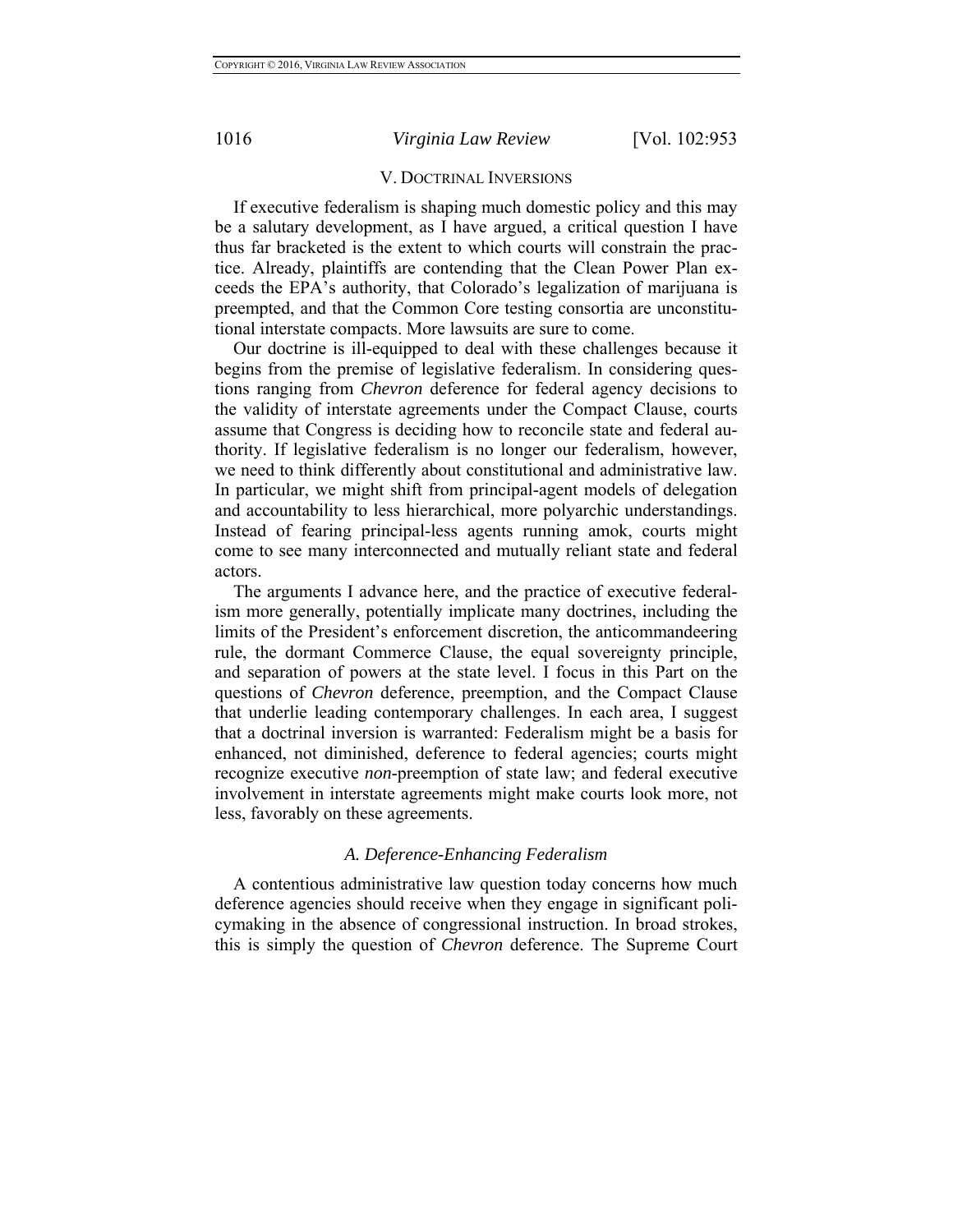## V. DOCTRINAL INVERSIONS

If executive federalism is shaping much domestic policy and this may be a salutary development, as I have argued, a critical question I have thus far bracketed is the extent to which courts will constrain the practice. Already, plaintiffs are contending that the Clean Power Plan exceeds the EPA's authority, that Colorado's legalization of marijuana is preempted, and that the Common Core testing consortia are unconstitutional interstate compacts. More lawsuits are sure to come.

Our doctrine is ill-equipped to deal with these challenges because it begins from the premise of legislative federalism. In considering questions ranging from *Chevron* deference for federal agency decisions to the validity of interstate agreements under the Compact Clause, courts assume that Congress is deciding how to reconcile state and federal authority. If legislative federalism is no longer our federalism, however, we need to think differently about constitutional and administrative law. In particular, we might shift from principal-agent models of delegation and accountability to less hierarchical, more polyarchic understandings. Instead of fearing principal-less agents running amok, courts might come to see many interconnected and mutually reliant state and federal actors.

The arguments I advance here, and the practice of executive federalism more generally, potentially implicate many doctrines, including the limits of the President's enforcement discretion, the anticommandeering rule, the dormant Commerce Clause, the equal sovereignty principle, and separation of powers at the state level. I focus in this Part on the questions of *Chevron* deference, preemption, and the Compact Clause that underlie leading contemporary challenges. In each area, I suggest that a doctrinal inversion is warranted: Federalism might be a basis for enhanced, not diminished, deference to federal agencies; courts might recognize executive *non*-preemption of state law; and federal executive involvement in interstate agreements might make courts look more, not less, favorably on these agreements.

### *A. Deference-Enhancing Federalism*

A contentious administrative law question today concerns how much deference agencies should receive when they engage in significant policymaking in the absence of congressional instruction. In broad strokes, this is simply the question of *Chevron* deference. The Supreme Court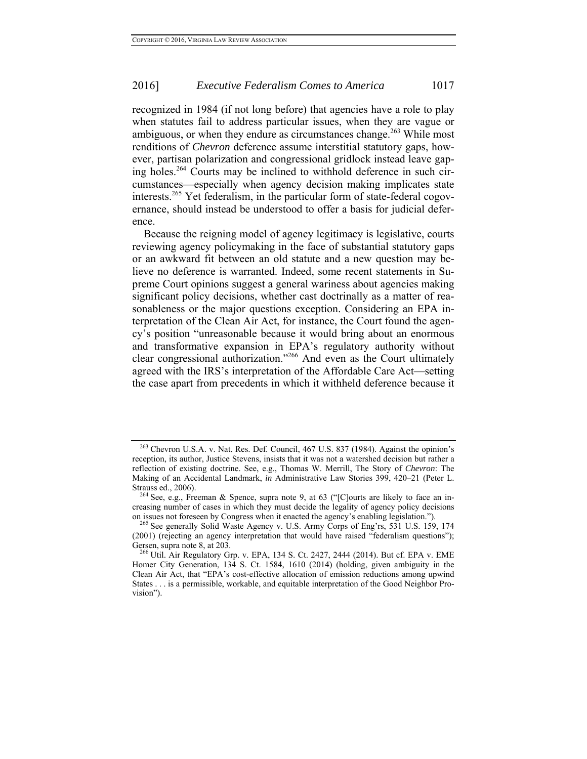recognized in 1984 (if not long before) that agencies have a role to play when statutes fail to address particular issues, when they are vague or ambiguous, or when they endure as circumstances change.[263] While most renditions of *Chevron* deference assume interstitial statutory gaps, however, partisan polarization and congressional gridlock instead leave gaping holes.[264] Courts may be inclined to withhold deference in such circumstances—especially when agency decision making implicates state interests.[265] Yet federalism, in the particular form of state-federal cogovernance, should instead be understood to offer a basis for judicial deference.

Because the reigning model of agency legitimacy is legislative, courts reviewing agency policymaking in the face of substantial statutory gaps or an awkward fit between an old statute and a new question may believe no deference is warranted. Indeed, some recent statements in Supreme Court opinions suggest a general wariness about agencies making significant policy decisions, whether cast doctrinally as a matter of reasonableness or the major questions exception. Considering an EPA interpretation of the Clean Air Act, for instance, the Court found the agency's position "unreasonable because it would bring about an enormous and transformative expansion in EPA's regulatory authority without clear congressional authorization."[266] And even as the Court ultimately agreed with the IRS's interpretation of the Affordable Care Act—setting the case apart from precedents in which it withheld deference because it

---

[263] Chevron U.S.A. v. Nat. Res. Def. Council, 467 U.S. 837 (1984). Against the opinion's reception, its author, Justice Stevens, insists that it was not a watershed decision but rather a reflection of existing doctrine. See, e.g., Thomas W. Merrill, The Story of *Chevron*: The Making of an Accidental Landmark, *in* Administrative Law Stories 399, 420–21 (Peter L. Strauss ed., 2006).

[264] See, e.g., Freeman & Spence, supra note 9, at 63 ("[C]ourts are likely to face an increasing number of cases in which they must decide the legality of agency policy decisions on issues not foreseen by Congress when it enacted the agency's enabling legislation.").

[265] See generally Solid Waste Agency v. U.S. Army Corps of Eng'rs, 531 U.S. 159, 174 (2001) (rejecting an agency interpretation that would have raised "federalism questions"); Gersen, supra note 8, at 203.

[266] Util. Air Regulatory Grp. v. EPA, 134 S. Ct. 2427, 2444 (2014). But cf. EPA v. EME Homer City Generation, 134 S. Ct. 1584, 1610 (2014) (holding, given ambiguity in the Clean Air Act, that "EPA's cost-effective allocation of emission reductions among upwind States . . . is a permissible, workable, and equitable interpretation of the Good Neighbor Provision").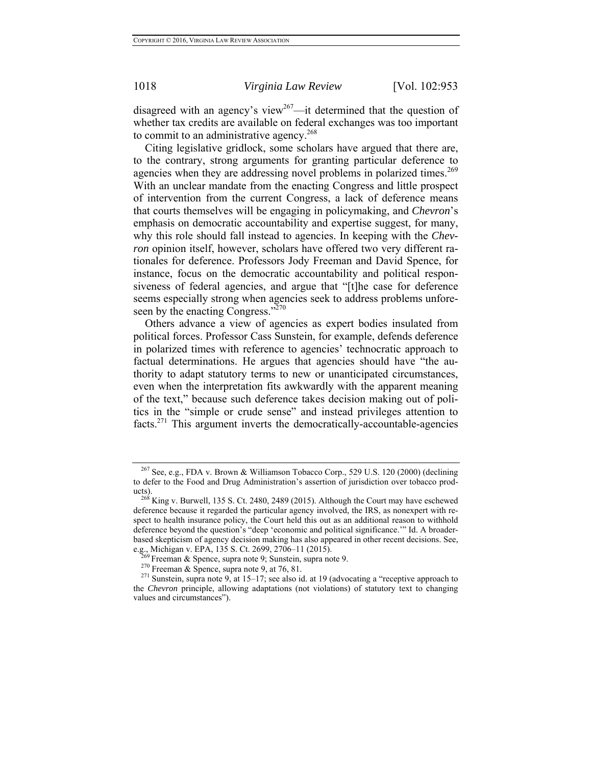disagreed with an agency's view[267]—it determined that the question of whether tax credits are available on federal exchanges was too important to commit to an administrative agency.[268]

Citing legislative gridlock, some scholars have argued that there are, to the contrary, strong arguments for granting particular deference to agencies when they are addressing novel problems in polarized times.[269] With an unclear mandate from the enacting Congress and little prospect of intervention from the current Congress, a lack of deference means that courts themselves will be engaging in policymaking, and *Chevron*'s emphasis on democratic accountability and expertise suggest, for many, why this role should fall instead to agencies. In keeping with the *Chevron* opinion itself, however, scholars have offered two very different rationales for deference. Professors Jody Freeman and David Spence, for instance, focus on the democratic accountability and political responsiveness of federal agencies, and argue that "[t]he case for deference seems especially strong when agencies seek to address problems unforeseen by the enacting Congress."[270]

Others advance a view of agencies as expert bodies insulated from political forces. Professor Cass Sunstein, for example, defends deference in polarized times with reference to agencies' technocratic approach to factual determinations. He argues that agencies should have "the authority to adapt statutory terms to new or unanticipated circumstances, even when the interpretation fits awkwardly with the apparent meaning of the text," because such deference takes decision making out of politics in the "simple or crude sense" and instead privileges attention to facts.[271] This argument inverts the democratically-accountable-agencies

---

[267] See, e.g., FDA v. Brown & Williamson Tobacco Corp., 529 U.S. 120 (2000) (declining to defer to the Food and Drug Administration's assertion of jurisdiction over tobacco products).

[268] King v. Burwell, 135 S. Ct. 2480, 2489 (2015). Although the Court may have eschewed deference because it regarded the particular agency involved, the IRS, as nonexpert with respect to health insurance policy, the Court held this out as an additional reason to withhold deference beyond the question's "deep 'economic and political significance.'" Id. A broader-based skepticism of agency decision making has also appeared in other recent decisions. See, e.g., Michigan v. EPA, 135 S. Ct. 2699, 2706–11 (2015).

[269] Freeman & Spence, supra note 9; Sunstein, supra note 9.

[270] Freeman & Spence, supra note 9, at 76, 81.

[271] Sunstein, supra note 9, at 15–17; see also id. at 19 (advocating a "receptive approach to the *Chevron* principle, allowing adaptations (not violations) of statutory text to changing values and circumstances").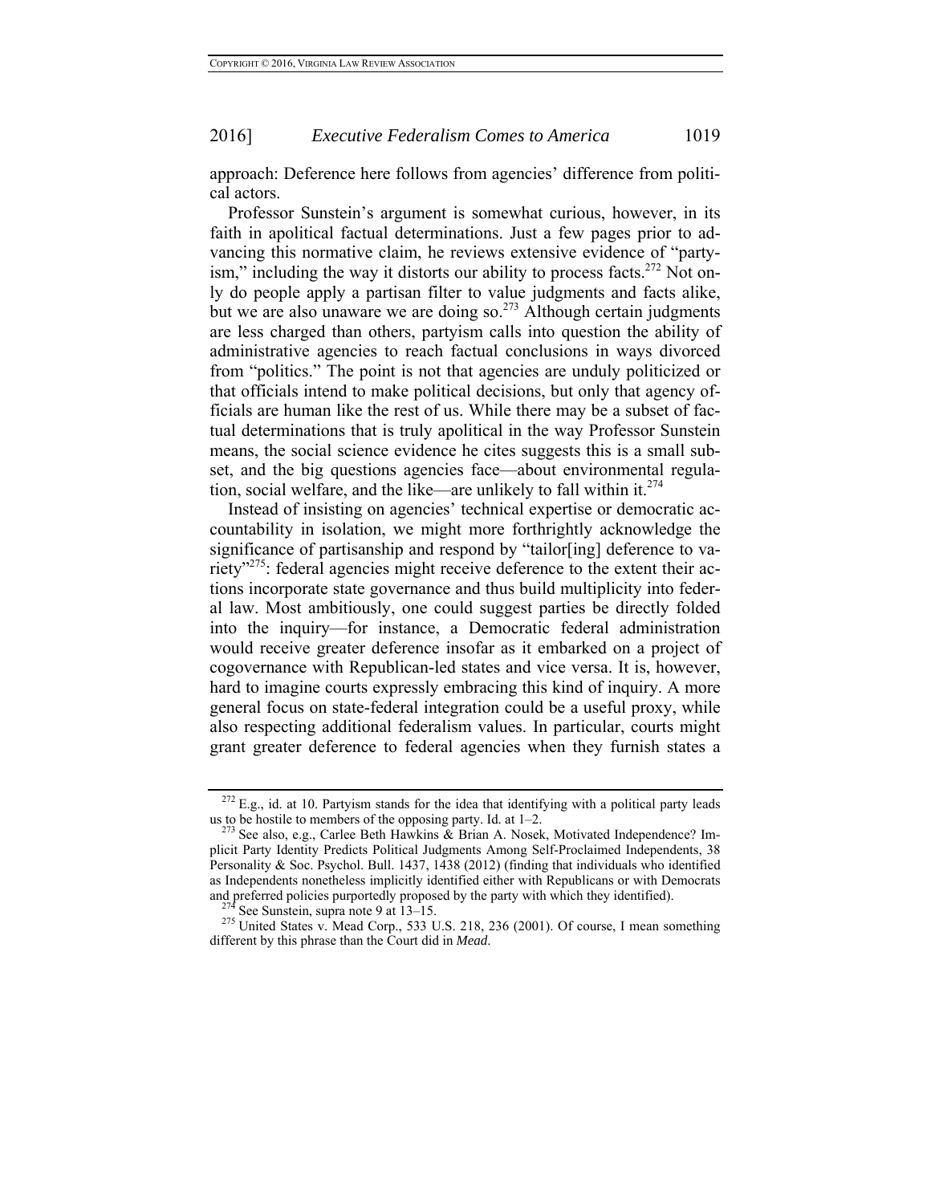approach: Deference here follows from agencies' difference from political actors.

Professor Sunstein's argument is somewhat curious, however, in its faith in apolitical factual determinations. Just a few pages prior to advancing this normative claim, he reviews extensive evidence of "partyism," including the way it distorts our ability to process facts.[272] Not only do people apply a partisan filter to value judgments and facts alike, but we are also unaware we are doing so.[273] Although certain judgments are less charged than others, partyism calls into question the ability of administrative agencies to reach factual conclusions in ways divorced from "politics." The point is not that agencies are unduly politicized or that officials intend to make political decisions, but only that agency officials are human like the rest of us. While there may be a subset of factual determinations that is truly apolitical in the way Professor Sunstein means, the social science evidence he cites suggests this is a small subset, and the big questions agencies face—about environmental regulation, social welfare, and the like—are unlikely to fall within it.[274]

Instead of insisting on agencies' technical expertise or democratic accountability in isolation, we might more forthrightly acknowledge the significance of partisanship and respond by "tailor[ing] deference to variety"[275]: federal agencies might receive deference to the extent their actions incorporate state governance and thus build multiplicity into federal law. Most ambitiously, one could suggest parties be directly folded into the inquiry—for instance, a Democratic federal administration would receive greater deference insofar as it embarked on a project of cogovernance with Republican-led states and vice versa. It is, however, hard to imagine courts expressly embracing this kind of inquiry. A more general focus on state-federal integration could be a useful proxy, while also respecting additional federalism values. In particular, courts might grant greater deference to federal agencies when they furnish states a

---

[272] E.g., id. at 10. Partyism stands for the idea that identifying with a political party leads us to be hostile to members of the opposing party. Id. at 1–2.

[273] See also, e.g., Carlee Beth Hawkins & Brian A. Nosek, Motivated Independence? Implicit Party Identity Predicts Political Judgments Among Self-Proclaimed Independents, 38 Personality & Soc. Psychol. Bull. 1437, 1438 (2012) (finding that individuals who identified as Independents nonetheless implicitly identified either with Republicans or with Democrats and preferred policies purportedly proposed by the party with which they identified).

[274] See Sunstein, supra note 9 at 13–15.

[275] United States v. Mead Corp., 533 U.S. 218, 236 (2001). Of course, I mean something different by this phrase than the Court did in *Mead*.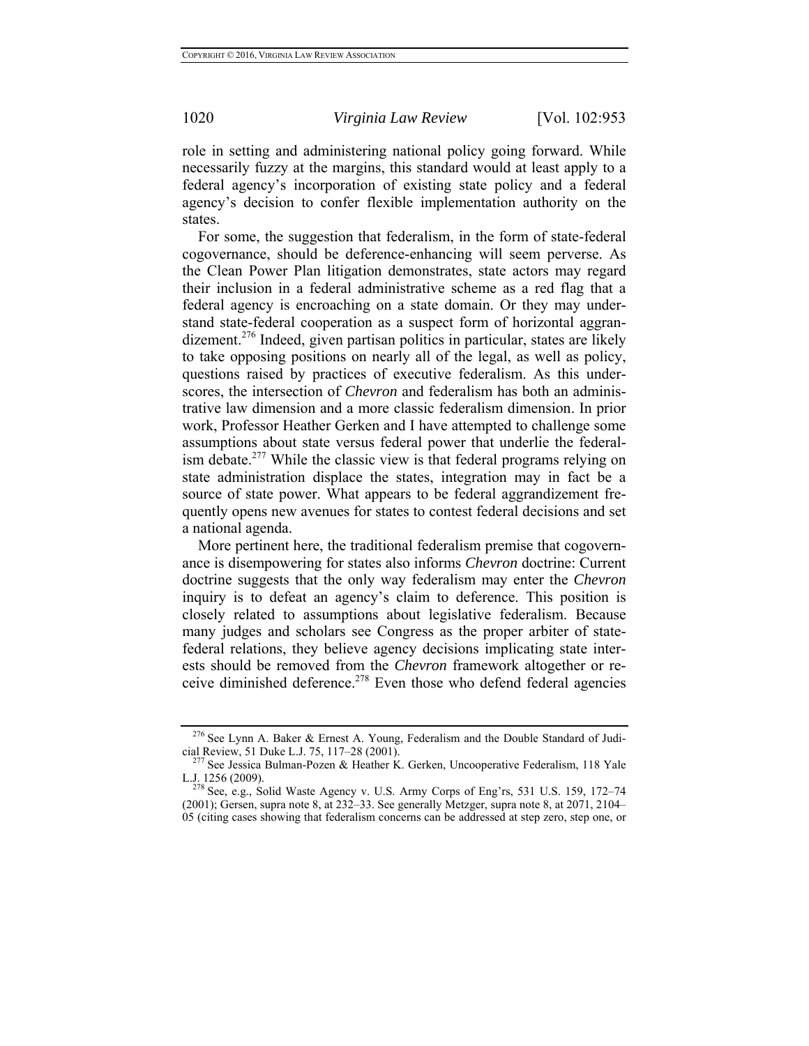role in setting and administering national policy going forward. While necessarily fuzzy at the margins, this standard would at least apply to a federal agency's incorporation of existing state policy and a federal agency's decision to confer flexible implementation authority on the states.

For some, the suggestion that federalism, in the form of state-federal cogovernance, should be deference-enhancing will seem perverse. As the Clean Power Plan litigation demonstrates, state actors may regard their inclusion in a federal administrative scheme as a red flag that a federal agency is encroaching on a state domain. Or they may understand state-federal cooperation as a suspect form of horizontal aggrandizement.[276] Indeed, given partisan politics in particular, states are likely to take opposing positions on nearly all of the legal, as well as policy, questions raised by practices of executive federalism. As this underscores, the intersection of *Chevron* and federalism has both an administrative law dimension and a more classic federalism dimension. In prior work, Professor Heather Gerken and I have attempted to challenge some assumptions about state versus federal power that underlie the federalism debate.[277] While the classic view is that federal programs relying on state administration displace the states, integration may in fact be a source of state power. What appears to be federal aggrandizement frequently opens new avenues for states to contest federal decisions and set a national agenda.

More pertinent here, the traditional federalism premise that cogovernance is disempowering for states also informs *Chevron* doctrine: Current doctrine suggests that the only way federalism may enter the *Chevron* inquiry is to defeat an agency's claim to deference. This position is closely related to assumptions about legislative federalism. Because many judges and scholars see Congress as the proper arbiter of state-federal relations, they believe agency decisions implicating state interests should be removed from the *Chevron* framework altogether or receive diminished deference.[278] Even those who defend federal agencies

---

[276] See Lynn A. Baker & Ernest A. Young, Federalism and the Double Standard of Judicial Review, 51 Duke L.J. 75, 117–28 (2001).

[277] See Jessica Bulman-Pozen & Heather K. Gerken, Uncooperative Federalism, 118 Yale L.J. 1256 (2009).

[278] See, e.g., Solid Waste Agency v. U.S. Army Corps of Eng'rs, 531 U.S. 159, 172–74 (2001); Gersen, supra note 8, at 232–33. See generally Metzger, supra note 8, at 2071, 2104–05 (citing cases showing that federalism concerns can be addressed at step zero, step one, or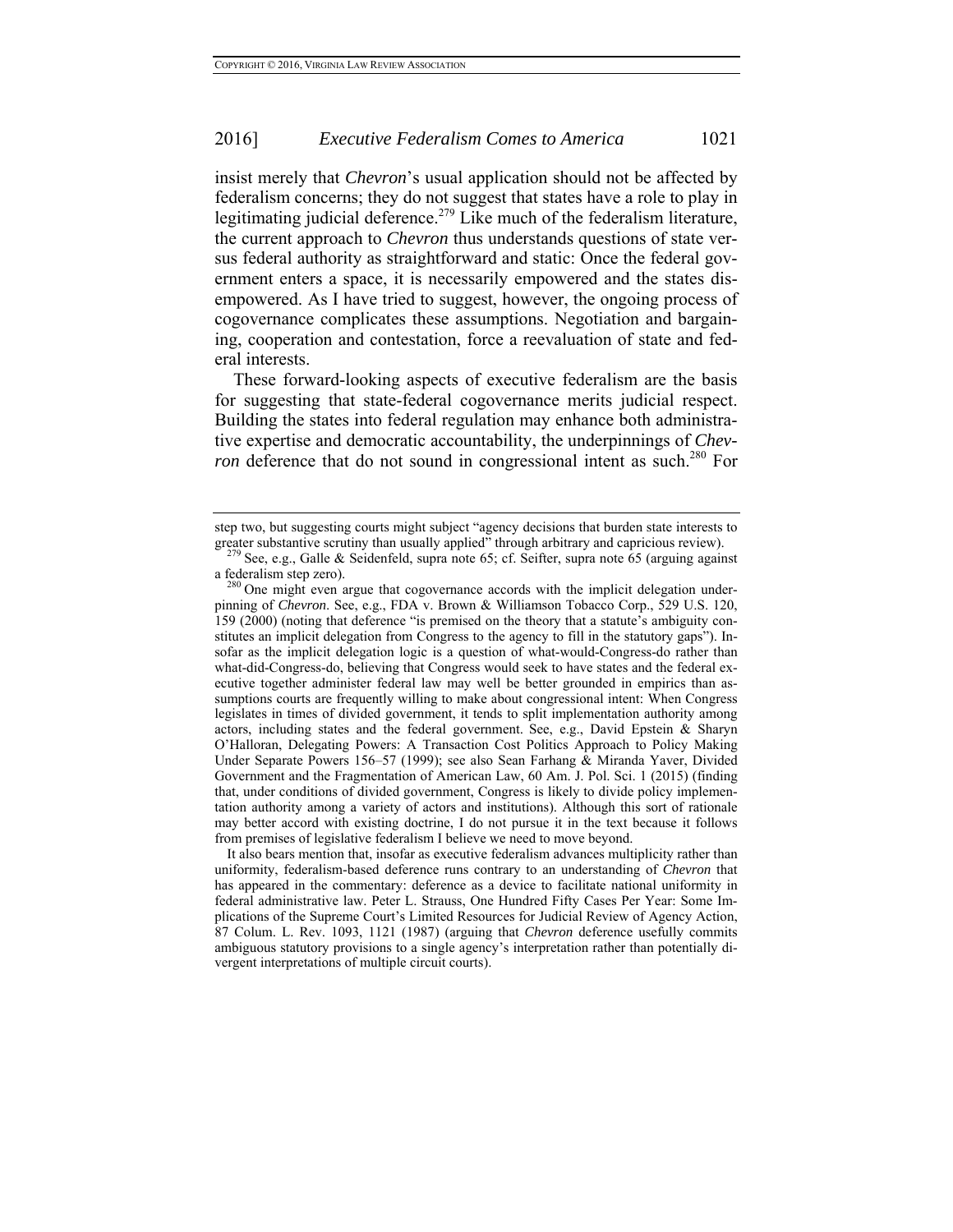insist merely that *Chevron*'s usual application should not be affected by federalism concerns; they do not suggest that states have a role to play in legitimating judicial deference.[279] Like much of the federalism literature, the current approach to *Chevron* thus understands questions of state versus federal authority as straightforward and static: Once the federal government enters a space, it is necessarily empowered and the states disempowered. As I have tried to suggest, however, the ongoing process of cogovernance complicates these assumptions. Negotiation and bargaining, cooperation and contestation, force a reevaluation of state and federal interests.

These forward-looking aspects of executive federalism are the basis for suggesting that state-federal cogovernance merits judicial respect. Building the states into federal regulation may enhance both administrative expertise and democratic accountability, the underpinnings of *Chevron* deference that do not sound in congressional intent as such.[280] For

---

step two, but suggesting courts might subject "agency decisions that burden state interests to greater substantive scrutiny than usually applied" through arbitrary and capricious review).

[279] See, e.g., Galle & Seidenfeld, supra note 65; cf. Seifter, supra note 65 (arguing against a federalism step zero).

[280] One might even argue that cogovernance accords with the implicit delegation underpinning of *Chevron*. See, e.g., FDA v. Brown & Williamson Tobacco Corp., 529 U.S. 120, 159 (2000) (noting that deference "is premised on the theory that a statute's ambiguity constitutes an implicit delegation from Congress to the agency to fill in the statutory gaps"). Insofar as the implicit delegation logic is a question of what-would-Congress-do rather than what-did-Congress-do, believing that Congress would seek to have states and the federal executive together administer federal law may well be better grounded in empirics than assumptions courts are frequently willing to make about congressional intent: When Congress legislates in times of divided government, it tends to split implementation authority among actors, including states and the federal government. See, e.g., David Epstein & Sharyn O'Halloran, Delegating Powers: A Transaction Cost Politics Approach to Policy Making Under Separate Powers 156–57 (1999); see also Sean Farhang & Miranda Yaver, Divided Government and the Fragmentation of American Law, 60 Am. J. Pol. Sci. 1 (2015) (finding that, under conditions of divided government, Congress is likely to divide policy implementation authority among a variety of actors and institutions). Although this sort of rationale may better accord with existing doctrine, I do not pursue it in the text because it follows from premises of legislative federalism I believe we need to move beyond.

It also bears mention that, insofar as executive federalism advances multiplicity rather than uniformity, federalism-based deference runs contrary to an understanding of *Chevron* that has appeared in the commentary: deference as a device to facilitate national uniformity in federal administrative law. Peter L. Strauss, One Hundred Fifty Cases Per Year: Some Implications of the Supreme Court's Limited Resources for Judicial Review of Agency Action, 87 Colum. L. Rev. 1093, 1121 (1987) (arguing that *Chevron* deference usefully commits ambiguous statutory provisions to a single agency's interpretation rather than potentially divergent interpretations of multiple circuit courts).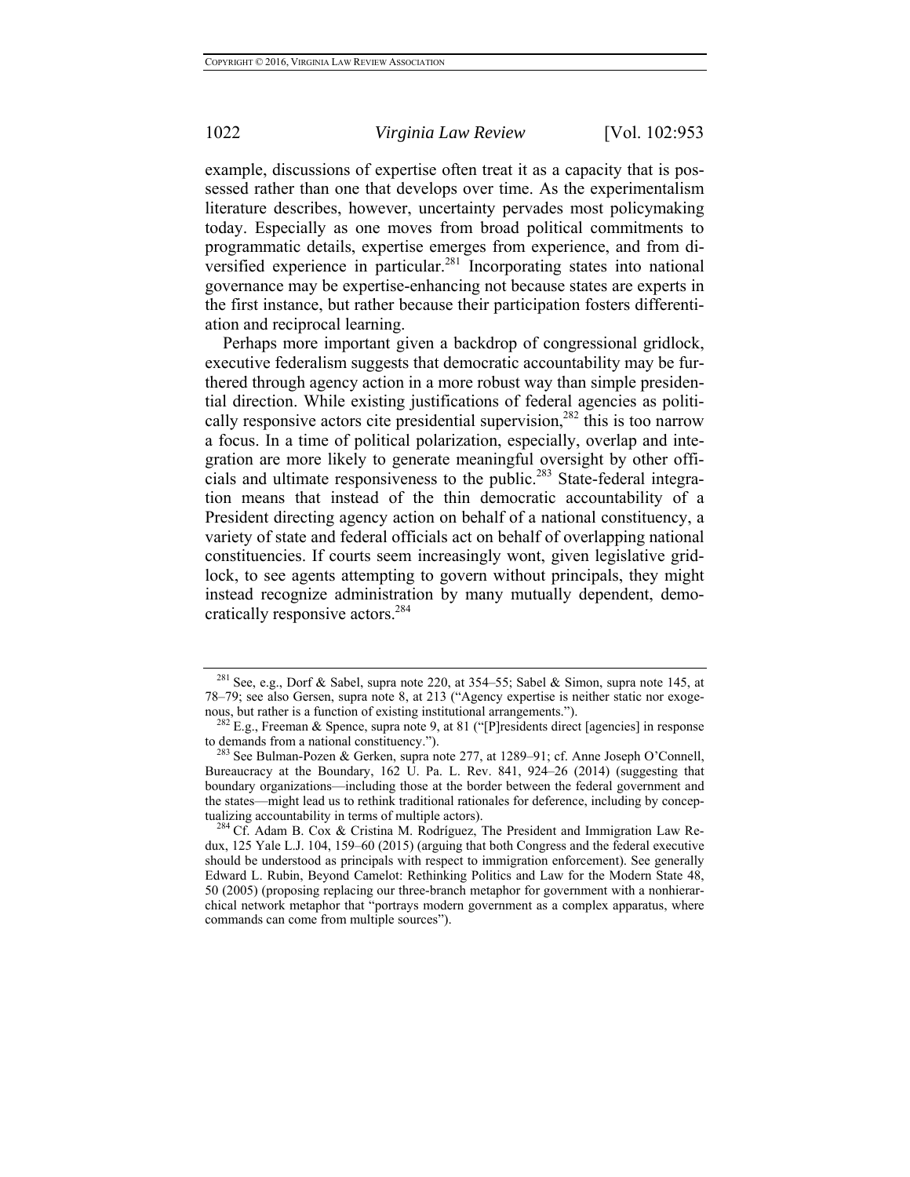example, discussions of expertise often treat it as a capacity that is possessed rather than one that develops over time. As the experimentalism literature describes, however, uncertainty pervades most policymaking today. Especially as one moves from broad political commitments to programmatic details, expertise emerges from experience, and from diversified experience in particular.[281] Incorporating states into national governance may be expertise-enhancing not because states are experts in the first instance, but rather because their participation fosters differentiation and reciprocal learning.

Perhaps more important given a backdrop of congressional gridlock, executive federalism suggests that democratic accountability may be furthered through agency action in a more robust way than simple presidential direction. While existing justifications of federal agencies as politically responsive actors cite presidential supervision,[282] this is too narrow a focus. In a time of political polarization, especially, overlap and integration are more likely to generate meaningful oversight by other officials and ultimate responsiveness to the public.[283] State-federal integration means that instead of the thin democratic accountability of a President directing agency action on behalf of a national constituency, a variety of state and federal officials act on behalf of overlapping national constituencies. If courts seem increasingly wont, given legislative gridlock, to see agents attempting to govern without principals, they might instead recognize administration by many mutually dependent, democratically responsive actors.[284]

---

[281] See, e.g., Dorf & Sabel, supra note 220, at 354–55; Sabel & Simon, supra note 145, at 78–79; see also Gersen, supra note 8, at 213 ("Agency expertise is neither static nor exogenous, but rather is a function of existing institutional arrangements.").

[282] E.g., Freeman & Spence, supra note 9, at 81 ("[P]residents direct [agencies] in response to demands from a national constituency.").

[283] See Bulman-Pozen & Gerken, supra note 277, at 1289–91; cf. Anne Joseph O'Connell, Bureaucracy at the Boundary, 162 U. Pa. L. Rev. 841, 924–26 (2014) (suggesting that boundary organizations—including those at the border between the federal government and the states—might lead us to rethink traditional rationales for deference, including by conceptualizing accountability in terms of multiple actors).

[284] Cf. Adam B. Cox & Cristina M. Rodríguez, The President and Immigration Law Redux, 125 Yale L.J. 104, 159–60 (2015) (arguing that both Congress and the federal executive should be understood as principals with respect to immigration enforcement). See generally Edward L. Rubin, Beyond Camelot: Rethinking Politics and Law for the Modern State 48, 50 (2005) (proposing replacing our three-branch metaphor for government with a nonhierarchical network metaphor that "portrays modern government as a complex apparatus, where commands can come from multiple sources").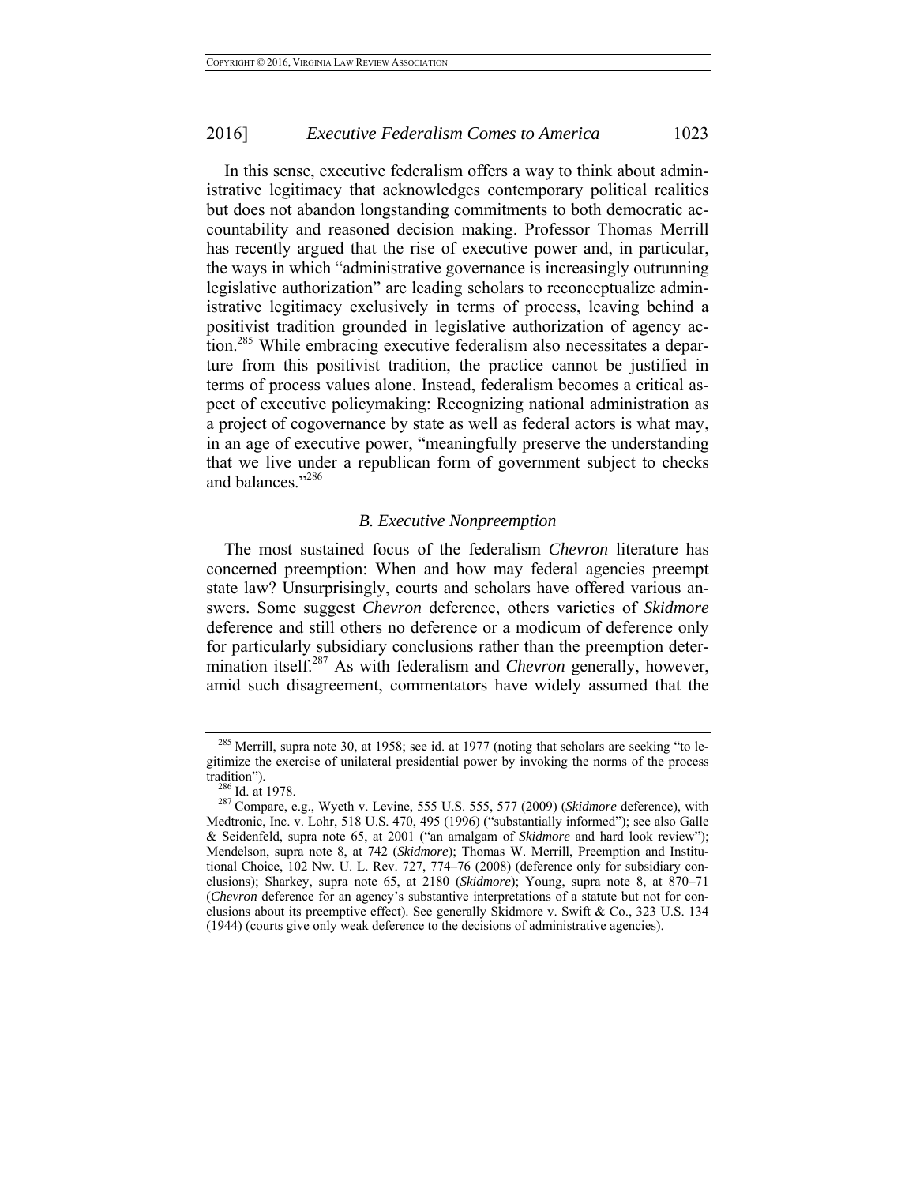In this sense, executive federalism offers a way to think about administrative legitimacy that acknowledges contemporary political realities but does not abandon longstanding commitments to both democratic accountability and reasoned decision making. Professor Thomas Merrill has recently argued that the rise of executive power and, in particular, the ways in which "administrative governance is increasingly outrunning legislative authorization" are leading scholars to reconceptualize administrative legitimacy exclusively in terms of process, leaving behind a positivist tradition grounded in legislative authorization of agency action.[285] While embracing executive federalism also necessitates a departure from this positivist tradition, the practice cannot be justified in terms of process values alone. Instead, federalism becomes a critical aspect of executive policymaking: Recognizing national administration as a project of cogovernance by state as well as federal actors is what may, in an age of executive power, "meaningfully preserve the understanding that we live under a republican form of government subject to checks and balances."[286]

### *B. Executive Nonpreemption*

The most sustained focus of the federalism *Chevron* literature has concerned preemption: When and how may federal agencies preempt state law? Unsurprisingly, courts and scholars have offered various answers. Some suggest *Chevron* deference, others varieties of *Skidmore* deference and still others no deference or a modicum of deference only for particularly subsidiary conclusions rather than the preemption determination itself.[287] As with federalism and *Chevron* generally, however, amid such disagreement, commentators have widely assumed that the

---

[285] Merrill, supra note 30, at 1958; see id. at 1977 (noting that scholars are seeking "to legitimize the exercise of unilateral presidential power by invoking the norms of the process tradition").

[286] Id. at 1978.

[287] Compare, e.g., Wyeth v. Levine, 555 U.S. 555, 577 (2009) (*Skidmore* deference), with Medtronic, Inc. v. Lohr, 518 U.S. 470, 495 (1996) ("substantially informed"); see also Galle & Seidenfeld, supra note 65, at 2001 ("an amalgam of *Skidmore* and hard look review"); Mendelson, supra note 8, at 742 (*Skidmore*); Thomas W. Merrill, Preemption and Institutional Choice, 102 Nw. U. L. Rev. 727, 774–76 (2008) (deference only for subsidiary conclusions); Sharkey, supra note 65, at 2180 (*Skidmore*); Young, supra note 8, at 870–71 (*Chevron* deference for an agency's substantive interpretations of a statute but not for conclusions about its preemptive effect). See generally Skidmore v. Swift & Co., 323 U.S. 134 (1944) (courts give only weak deference to the decisions of administrative agencies).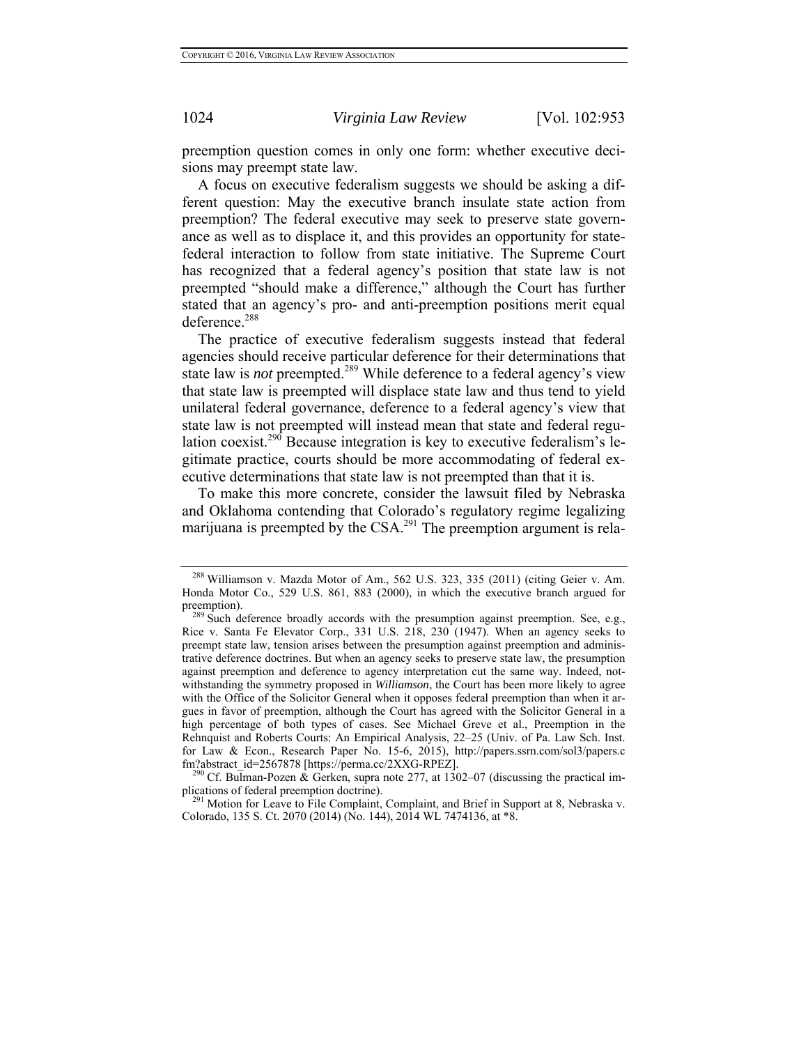preemption question comes in only one form: whether executive decisions may preempt state law.

A focus on executive federalism suggests we should be asking a different question: May the executive branch insulate state action from preemption? The federal executive may seek to preserve state governance as well as to displace it, and this provides an opportunity for state-federal interaction to follow from state initiative. The Supreme Court has recognized that a federal agency's position that state law is not preempted "should make a difference," although the Court has further stated that an agency's pro- and anti-preemption positions merit equal deference.[288]

The practice of executive federalism suggests instead that federal agencies should receive particular deference for their determinations that state law is *not* preempted.[289] While deference to a federal agency's view that state law is preempted will displace state law and thus tend to yield unilateral federal governance, deference to a federal agency's view that state law is not preempted will instead mean that state and federal regulation coexist.[290] Because integration is key to executive federalism's legitimate practice, courts should be more accommodating of federal executive determinations that state law is not preempted than that it is.

To make this more concrete, consider the lawsuit filed by Nebraska and Oklahoma contending that Colorado's regulatory regime legalizing marijuana is preempted by the CSA.[291] The preemption argument is rela-

---

[288] Williamson v. Mazda Motor of Am., 562 U.S. 323, 335 (2011) (citing Geier v. Am. Honda Motor Co., 529 U.S. 861, 883 (2000), in which the executive branch argued for preemption).

[289] Such deference broadly accords with the presumption against preemption. See, e.g., Rice v. Santa Fe Elevator Corp., 331 U.S. 218, 230 (1947). When an agency seeks to preempt state law, tension arises between the presumption against preemption and administrative deference doctrines. But when an agency seeks to preserve state law, the presumption against preemption and deference to agency interpretation cut the same way. Indeed, notwithstanding the symmetry proposed in *Williamson*, the Court has been more likely to agree with the Office of the Solicitor General when it opposes federal preemption than when it argues in favor of preemption, although the Court has agreed with the Solicitor General in a high percentage of both types of cases. See Michael Greve et al., Preemption in the Rehnquist and Roberts Courts: An Empirical Analysis, 22–25 (Univ. of Pa. Law Sch. Inst. for Law & Econ., Research Paper No. 15-6, 2015), http://papers.ssrn.com/sol3/papers.cfm?abstract_id=2567878 [https://perma.cc/2XXG-RPEZ].

[290] Cf. Bulman-Pozen & Gerken, supra note 277, at 1302–07 (discussing the practical implications of federal preemption doctrine).

[291] Motion for Leave to File Complaint, Complaint, and Brief in Support at 8, Nebraska v. Colorado, 135 S. Ct. 2070 (2014) (No. 144), 2014 WL 7474136, at *8.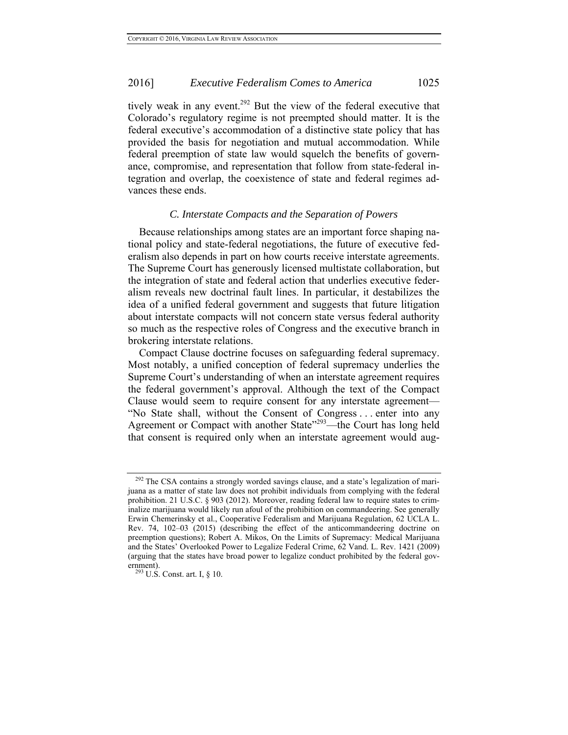tively weak in any event.[292] But the view of the federal executive that Colorado's regulatory regime is not preempted should matter. It is the federal executive's accommodation of a distinctive state policy that has provided the basis for negotiation and mutual accommodation. While federal preemption of state law would squelch the benefits of governance, compromise, and representation that follow from state-federal integration and overlap, the coexistence of state and federal regimes advances these ends.

### *C. Interstate Compacts and the Separation of Powers*

Because relationships among states are an important force shaping national policy and state-federal negotiations, the future of executive federalism also depends in part on how courts receive interstate agreements. The Supreme Court has generously licensed multistate collaboration, but the integration of state and federal action that underlies executive federalism reveals new doctrinal fault lines. In particular, it destabilizes the idea of a unified federal government and suggests that future litigation about interstate compacts will not concern state versus federal authority so much as the respective roles of Congress and the executive branch in brokering interstate relations.

Compact Clause doctrine focuses on safeguarding federal supremacy. Most notably, a unified conception of federal supremacy underlies the Supreme Court's understanding of when an interstate agreement requires the federal government's approval. Although the text of the Compact Clause would seem to require consent for any interstate agreement—"No State shall, without the Consent of Congress . . . enter into any Agreement or Compact with another State"[293]—the Court has long held that consent is required only when an interstate agreement would aug-

---

[292] The CSA contains a strongly worded savings clause, and a state's legalization of marijuana as a matter of state law does not prohibit individuals from complying with the federal prohibition. 21 U.S.C. § 903 (2012). Moreover, reading federal law to require states to criminalize marijuana would likely run afoul of the prohibition on commandeering. See generally Erwin Chemerinsky et al., Cooperative Federalism and Marijuana Regulation, 62 UCLA L. Rev. 74, 102–03 (2015) (describing the effect of the anticommandeering doctrine on preemption questions); Robert A. Mikos, On the Limits of Supremacy: Medical Marijuana and the States' Overlooked Power to Legalize Federal Crime, 62 Vand. L. Rev. 1421 (2009) (arguing that the states have broad power to legalize conduct prohibited by the federal government).

[293] U.S. Const. art. I, § 10.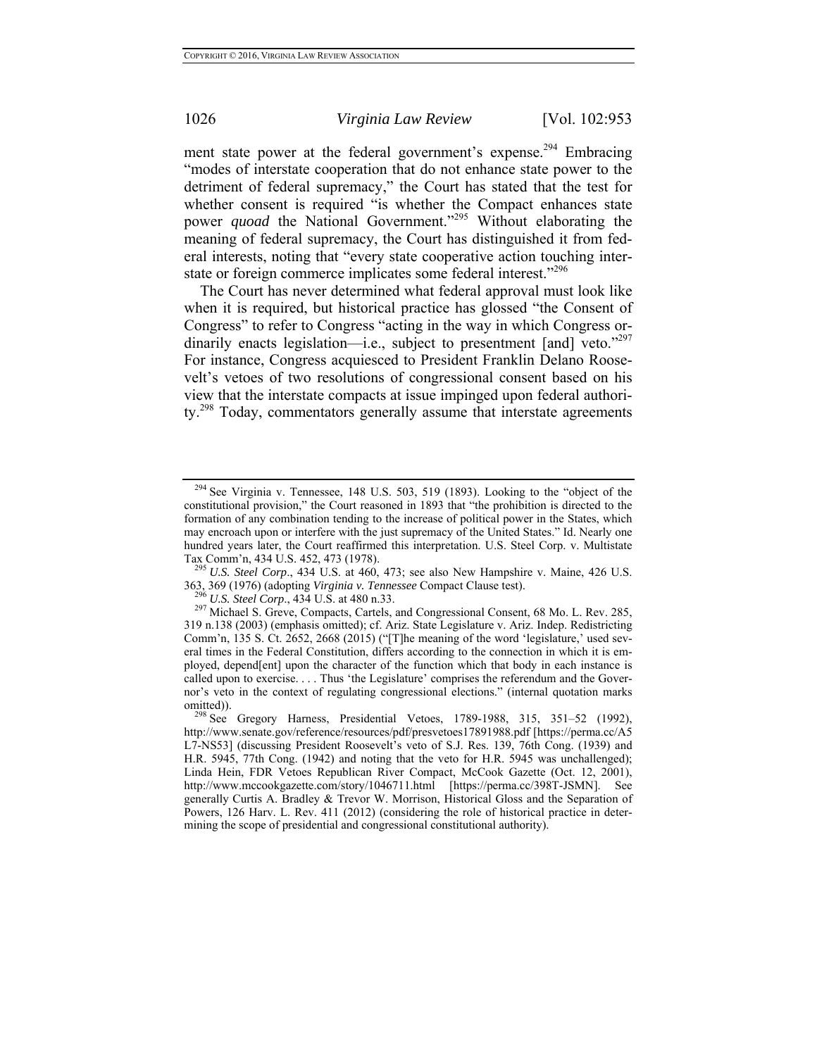ment state power at the federal government's expense.[294] Embracing "modes of interstate cooperation that do not enhance state power to the detriment of federal supremacy," the Court has stated that the test for whether consent is required "is whether the Compact enhances state power *quoad* the National Government."[295] Without elaborating the meaning of federal supremacy, the Court has distinguished it from federal interests, noting that "every state cooperative action touching interstate or foreign commerce implicates some federal interest."[296]

The Court has never determined what federal approval must look like when it is required, but historical practice has glossed "the Consent of Congress" to refer to Congress "acting in the way in which Congress ordinarily enacts legislation—i.e., subject to presentment [and] veto."[297] For instance, Congress acquiesced to President Franklin Delano Roosevelt's vetoes of two resolutions of congressional consent based on his view that the interstate compacts at issue impinged upon federal authority.[298] Today, commentators generally assume that interstate agreements

---

[294] See Virginia v. Tennessee, 148 U.S. 503, 519 (1893). Looking to the "object of the constitutional provision," the Court reasoned in 1893 that "the prohibition is directed to the formation of any combination tending to the increase of political power in the States, which may encroach upon or interfere with the just supremacy of the United States." Id. Nearly one hundred years later, the Court reaffirmed this interpretation. U.S. Steel Corp. v. Multistate Tax Comm'n, 434 U.S. 452, 473 (1978).

[295] *U.S. Steel Corp.*, 434 U.S. at 460, 473; see also New Hampshire v. Maine, 426 U.S. 363, 369 (1976) (adopting *Virginia v. Tennessee* Compact Clause test).

[296] *U.S. Steel Corp.*, 434 U.S. at 480 n.33.

[297] Michael S. Greve, Compacts, Cartels, and Congressional Consent, 68 Mo. L. Rev. 285, 319 n.138 (2003) (emphasis omitted); cf. Ariz. State Legislature v. Ariz. Indep. Redistricting Comm'n, 135 S. Ct. 2652, 2668 (2015) ("[T]he meaning of the word 'legislature,' used several times in the Federal Constitution, differs according to the connection in which it is employed, depend[ent] upon the character of the function which that body in each instance is called upon to exercise. . . . Thus 'the Legislature' comprises the referendum and the Governor's veto in the context of regulating congressional elections." (internal quotation marks omitted)).

[298] See Gregory Harness, Presidential Vetoes, 1789-1988, 315, 351–52 (1992), http://www.senate.gov/reference/resources/pdf/presvetoes17891988.pdf [https://perma.cc/A5L7-NS53] (discussing President Roosevelt's veto of S.J. Res. 139, 76th Cong. (1939) and H.R. 5945, 77th Cong. (1942) and noting that the veto for H.R. 5945 was unchallenged); Linda Hein, FDR Vetoes Republican River Compact, McCook Gazette (Oct. 12, 2001), http://www.mccookgazette.com/story/1046711.html [https://perma.cc/398T-JSMN]. See generally Curtis A. Bradley & Trevor W. Morrison, Historical Gloss and the Separation of Powers, 126 Harv. L. Rev. 411 (2012) (considering the role of historical practice in determining the scope of presidential and congressional constitutional authority).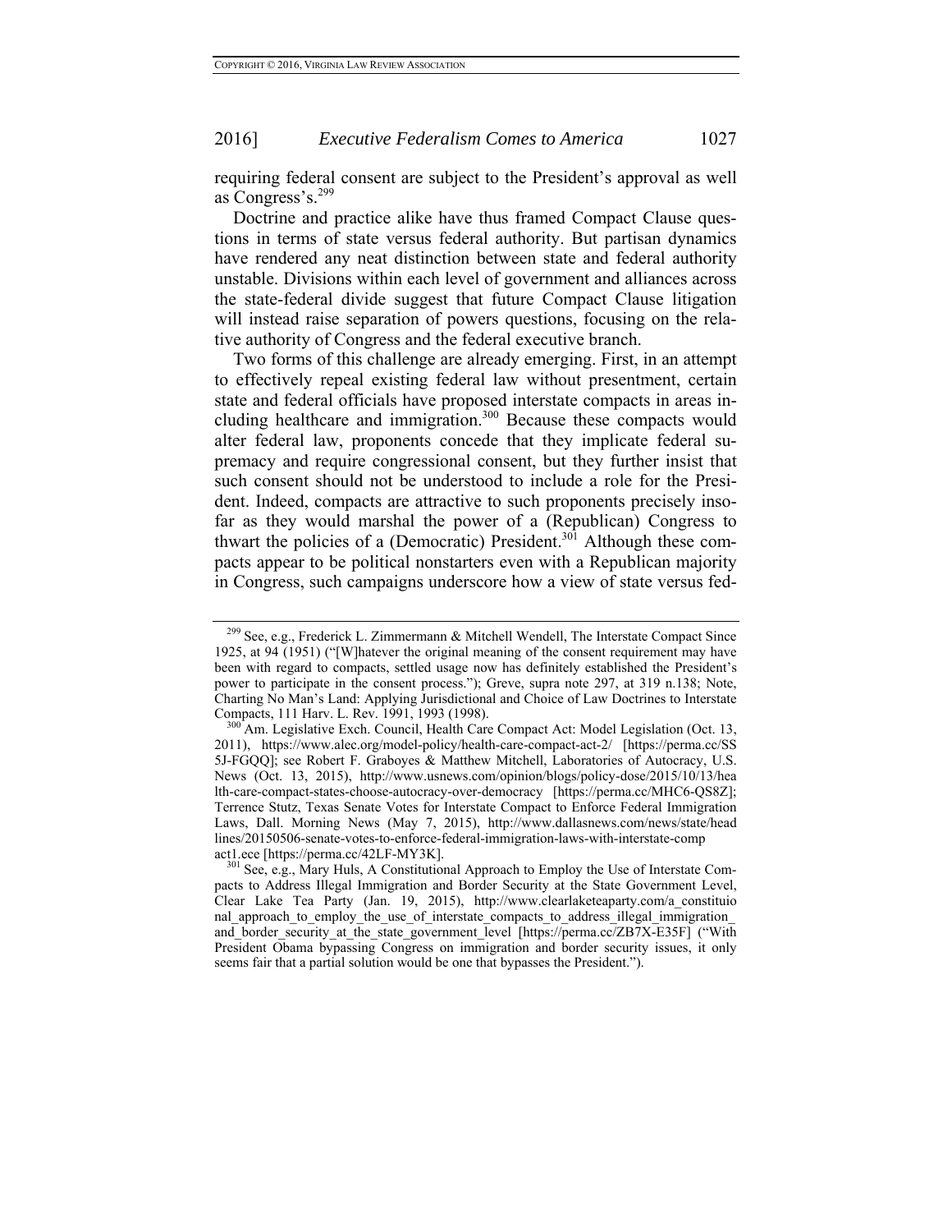requiring federal consent are subject to the President's approval as well as Congress's.[299]

Doctrine and practice alike have thus framed Compact Clause questions in terms of state versus federal authority. But partisan dynamics have rendered any neat distinction between state and federal authority unstable. Divisions within each level of government and alliances across the state-federal divide suggest that future Compact Clause litigation will instead raise separation of powers questions, focusing on the relative authority of Congress and the federal executive branch.

Two forms of this challenge are already emerging. First, in an attempt to effectively repeal existing federal law without presentment, certain state and federal officials have proposed interstate compacts in areas including healthcare and immigration.[300] Because these compacts would alter federal law, proponents concede that they implicate federal supremacy and require congressional consent, but they further insist that such consent should not be understood to include a role for the President. Indeed, compacts are attractive to such proponents precisely insofar as they would marshal the power of a (Republican) Congress to thwart the policies of a (Democratic) President.[301] Although these compacts appear to be political nonstarters even with a Republican majority in Congress, such campaigns underscore how a view of state versus fed-

---

[299] See, e.g., Frederick L. Zimmermann & Mitchell Wendell, The Interstate Compact Since 1925, at 94 (1951) ("[W]hatever the original meaning of the consent requirement may have been with regard to compacts, settled usage now has definitely established the President's power to participate in the consent process."); Greve, supra note 297, at 319 n.138; Note, Charting No Man's Land: Applying Jurisdictional and Choice of Law Doctrines to Interstate Compacts, 111 Harv. L. Rev. 1991, 1993 (1998).

[300] Am. Legislative Exch. Council, Health Care Compact Act: Model Legislation (Oct. 13, 2011), https://www.alec.org/model-policy/health-care-compact-act-2/ [https://perma.cc/SS5J-FGQQ]; see Robert F. Graboyes & Matthew Mitchell, Laboratories of Autocracy, U.S. News (Oct. 13, 2015), http://www.usnews.com/opinion/blogs/policy-dose/2015/10/13/health-care-compact-states-choose-autocracy-over-democracy [https://perma.cc/MHC6-QS8Z]; Terrence Stutz, Texas Senate Votes for Interstate Compact to Enforce Federal Immigration Laws, Dall. Morning News (May 7, 2015), http://www.dallasnews.com/news/state/headlines/20150506-senate-votes-to-enforce-federal-immigration-laws-with-interstate-compact1.ece [https://perma.cc/42LF-MY3K].

[301] See, e.g., Mary Huls, A Constitutional Approach to Employ the Use of Interstate Compacts to Address Illegal Immigration and Border Security at the State Government Level, Clear Lake Tea Party (Jan. 19, 2015), http://www.clearlaketeaparty.com/a_constituional_approach_to_employ_the_use_of_interstate_compacts_to_address_illegal_immigration_and_border_security_at_the_state_government_level [https://perma.cc/ZB7X-E35F] ("With President Obama bypassing Congress on immigration and border security issues, it only seems fair that a partial solution would be one that bypasses the President.").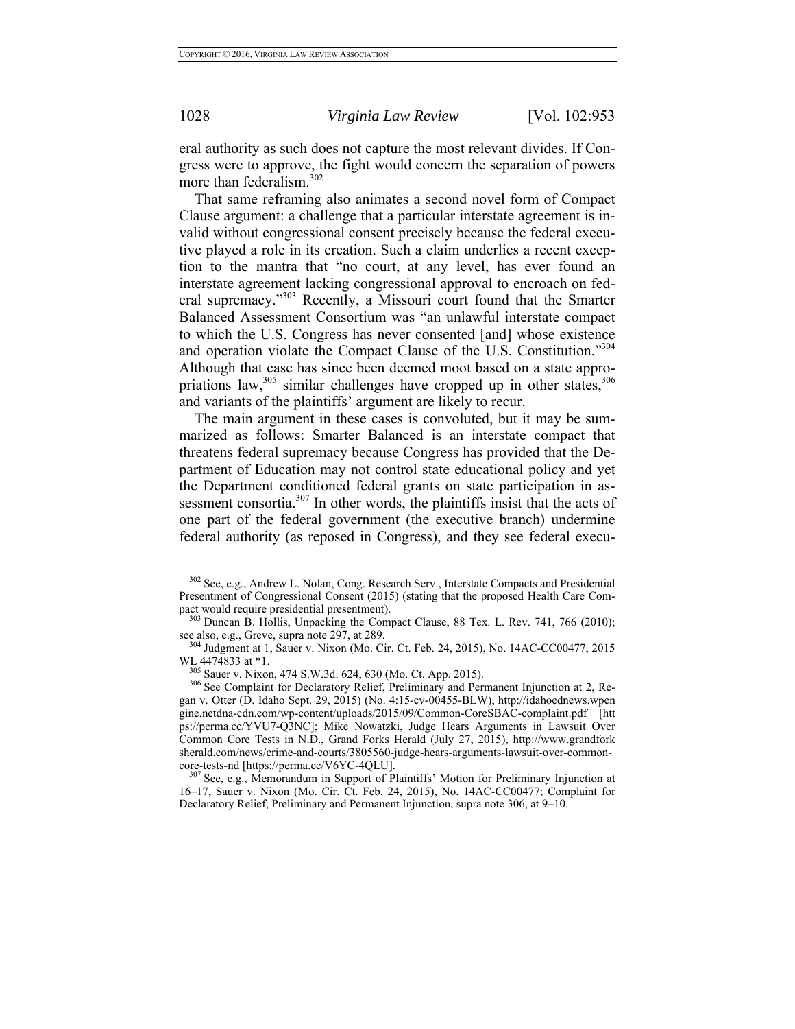eral authority as such does not capture the most relevant divides. If Congress were to approve, the fight would concern the separation of powers more than federalism.[302]

That same reframing also animates a second novel form of Compact Clause argument: a challenge that a particular interstate agreement is invalid without congressional consent precisely because the federal executive played a role in its creation. Such a claim underlies a recent exception to the mantra that "no court, at any level, has ever found an interstate agreement lacking congressional approval to encroach on federal supremacy."[303] Recently, a Missouri court found that the Smarter Balanced Assessment Consortium was "an unlawful interstate compact to which the U.S. Congress has never consented [and] whose existence and operation violate the Compact Clause of the U.S. Constitution."[304] Although that case has since been deemed moot based on a state appropriations law,[305] similar challenges have cropped up in other states,[306] and variants of the plaintiffs' argument are likely to recur.

The main argument in these cases is convoluted, but it may be summarized as follows: Smarter Balanced is an interstate compact that threatens federal supremacy because Congress has provided that the Department of Education may not control state educational policy and yet the Department conditioned federal grants on state participation in assessment consortia.[307] In other words, the plaintiffs insist that the acts of one part of the federal government (the executive branch) undermine federal authority (as reposed in Congress), and they see federal execu-

---

[302] See, e.g., Andrew L. Nolan, Cong. Research Serv., Interstate Compacts and Presidential Presentment of Congressional Consent (2015) (stating that the proposed Health Care Compact would require presidential presentment).

[303] Duncan B. Hollis, Unpacking the Compact Clause, 88 Tex. L. Rev. 741, 766 (2010); see also, e.g., Greve, supra note 297, at 289.

[304] Judgment at 1, Sauer v. Nixon (Mo. Cir. Ct. Feb. 24, 2015), No. 14AC-CC00477, 2015 WL 4474833 at *1.

[305] Sauer v. Nixon, 474 S.W.3d. 624, 630 (Mo. Ct. App. 2015).

[306] See Complaint for Declaratory Relief, Preliminary and Permanent Injunction at 2, Regan v. Otter (D. Idaho Sept. 29, 2015) (No. 4:15-cv-00455-BLW), http://idahoednews.wpengine.netdna-cdn.com/wp-content/uploads/2015/09/Common-CoreSBAC-complaint.pdf [https://perma.cc/YVU7-Q3NC]; Mike Nowatzki, Judge Hears Arguments in Lawsuit Over Common Core Tests in N.D., Grand Forks Herald (July 27, 2015), http://www.grandforksherald.com/news/crime-and-courts/3805560-judge-hears-arguments-lawsuit-over-common-core-tests-nd [https://perma.cc/V6YC-4QLU].

[307] See, e.g., Memorandum in Support of Plaintiffs' Motion for Preliminary Injunction at 16–17, Sauer v. Nixon (Mo. Cir. Ct. Feb. 24, 2015), No. 14AC-CC00477; Complaint for Declaratory Relief, Preliminary and Permanent Injunction, supra note 306, at 9–10.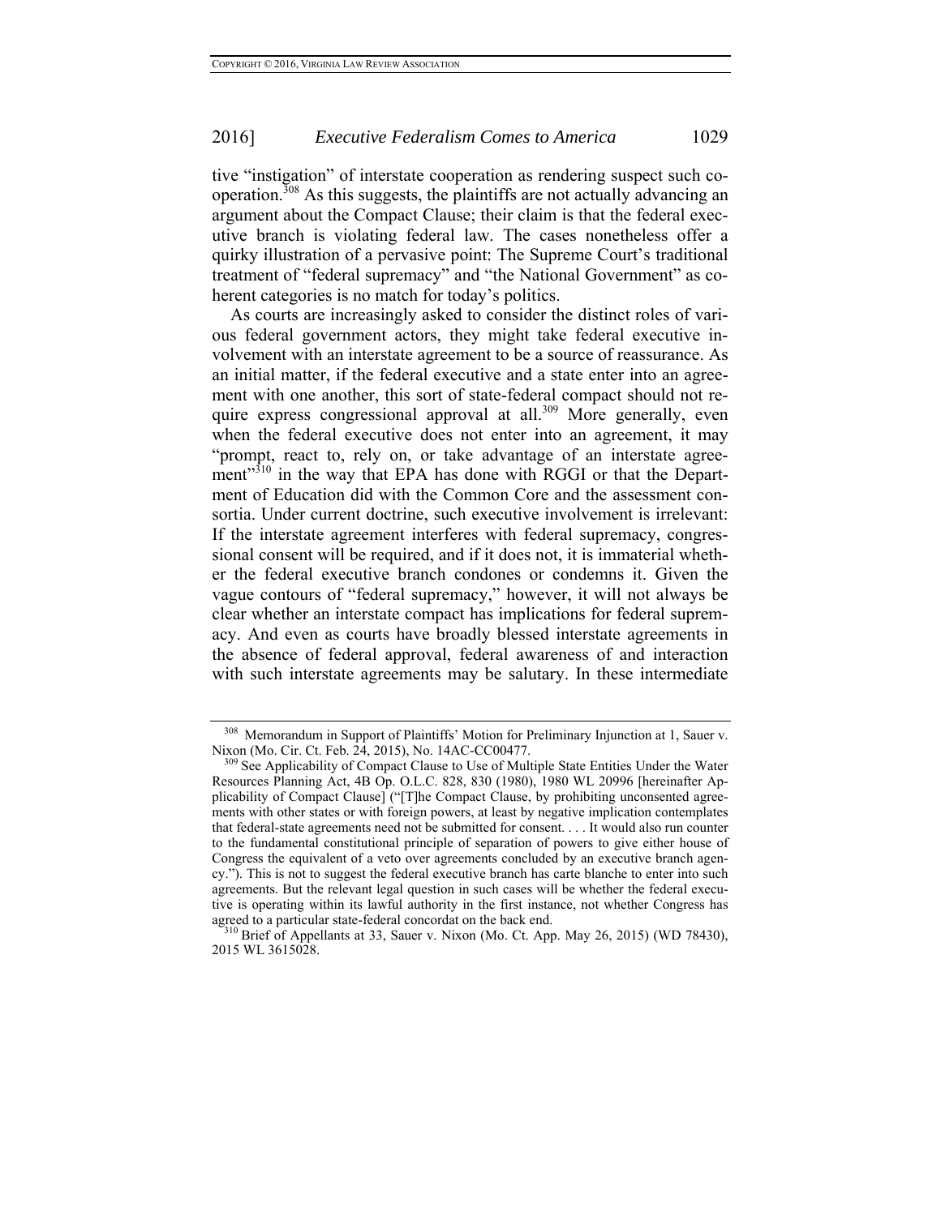tive "instigation" of interstate cooperation as rendering suspect such cooperation.[308] As this suggests, the plaintiffs are not actually advancing an argument about the Compact Clause; their claim is that the federal executive branch is violating federal law. The cases nonetheless offer a quirky illustration of a pervasive point: The Supreme Court's traditional treatment of "federal supremacy" and "the National Government" as coherent categories is no match for today's politics.

As courts are increasingly asked to consider the distinct roles of various federal government actors, they might take federal executive involvement with an interstate agreement to be a source of reassurance. As an initial matter, if the federal executive and a state enter into an agreement with one another, this sort of state-federal compact should not require express congressional approval at all.[309] More generally, even when the federal executive does not enter into an agreement, it may "prompt, react to, rely on, or take advantage of an interstate agreement"[310] in the way that EPA has done with RGGI or that the Department of Education did with the Common Core and the assessment consortia. Under current doctrine, such executive involvement is irrelevant: If the interstate agreement interferes with federal supremacy, congressional consent will be required, and if it does not, it is immaterial whether the federal executive branch condones or condemns it. Given the vague contours of "federal supremacy," however, it will not always be clear whether an interstate compact has implications for federal supremacy. And even as courts have broadly blessed interstate agreements in the absence of federal approval, federal awareness of and interaction with such interstate agreements may be salutary. In these intermediate

---

[308] Memorandum in Support of Plaintiffs' Motion for Preliminary Injunction at 1, Sauer v. Nixon (Mo. Cir. Ct. Feb. 24, 2015), No. 14AC-CC00477.

[309] See Applicability of Compact Clause to Use of Multiple State Entities Under the Water Resources Planning Act, 4B Op. O.L.C. 828, 830 (1980), 1980 WL 20996 [hereinafter Applicability of Compact Clause] ("[T]he Compact Clause, by prohibiting unconsented agreements with other states or with foreign powers, at least by negative implication contemplates that federal-state agreements need not be submitted for consent. . . . It would also run counter to the fundamental constitutional principle of separation of powers to give either house of Congress the equivalent of a veto over agreements concluded by an executive branch agency."). This is not to suggest the federal executive branch has carte blanche to enter into such agreements. But the relevant legal question in such cases will be whether the federal executive is operating within its lawful authority in the first instance, not whether Congress has agreed to a particular state-federal concordat on the back end.

[310] Brief of Appellants at 33, Sauer v. Nixon (Mo. Ct. App. May 26, 2015) (WD 78430), 2015 WL 3615028.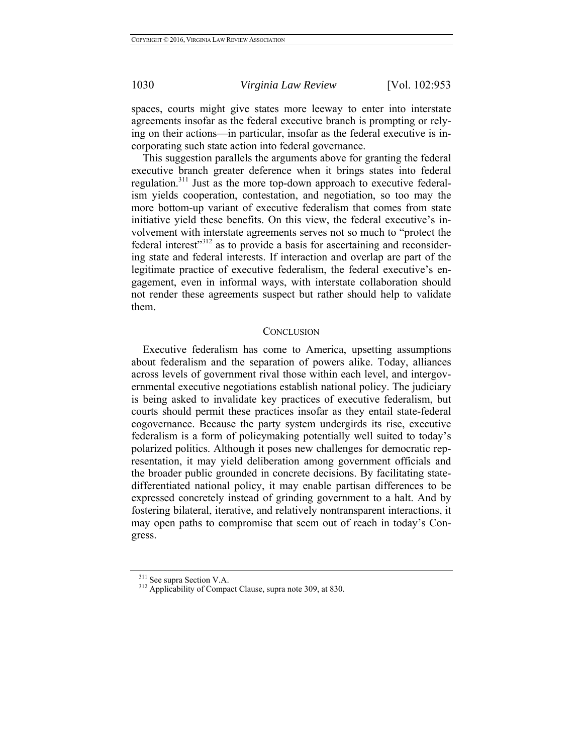spaces, courts might give states more leeway to enter into interstate agreements insofar as the federal executive branch is prompting or relying on their actions—in particular, insofar as the federal executive is incorporating such state action into federal governance.

This suggestion parallels the arguments above for granting the federal executive branch greater deference when it brings states into federal regulation.[311] Just as the more top-down approach to executive federalism yields cooperation, contestation, and negotiation, so too may the more bottom-up variant of executive federalism that comes from state initiative yield these benefits. On this view, the federal executive's involvement with interstate agreements serves not so much to "protect the federal interest"[312] as to provide a basis for ascertaining and reconsidering state and federal interests. If interaction and overlap are part of the legitimate practice of executive federalism, the federal executive's engagement, even in informal ways, with interstate collaboration should not render these agreements suspect but rather should help to validate them.

## CONCLUSION

Executive federalism has come to America, upsetting assumptions about federalism and the separation of powers alike. Today, alliances across levels of government rival those within each level, and intergovernmental executive negotiations establish national policy. The judiciary is being asked to invalidate key practices of executive federalism, but courts should permit these practices insofar as they entail state-federal cogovernance. Because the party system undergirds its rise, executive federalism is a form of policymaking potentially well suited to today's polarized politics. Although it poses new challenges for democratic representation, it may yield deliberation among government officials and the broader public grounded in concrete decisions. By facilitating state-differentiated national policy, it may enable partisan differences to be expressed concretely instead of grinding government to a halt. And by fostering bilateral, iterative, and relatively nontransparent interactions, it may open paths to compromise that seem out of reach in today's Congress.

[311] See supra Section V.A.

[312] Applicability of Compact Clause, supra note 309, at 830.